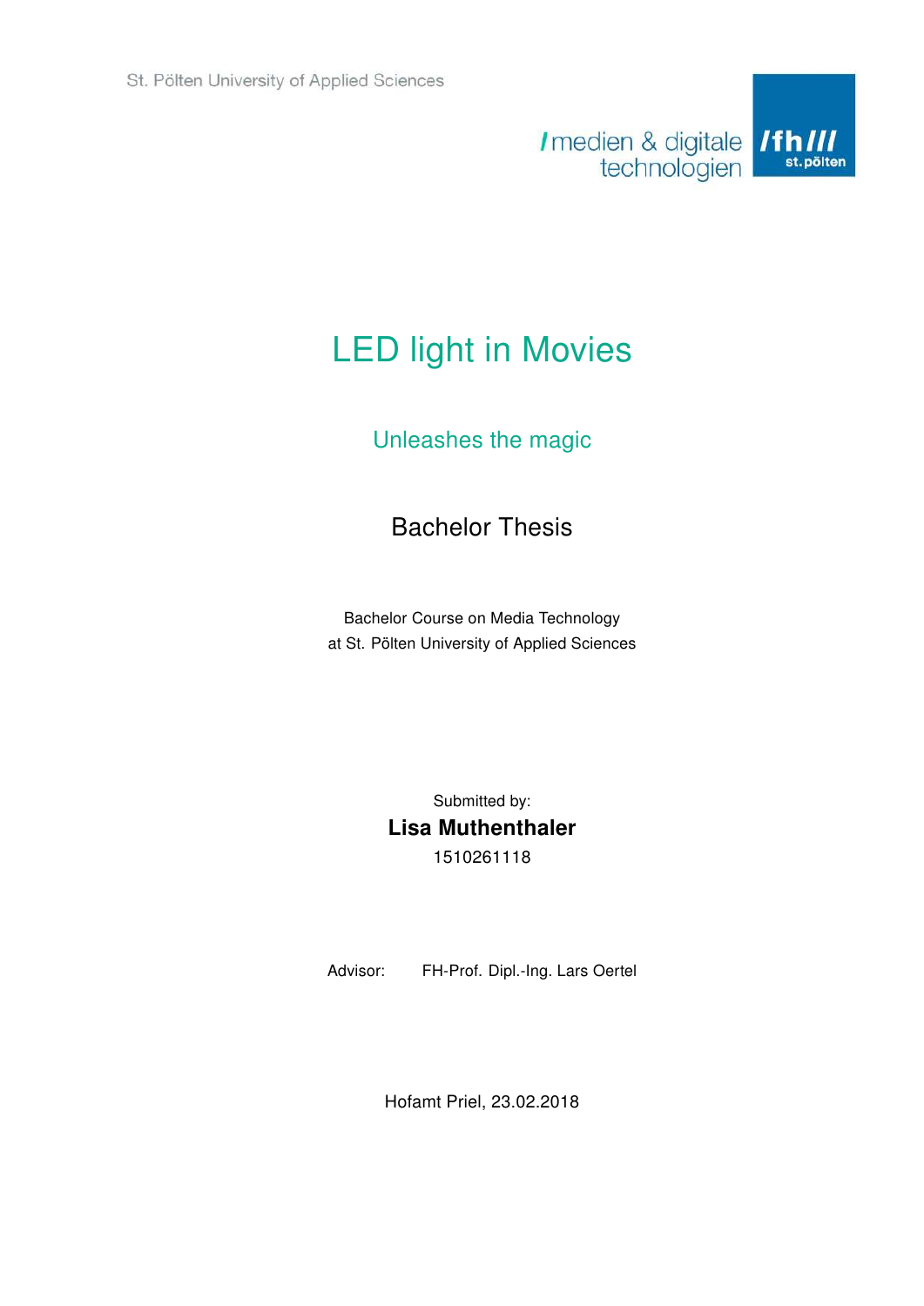St. Pölten University of Applied Sciences

/medien & digitale technologien

/fh/// st.pölten

# LED light in Movies

## Unleashes the magic

### Bachelor Thesis

Bachelor Course on Media Technology
at St. Pölten University of Applied Sciences

Submitted by:

**Lisa Muthenthaler**

1510261118

Advisor: FH-Prof. Dipl.-Ing. Lars Oertel

Hofamt Priel, 23.02.2018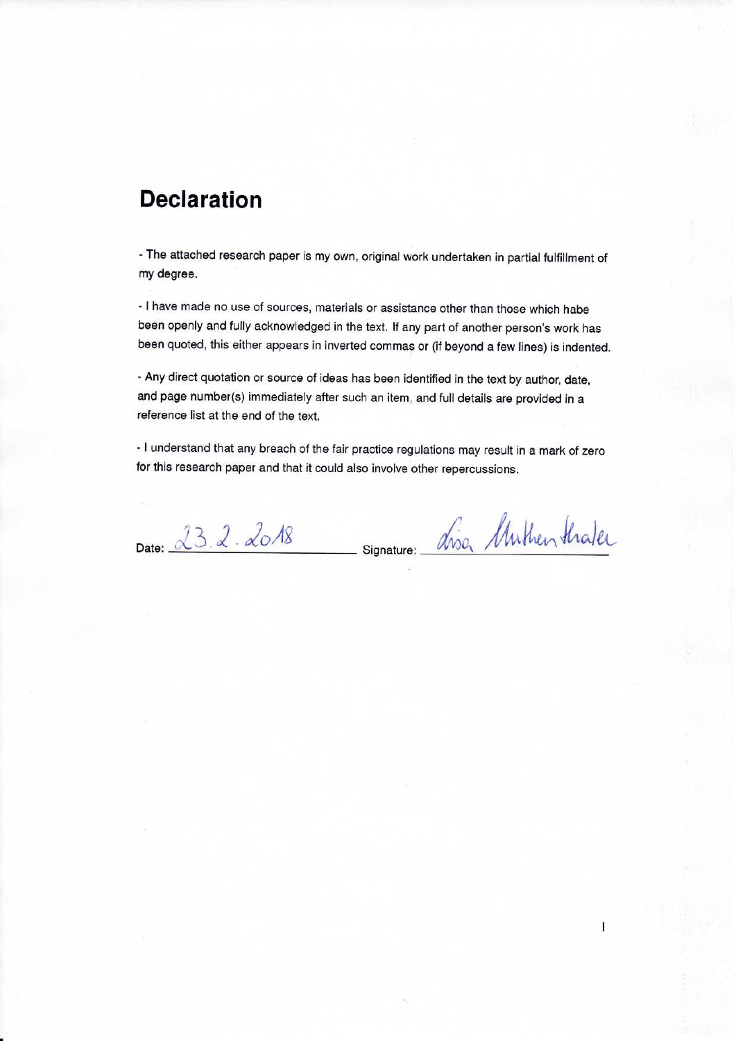# Declaration

- The attached research paper is my own, original work undertaken in partial fulfillment of my degree.

- I have made no use of sources, materials or assistance other than those which habe been openly and fully acknowledged in the text. If any part of another person's work has been quoted, this either appears in inverted commas or (if beyond a few lines) is indented.

- Any direct quotation or source of ideas has been identified in the text by author, date, and page number(s) immediately after such an item, and full details are provided in a reference list at the end of the text.

- I understand that any breach of the fair practice regulations may result in a mark of zero for this research paper and that it could also involve other repercussions.

Date: 23.2.2018 Signature: Lisa Muthenthaler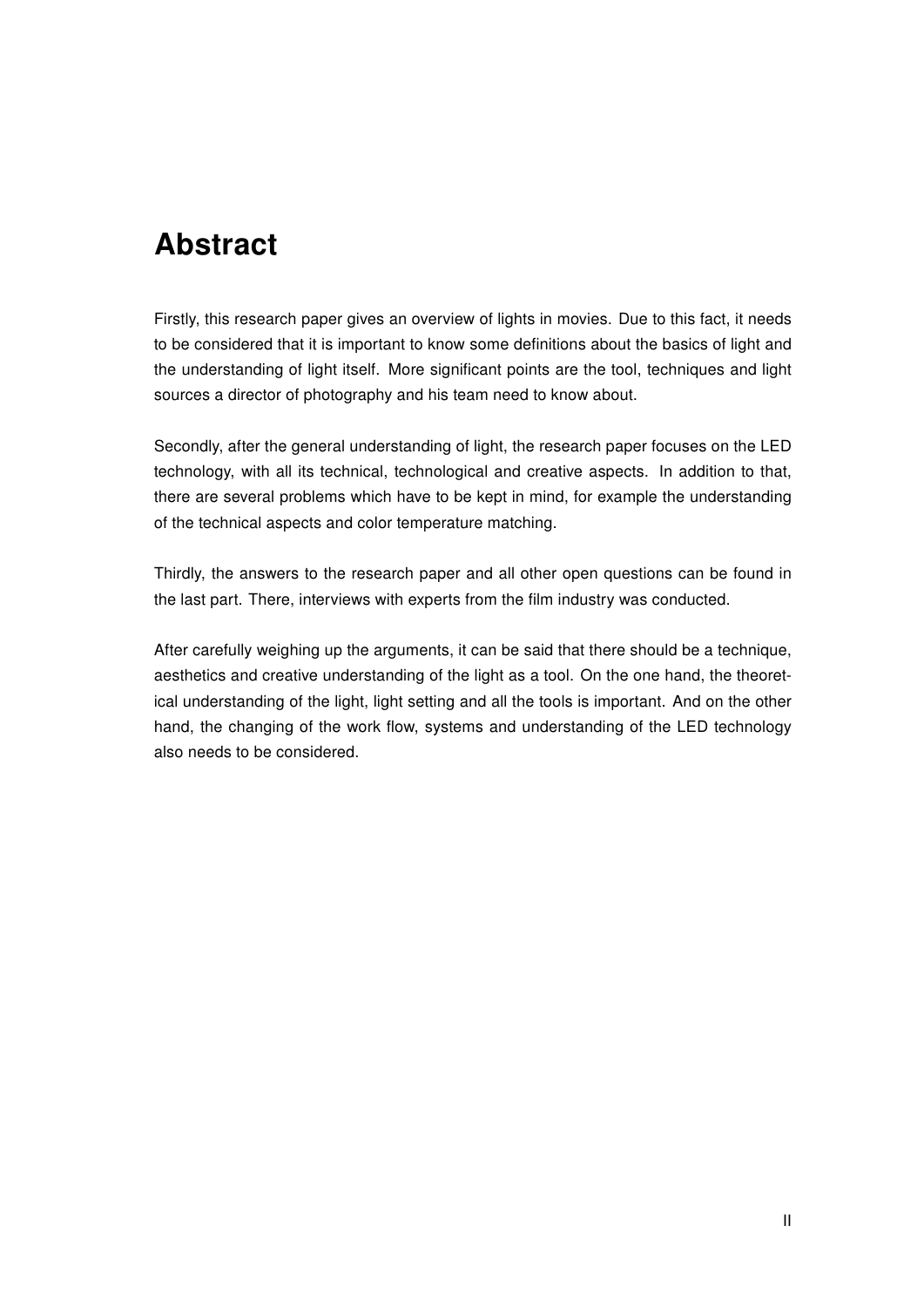# Abstract

Firstly, this research paper gives an overview of lights in movies. Due to this fact, it needs to be considered that it is important to know some definitions about the basics of light and the understanding of light itself. More significant points are the tool, techniques and light sources a director of photography and his team need to know about.

Secondly, after the general understanding of light, the research paper focuses on the LED technology, with all its technical, technological and creative aspects. In addition to that, there are several problems which have to be kept in mind, for example the understanding of the technical aspects and color temperature matching.

Thirdly, the answers to the research paper and all other open questions can be found in the last part. There, interviews with experts from the film industry was conducted.

After carefully weighing up the arguments, it can be said that there should be a technique, aesthetics and creative understanding of the light as a tool. On the one hand, the theoretical understanding of the light, light setting and all the tools is important. And on the other hand, the changing of the work flow, systems and understanding of the LED technology also needs to be considered.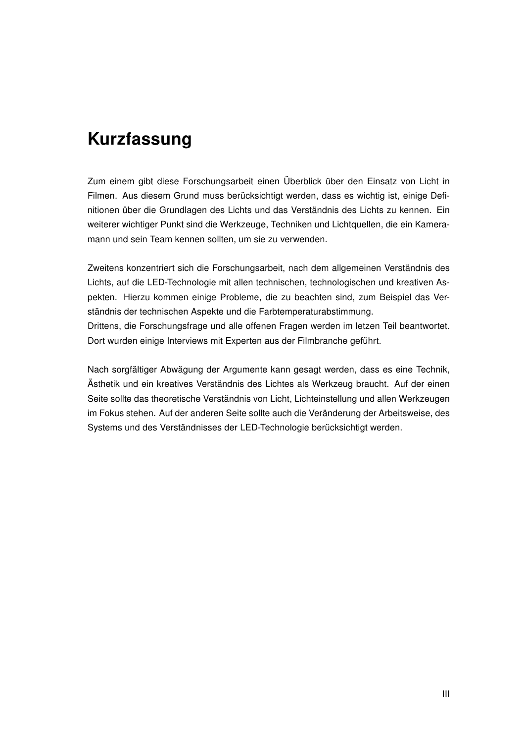# Kurzfassung

Zum einem gibt diese Forschungsarbeit einen Überblick über den Einsatz von Licht in Filmen. Aus diesem Grund muss berücksichtigt werden, dass es wichtig ist, einige Definitionen über die Grundlagen des Lichts und das Verständnis des Lichts zu kennen. Ein weiterer wichtiger Punkt sind die Werkzeuge, Techniken und Lichtquellen, die ein Kameramann und sein Team kennen sollten, um sie zu verwenden.

Zweitens konzentriert sich die Forschungsarbeit, nach dem allgemeinen Verständnis des Lichts, auf die LED-Technologie mit allen technischen, technologischen und kreativen Aspekten. Hierzu kommen einige Probleme, die zu beachten sind, zum Beispiel das Verständnis der technischen Aspekte und die Farbtemperaturabstimmung.
Drittens, die Forschungsfrage und alle offenen Fragen werden im letzen Teil beantwortet. Dort wurden einige Interviews mit Experten aus der Filmbranche geführt.

Nach sorgfältiger Abwägung der Argumente kann gesagt werden, dass es eine Technik, Ästhetik und ein kreatives Verständnis des Lichtes als Werkzeug braucht. Auf der einen Seite sollte das theoretische Verständnis von Licht, Lichteinstellung und allen Werkzeugen im Fokus stehen. Auf der anderen Seite sollte auch die Veränderung der Arbeitsweise, des Systems und des Verständnisses der LED-Technologie berücksichtigt werden.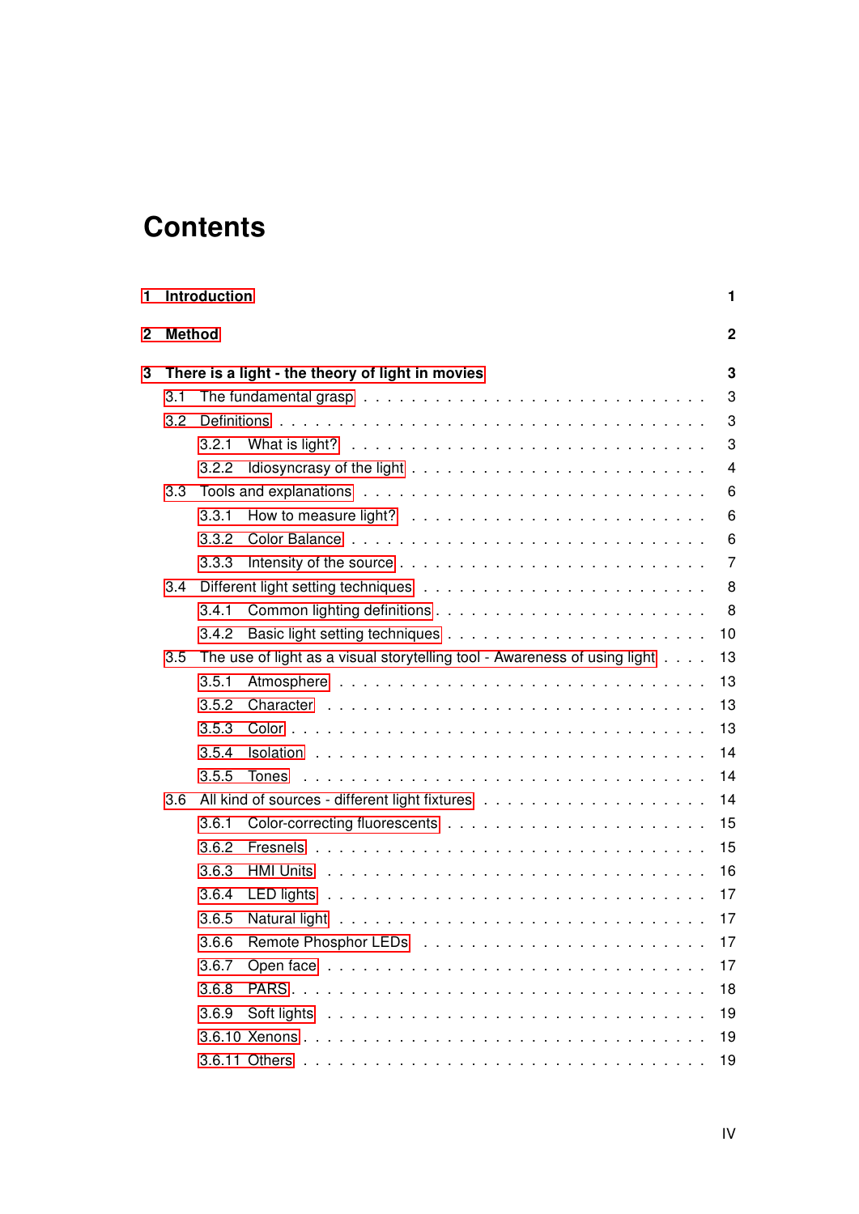# Contents

**1 Introduction** **1**

**2 Method** **2**

**3 There is a light - the theory of light in movies** **3**

- 3.1 The fundamental grasp . . . 3
- 3.2 Definitions . . . 3
  - 3.2.1 What is light? . . . 3
  - 3.2.2 Idiosyncrasy of the light . . . 4
- 3.3 Tools and explanations . . . 6
  - 3.3.1 How to measure light? . . . 6
  - 3.3.2 Color Balance . . . 6
  - 3.3.3 Intensity of the source . . . 7
- 3.4 Different light setting techniques . . . 8
  - 3.4.1 Common lighting definitions . . . 8
  - 3.4.2 Basic light setting techniques . . . 10
- 3.5 The use of light as a visual storytelling tool - Awareness of using light . . . 13
  - 3.5.1 Atmosphere . . . 13
  - 3.5.2 Character . . . 13
  - 3.5.3 Color . . . 13
  - 3.5.4 Isolation . . . 14
  - 3.5.5 Tones . . . 14
- 3.6 All kind of sources - different light fixtures . . . 14
  - 3.6.1 Color-correcting fluorescents . . . 15
  - 3.6.2 Fresnels . . . 15
  - 3.6.3 HMI Units . . . 16
  - 3.6.4 LED lights . . . 17
  - 3.6.5 Natural light . . . 17
  - 3.6.6 Remote Phosphor LEDs . . . 17
  - 3.6.7 Open face . . . 17
  - 3.6.8 PARS . . . 18
  - 3.6.9 Soft lights . . . 19
  - 3.6.10 Xenons . . . 19
  - 3.6.11 Others . . . 19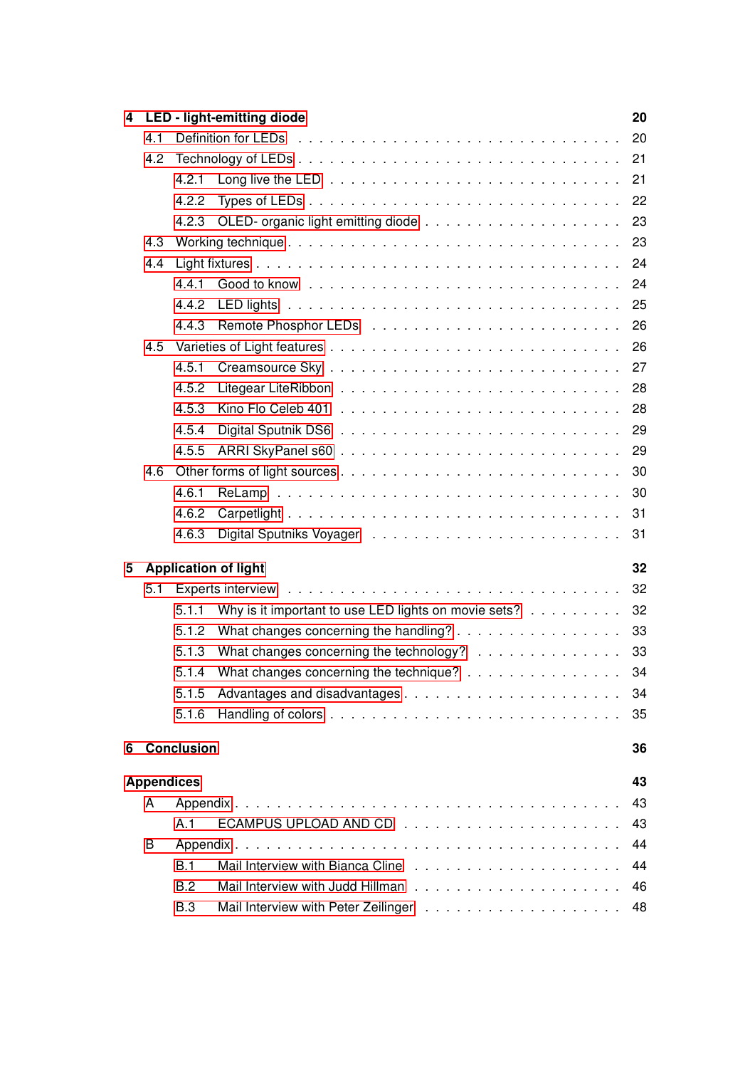**4 LED - light-emitting diode** 20

- 4.1 Definition for LEDs . . . 20
- 4.2 Technology of LEDs . . . 21
  - 4.2.1 Long live the LED . . . 21
  - 4.2.2 Types of LEDs . . . 22
  - 4.2.3 OLED- organic light emitting diode . . . 23
- 4.3 Working technique . . . 23
- 4.4 Light fixtures . . . 24
  - 4.4.1 Good to know . . . 24
  - 4.4.2 LED lights . . . 25
  - 4.4.3 Remote Phosphor LEDs . . . 26
- 4.5 Varieties of Light features . . . 26
  - 4.5.1 Creamsource Sky . . . 27
  - 4.5.2 Litegear LiteRibbon . . . 28
  - 4.5.3 Kino Flo Celeb 401 . . . 28
  - 4.5.4 Digital Sputnik DS6 . . . 29
  - 4.5.5 ARRI SkyPanel s60 . . . 29
- 4.6 Other forms of light sources . . . 30
  - 4.6.1 ReLamp . . . 30
  - 4.6.2 Carpetlight . . . 31
  - 4.6.3 Digital Sputniks Voyager . . . 31

**5 Application of light** 32

- 5.1 Experts interview . . . 32
  - 5.1.1 Why is it important to use LED lights on movie sets? . . . 32
  - 5.1.2 What changes concerning the handling? . . . 33
  - 5.1.3 What changes concerning the technology? . . . 33
  - 5.1.4 What changes concerning the technique? . . . 34
  - 5.1.5 Advantages and disadvantages . . . 34
  - 5.1.6 Handling of colors . . . 35

**6 Conclusion** 36

**Appendices** 43

- A Appendix . . . 43
  - A.1 ECAMPUS UPLOAD AND CD . . . 43
- B Appendix . . . 44
  - B.1 Mail Interview with Bianca Cline . . . 44
  - B.2 Mail Interview with Judd Hillman . . . 46
  - B.3 Mail Interview with Peter Zeilinger . . . 48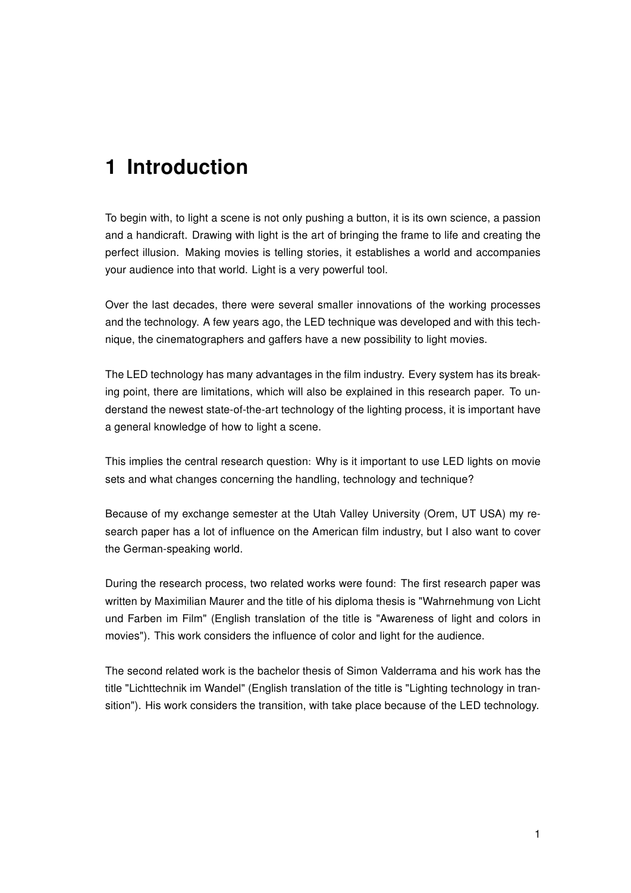# 1 Introduction

To begin with, to light a scene is not only pushing a button, it is its own science, a passion and a handicraft. Drawing with light is the art of bringing the frame to life and creating the perfect illusion. Making movies is telling stories, it establishes a world and accompanies your audience into that world. Light is a very powerful tool.

Over the last decades, there were several smaller innovations of the working processes and the technology. A few years ago, the LED technique was developed and with this technique, the cinematographers and gaffers have a new possibility to light movies.

The LED technology has many advantages in the film industry. Every system has its breaking point, there are limitations, which will also be explained in this research paper. To understand the newest state-of-the-art technology of the lighting process, it is important have a general knowledge of how to light a scene.

This implies the central research question: Why is it important to use LED lights on movie sets and what changes concerning the handling, technology and technique?

Because of my exchange semester at the Utah Valley University (Orem, UT USA) my research paper has a lot of influence on the American film industry, but I also want to cover the German-speaking world.

During the research process, two related works were found: The first research paper was written by Maximilian Maurer and the title of his diploma thesis is "Wahrnehmung von Licht und Farben im Film" (English translation of the title is "Awareness of light and colors in movies"). This work considers the influence of color and light for the audience.

The second related work is the bachelor thesis of Simon Valderrama and his work has the title "Lichttechnik im Wandel" (English translation of the title is "Lighting technology in transition"). His work considers the transition, with take place because of the LED technology.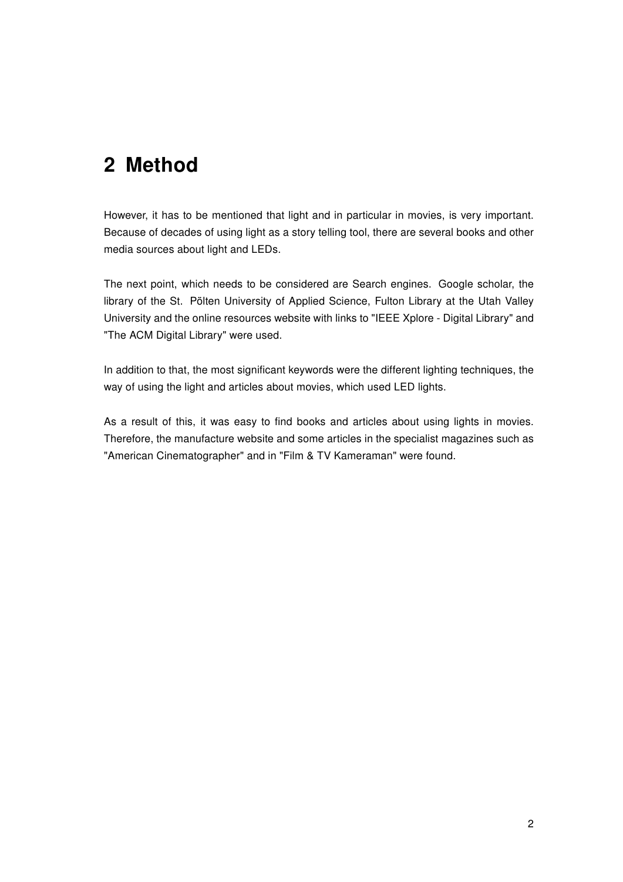# 2 Method

However, it has to be mentioned that light and in particular in movies, is very important. Because of decades of using light as a story telling tool, there are several books and other media sources about light and LEDs.

The next point, which needs to be considered are Search engines. Google scholar, the library of the St. Pölten University of Applied Science, Fulton Library at the Utah Valley University and the online resources website with links to "IEEE Xplore - Digital Library" and "The ACM Digital Library" were used.

In addition to that, the most significant keywords were the different lighting techniques, the way of using the light and articles about movies, which used LED lights.

As a result of this, it was easy to find books and articles about using lights in movies. Therefore, the manufacture website and some articles in the specialist magazines such as "American Cinematographer" and in "Film & TV Kameraman" were found.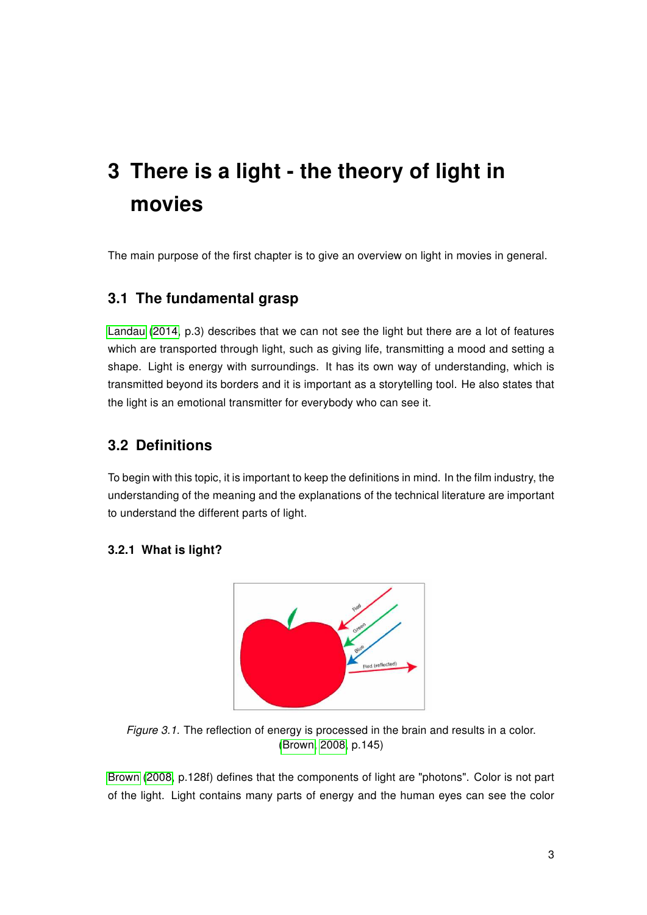# 3 There is a light - the theory of light in movies

The main purpose of the first chapter is to give an overview on light in movies in general.

## 3.1 The fundamental grasp

Landau (2014, p.3) describes that we can not see the light but there are a lot of features which are transported through light, such as giving life, transmitting a mood and setting a shape. Light is energy with surroundings. It has its own way of understanding, which is transmitted beyond its borders and it is important as a storytelling tool. He also states that the light is an emotional transmitter for everybody who can see it.

## 3.2 Definitions

To begin with this topic, it is important to keep the definitions in mind. In the film industry, the understanding of the meaning and the explanations of the technical literature are important to understand the different parts of light.

### 3.2.1 What is light?

*Figure 3.1.* The reflection of energy is processed in the brain and results in a color. (Brown, 2008, p.145)

Brown (2008, p.128f) defines that the components of light are "photons". Color is not part of the light. Light contains many parts of energy and the human eyes can see the color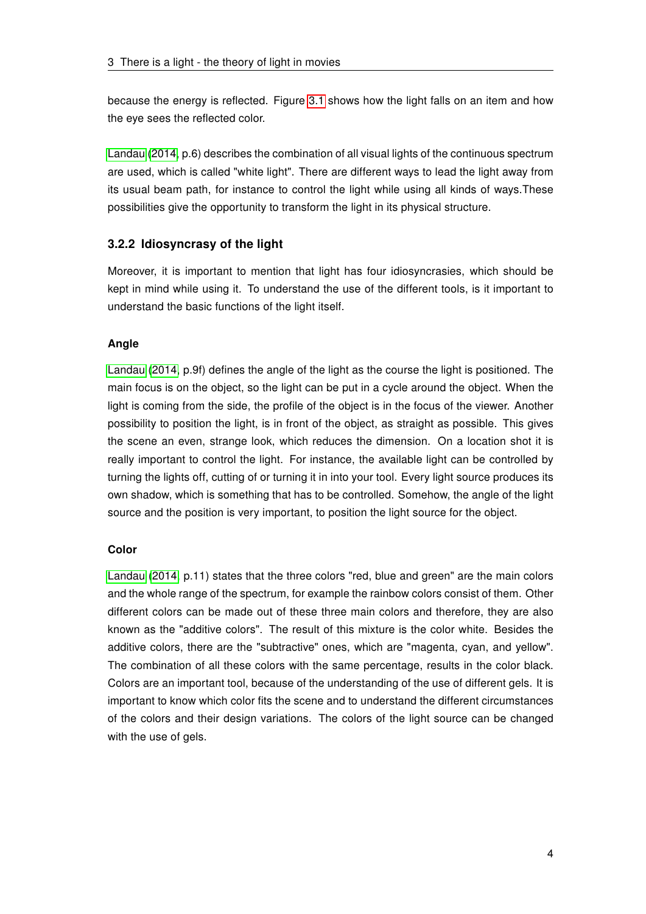because the energy is reflected. Figure 3.1 shows how the light falls on an item and how the eye sees the reflected color.

Landau (2014, p.6) describes the combination of all visual lights of the continuous spectrum are used, which is called "white light". There are different ways to lead the light away from its usual beam path, for instance to control the light while using all kinds of ways.These possibilities give the opportunity to transform the light in its physical structure.

### 3.2.2 Idiosyncrasy of the light

Moreover, it is important to mention that light has four idiosyncrasies, which should be kept in mind while using it. To understand the use of the different tools, is it important to understand the basic functions of the light itself.

#### Angle

Landau (2014, p.9f) defines the angle of the light as the course the light is positioned. The main focus is on the object, so the light can be put in a cycle around the object. When the light is coming from the side, the profile of the object is in the focus of the viewer. Another possibility to position the light, is in front of the object, as straight as possible. This gives the scene an even, strange look, which reduces the dimension. On a location shot it is really important to control the light. For instance, the available light can be controlled by turning the lights off, cutting of or turning it in into your tool. Every light source produces its own shadow, which is something that has to be controlled. Somehow, the angle of the light source and the position is very important, to position the light source for the object.

#### Color

Landau (2014, p.11) states that the three colors "red, blue and green" are the main colors and the whole range of the spectrum, for example the rainbow colors consist of them. Other different colors can be made out of these three main colors and therefore, they are also known as the "additive colors". The result of this mixture is the color white. Besides the additive colors, there are the "subtractive" ones, which are "magenta, cyan, and yellow". The combination of all these colors with the same percentage, results in the color black. Colors are an important tool, because of the understanding of the use of different gels. It is important to know which color fits the scene and to understand the different circumstances of the colors and their design variations. The colors of the light source can be changed with the use of gels.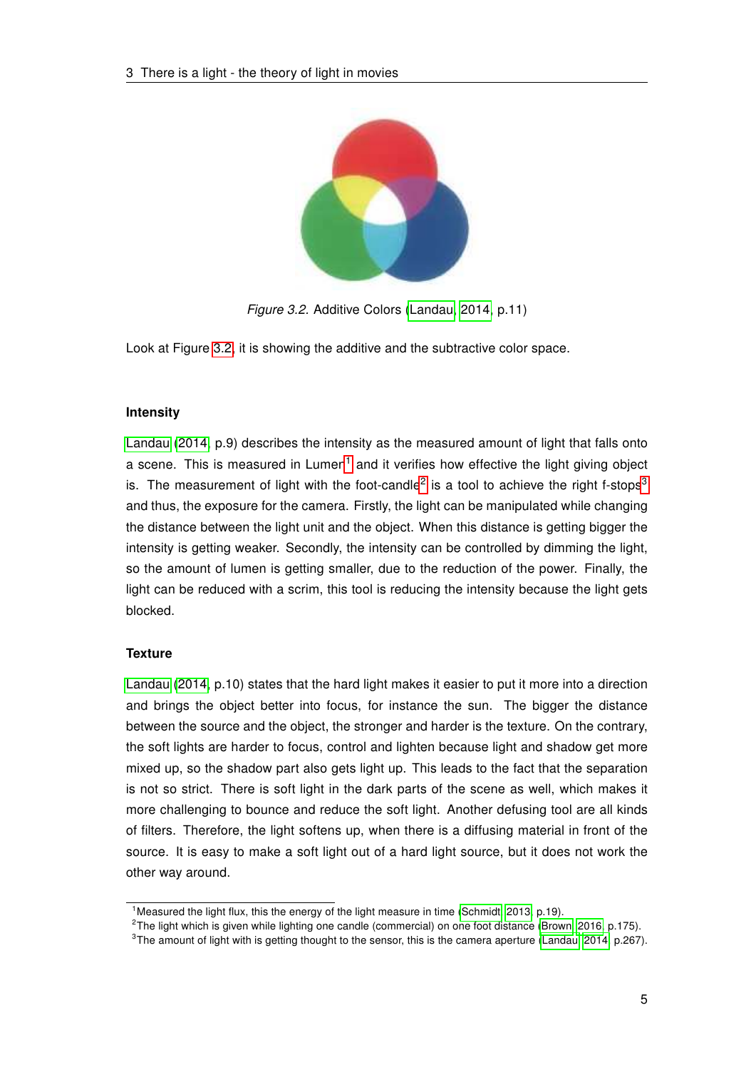*Figure 3.2.* Additive Colors (Landau, 2014, p.11)

Look at Figure 3.2, it is showing the additive and the subtractive color space.

#### Intensity

Landau (2014, p.9) describes the intensity as the measured amount of light that falls onto a scene. This is measured in Lumen[1] and it verifies how effective the light giving object is. The measurement of light with the foot-candle[2] is a tool to achieve the right f-stops[3] and thus, the exposure for the camera. Firstly, the light can be manipulated while changing the distance between the light unit and the object. When this distance is getting bigger the intensity is getting weaker. Secondly, the intensity can be controlled by dimming the light, so the amount of lumen is getting smaller, due to the reduction of the power. Finally, the light can be reduced with a scrim, this tool is reducing the intensity because the light gets blocked.

#### Texture

Landau (2014, p.10) states that the hard light makes it easier to put it more into a direction and brings the object better into focus, for instance the sun. The bigger the distance between the source and the object, the stronger and harder is the texture. On the contrary, the soft lights are harder to focus, control and lighten because light and shadow get more mixed up, so the shadow part also gets light up. This leads to the fact that the separation is not so strict. There is soft light in the dark parts of the scene as well, which makes it more challenging to bounce and reduce the soft light. Another defusing tool are all kinds of filters. Therefore, the light softens up, when there is a diffusing material in front of the source. It is easy to make a soft light out of a hard light source, but it does not work the other way around.

---

[1] Measured the light flux, this the energy of the light measure in time (Schmidt, 2013, p.19).

[2] The light which is given while lighting one candle (commercial) on one foot distance (Brown, 2016, p.175).

[3] The amount of light with is getting thought to the sensor, this is the camera aperture (Landau, 2014, p.267).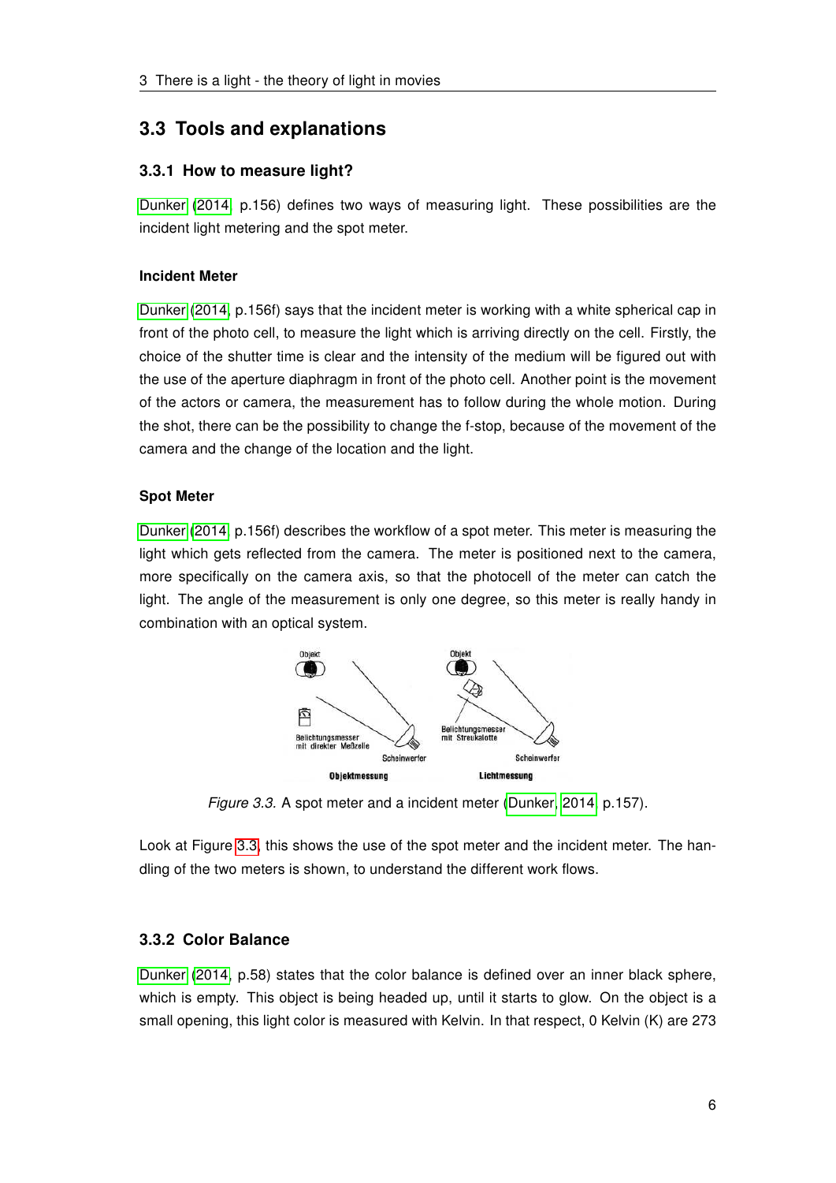## 3.3 Tools and explanations

### 3.3.1 How to measure light?

Dunker (2014, p.156) defines two ways of measuring light. These possibilities are the incident light metering and the spot meter.

#### Incident Meter

Dunker (2014, p.156f) says that the incident meter is working with a white spherical cap in front of the photo cell, to measure the light which is arriving directly on the cell. Firstly, the choice of the shutter time is clear and the intensity of the medium will be figured out with the use of the aperture diaphragm in front of the photo cell. Another point is the movement of the actors or camera, the measurement has to follow during the whole motion. During the shot, there can be the possibility to change the f-stop, because of the movement of the camera and the change of the location and the light.

#### Spot Meter

Dunker (2014, p.156f) describes the workflow of a spot meter. This meter is measuring the light which gets reflected from the camera. The meter is positioned next to the camera, more specifically on the camera axis, so that the photocell of the meter can catch the light. The angle of the measurement is only one degree, so this meter is really handy in combination with an optical system.

*Figure 3.3.* A spot meter and a incident meter (Dunker, 2014, p.157).

Look at Figure 3.3, this shows the use of the spot meter and the incident meter. The handling of the two meters is shown, to understand the different work flows.

### 3.3.2 Color Balance

Dunker (2014, p.58) states that the color balance is defined over an inner black sphere, which is empty. This object is being headed up, until it starts to glow. On the object is a small opening, this light color is measured with Kelvin. In that respect, 0 Kelvin (K) are 273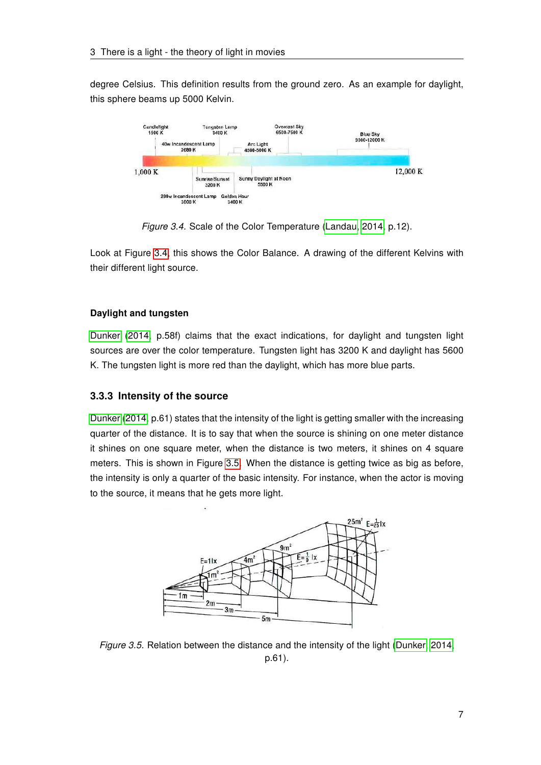degree Celsius. This definition results from the ground zero. As an example for daylight, this sphere beams up 5000 Kelvin.

*Figure 3.4.* Scale of the Color Temperature (Landau, 2014, p.12).

Look at Figure 3.4, this shows the Color Balance. A drawing of the different Kelvins with their different light source.

#### Daylight and tungsten

Dunker (2014, p.58f) claims that the exact indications, for daylight and tungsten light sources are over the color temperature. Tungsten light has 3200 K and daylight has 5600 K. The tungsten light is more red than the daylight, which has more blue parts.

### 3.3.3 Intensity of the source

Dunker (2014, p.61) states that the intensity of the light is getting smaller with the increasing quarter of the distance. It is to say that when the source is shining on one meter distance it shines on one square meter, when the distance is two meters, it shines on 4 square meters. This is shown in Figure 3.5. When the distance is getting twice as big as before, the intensity is only a quarter of the basic intensity. For instance, when the actor is moving to the source, it means that he gets more light.

*Figure 3.5.* Relation between the distance and the intensity of the light (Dunker, 2014, p.61).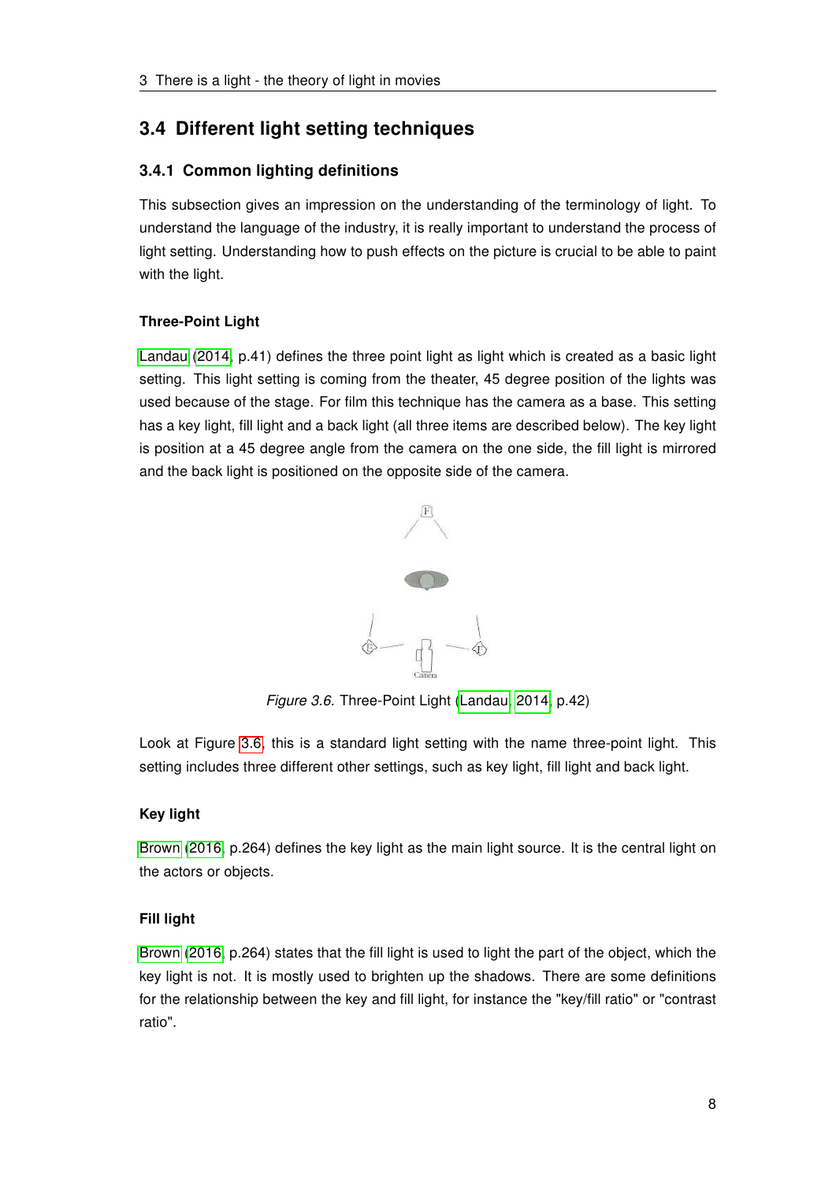## 3.4 Different light setting techniques

### 3.4.1 Common lighting definitions

This subsection gives an impression on the understanding of the terminology of light. To understand the language of the industry, it is really important to understand the process of light setting. Understanding how to push effects on the picture is crucial to be able to paint with the light.

#### Three-Point Light

Landau (2014, p.41) defines the three point light as light which is created as a basic light setting. This light setting is coming from the theater, 45 degree position of the lights was used because of the stage. For film this technique has the camera as a base. This setting has a key light, fill light and a back light (all three items are described below). The key light is position at a 45 degree angle from the camera on the one side, the fill light is mirrored and the back light is positioned on the opposite side of the camera.

*Figure 3.6.* Three-Point Light (Landau, 2014, p.42)

Look at Figure 3.6, this is a standard light setting with the name three-point light. This setting includes three different other settings, such as key light, fill light and back light.

#### Key light

Brown (2016, p.264) defines the key light as the main light source. It is the central light on the actors or objects.

#### Fill light

Brown (2016, p.264) states that the fill light is used to light the part of the object, which the key light is not. It is mostly used to brighten up the shadows. There are some definitions for the relationship between the key and fill light, for instance the "key/fill ratio" or "contrast ratio".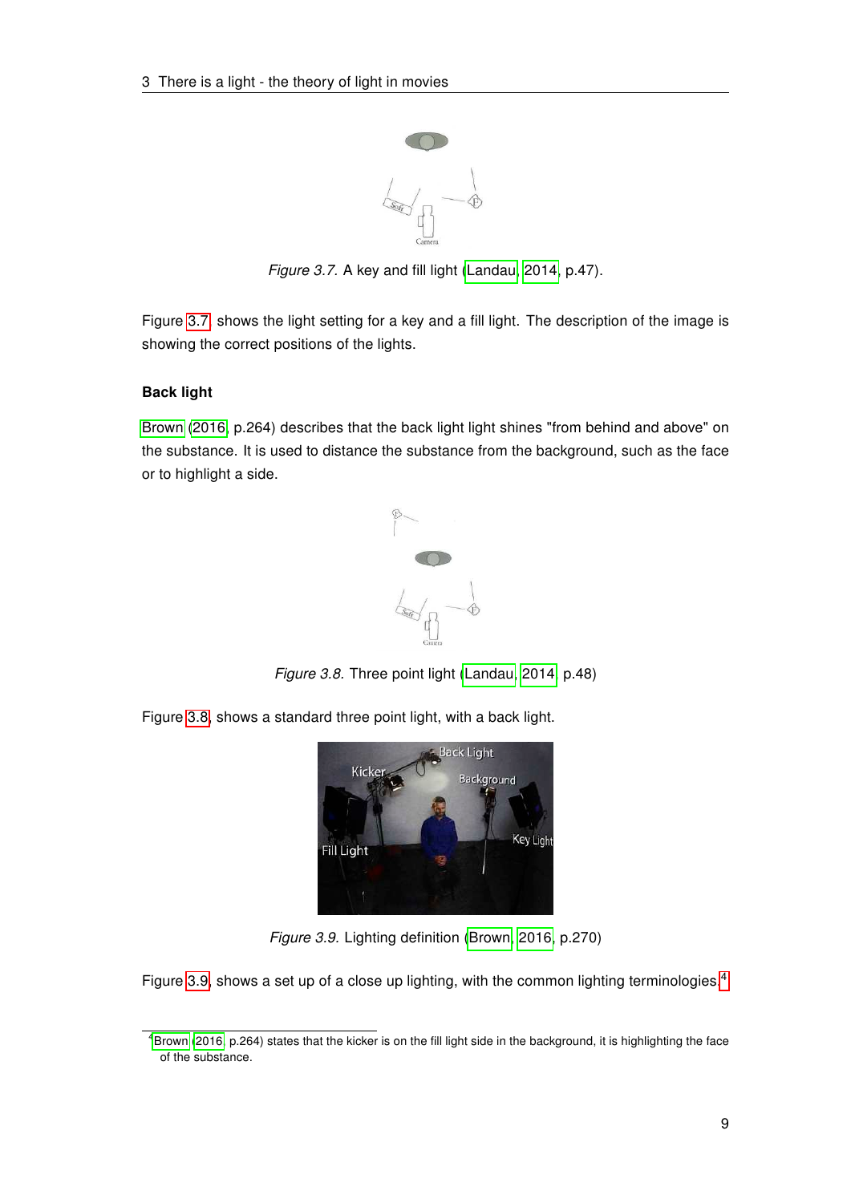*Figure 3.7.* A key and fill light (Landau, 2014, p.47).

Figure 3.7 shows the light setting for a key and a fill light. The description of the image is showing the correct positions of the lights.

**Back light**

Brown (2016, p.264) describes that the back light light shines "from behind and above" on the substance. It is used to distance the substance from the background, such as the face or to highlight a side.

*Figure 3.8.* Three point light (Landau, 2014, p.48)

Figure 3.8, shows a standard three point light, with a back light.

*Figure 3.9.* Lighting definition (Brown, 2016, p.270)

Figure 3.9, shows a set up of a close up lighting, with the common lighting terminologies.[4]

[4] Brown (2016, p.264) states that the kicker is on the fill light side in the background, it is highlighting the face of the substance.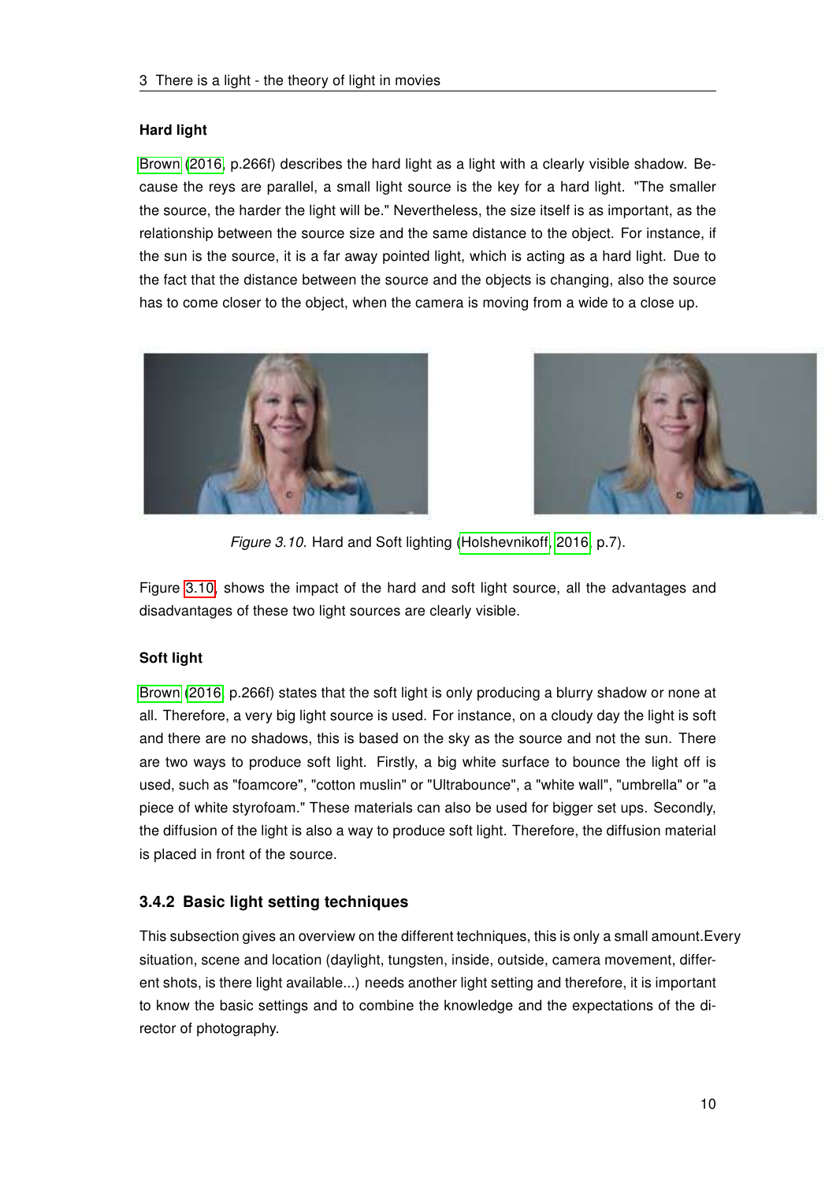#### Hard light

Brown (2016, p.266f) describes the hard light as a light with a clearly visible shadow. Because the reys are parallel, a small light source is the key for a hard light. "The smaller the source, the harder the light will be." Nevertheless, the size itself is as important, as the relationship between the source size and the same distance to the object. For instance, if the sun is the source, it is a far away pointed light, which is acting as a hard light. Due to the fact that the distance between the source and the objects is changing, also the source has to come closer to the object, when the camera is moving from a wide to a close up.

*Figure 3.10.* Hard and Soft lighting (Holshevnikoff, 2016, p.7).

Figure 3.10, shows the impact of the hard and soft light source, all the advantages and disadvantages of these two light sources are clearly visible.

#### Soft light

Brown (2016, p.266f) states that the soft light is only producing a blurry shadow or none at all. Therefore, a very big light source is used. For instance, on a cloudy day the light is soft and there are no shadows, this is based on the sky as the source and not the sun. There are two ways to produce soft light. Firstly, a big white surface to bounce the light off is used, such as "foamcore", "cotton muslin" or "Ultrabounce", a "white wall", "umbrella" or "a piece of white styrofoam." These materials can also be used for bigger set ups. Secondly, the diffusion of the light is also a way to produce soft light. Therefore, the diffusion material is placed in front of the source.

### 3.4.2 Basic light setting techniques

This subsection gives an overview on the different techniques, this is only a small amount.Every situation, scene and location (daylight, tungsten, inside, outside, camera movement, different shots, is there light available...) needs another light setting and therefore, it is important to know the basic settings and to combine the knowledge and the expectations of the director of photography.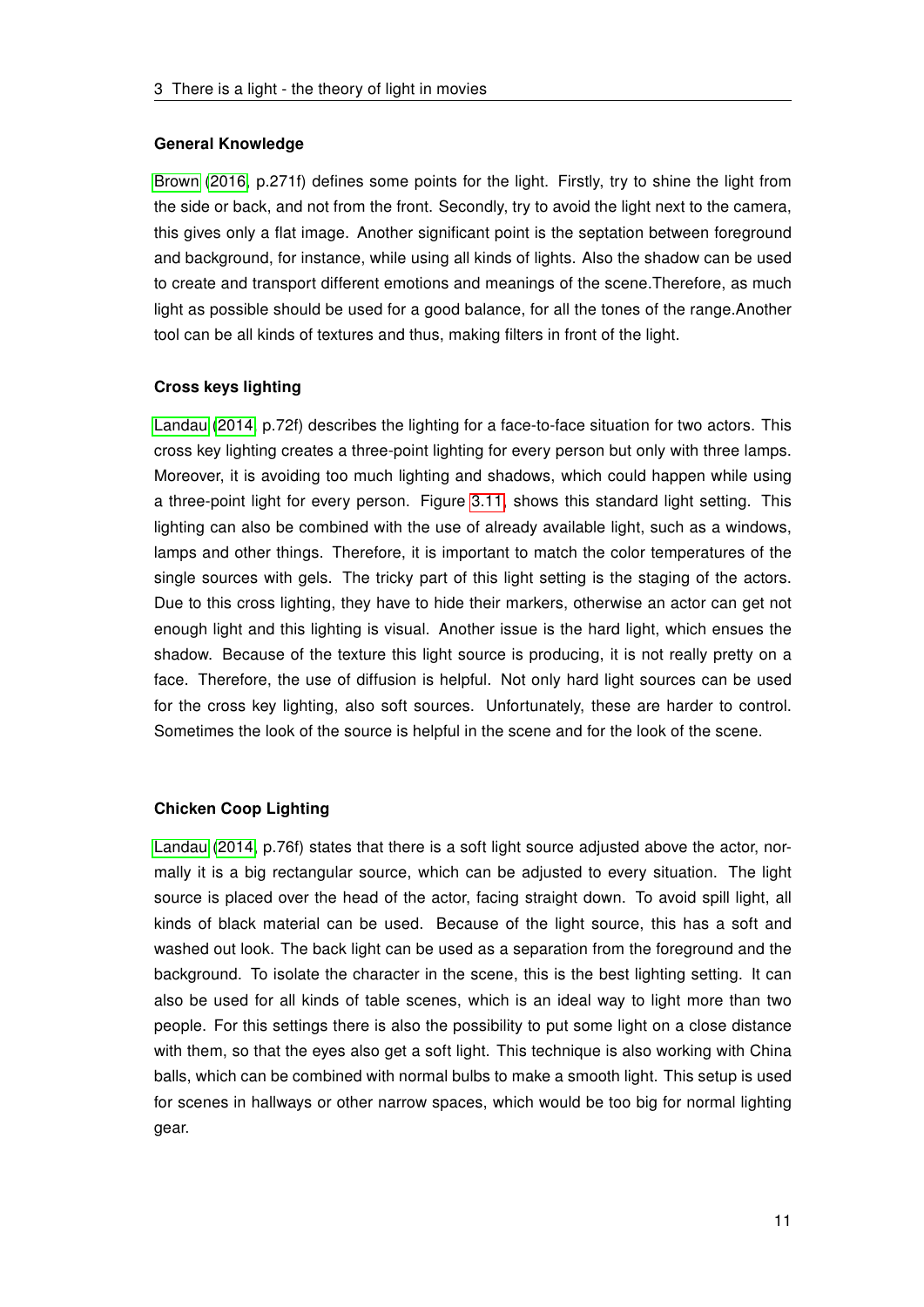#### General Knowledge

Brown (2016, p.271f) defines some points for the light. Firstly, try to shine the light from the side or back, and not from the front. Secondly, try to avoid the light next to the camera, this gives only a flat image. Another significant point is the septation between foreground and background, for instance, while using all kinds of lights. Also the shadow can be used to create and transport different emotions and meanings of the scene.Therefore, as much light as possible should be used for a good balance, for all the tones of the range.Another tool can be all kinds of textures and thus, making filters in front of the light.

#### Cross keys lighting

Landau (2014, p.72f) describes the lighting for a face-to-face situation for two actors. This cross key lighting creates a three-point lighting for every person but only with three lamps. Moreover, it is avoiding too much lighting and shadows, which could happen while using a three-point light for every person. Figure 3.11, shows this standard light setting. This lighting can also be combined with the use of already available light, such as a windows, lamps and other things. Therefore, it is important to match the color temperatures of the single sources with gels. The tricky part of this light setting is the staging of the actors. Due to this cross lighting, they have to hide their markers, otherwise an actor can get not enough light and this lighting is visual. Another issue is the hard light, which ensues the shadow. Because of the texture this light source is producing, it is not really pretty on a face. Therefore, the use of diffusion is helpful. Not only hard light sources can be used for the cross key lighting, also soft sources. Unfortunately, these are harder to control. Sometimes the look of the source is helpful in the scene and for the look of the scene.

#### Chicken Coop Lighting

Landau (2014, p.76f) states that there is a soft light source adjusted above the actor, normally it is a big rectangular source, which can be adjusted to every situation. The light source is placed over the head of the actor, facing straight down. To avoid spill light, all kinds of black material can be used. Because of the light source, this has a soft and washed out look. The back light can be used as a separation from the foreground and the background. To isolate the character in the scene, this is the best lighting setting. It can also be used for all kinds of table scenes, which is an ideal way to light more than two people. For this settings there is also the possibility to put some light on a close distance with them, so that the eyes also get a soft light. This technique is also working with China balls, which can be combined with normal bulbs to make a smooth light. This setup is used for scenes in hallways or other narrow spaces, which would be too big for normal lighting gear.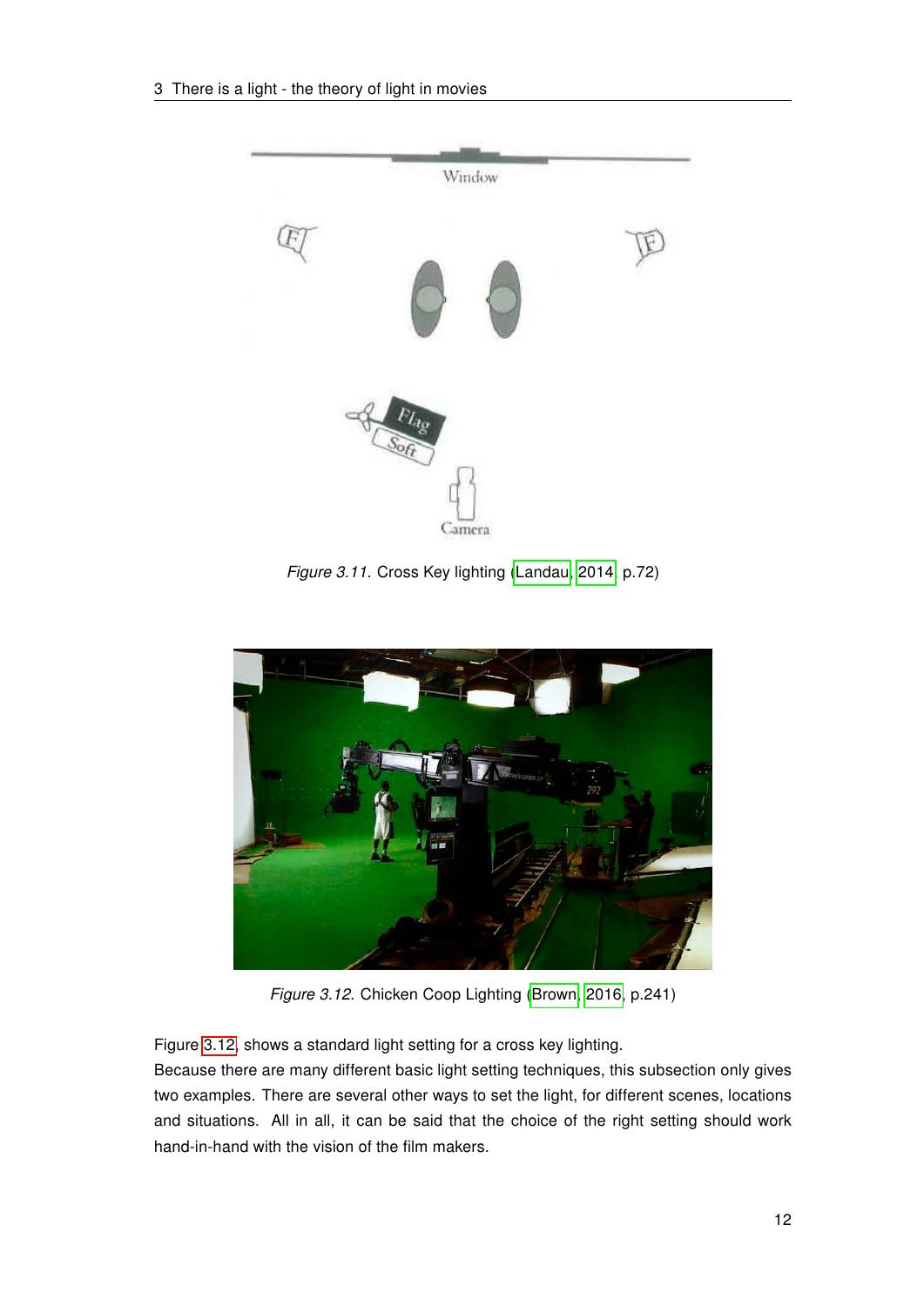*Figure 3.11.* Cross Key lighting (Landau, 2014, p.72)

*Figure 3.12.* Chicken Coop Lighting (Brown, 2016, p.241)

Figure 3.12 shows a standard light setting for a cross key lighting.
Because there are many different basic light setting techniques, this subsection only gives two examples. There are several other ways to set the light, for different scenes, locations and situations. All in all, it can be said that the choice of the right setting should work hand-in-hand with the vision of the film makers.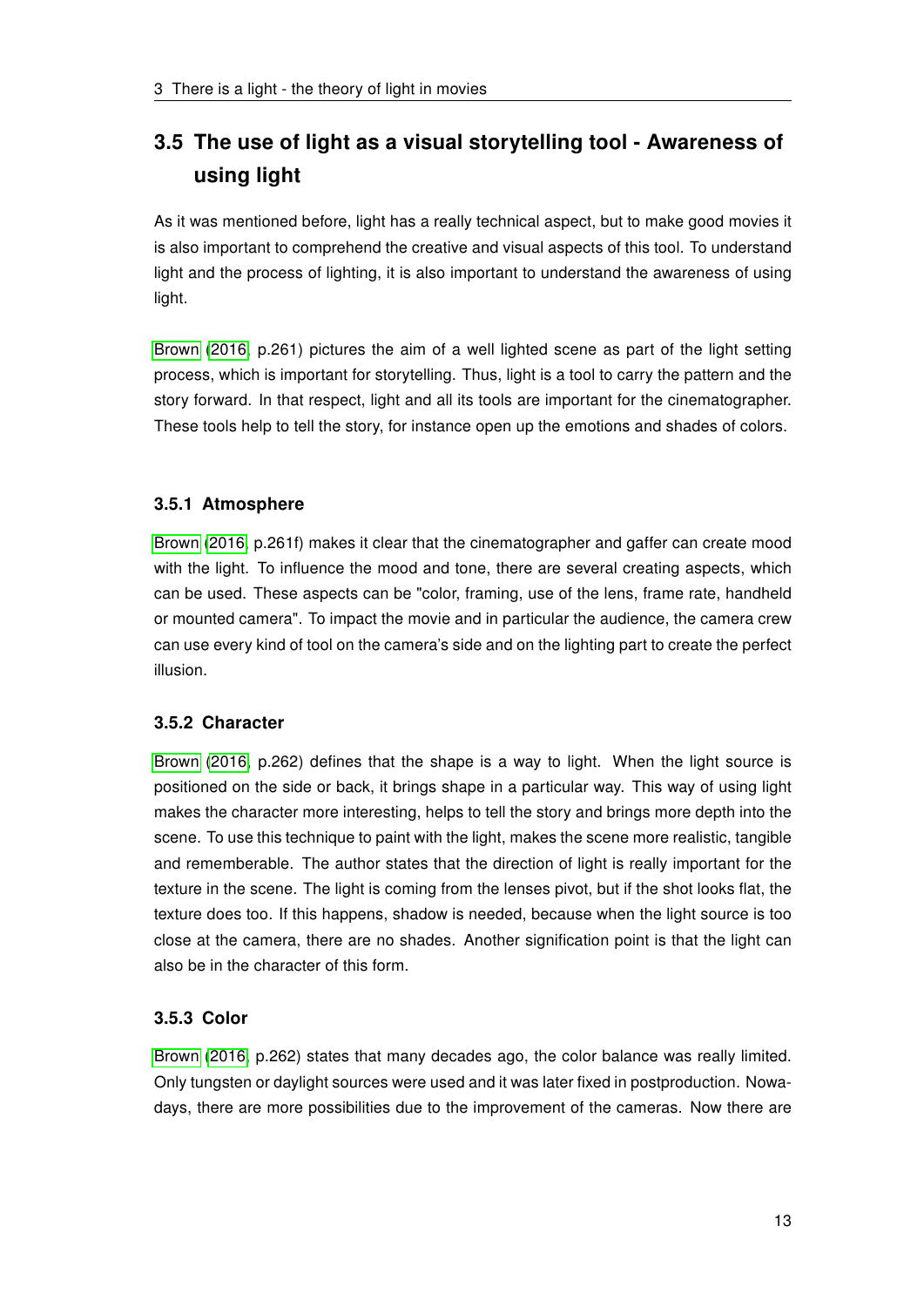## 3.5 The use of light as a visual storytelling tool - Awareness of using light

As it was mentioned before, light has a really technical aspect, but to make good movies it is also important to comprehend the creative and visual aspects of this tool. To understand light and the process of lighting, it is also important to understand the awareness of using light.

Brown (2016, p.261) pictures the aim of a well lighted scene as part of the light setting process, which is important for storytelling. Thus, light is a tool to carry the pattern and the story forward. In that respect, light and all its tools are important for the cinematographer. These tools help to tell the story, for instance open up the emotions and shades of colors.

### 3.5.1 Atmosphere

Brown (2016, p.261f) makes it clear that the cinematographer and gaffer can create mood with the light. To influence the mood and tone, there are several creating aspects, which can be used. These aspects can be "color, framing, use of the lens, frame rate, handheld or mounted camera". To impact the movie and in particular the audience, the camera crew can use every kind of tool on the camera's side and on the lighting part to create the perfect illusion.

### 3.5.2 Character

Brown (2016, p.262) defines that the shape is a way to light. When the light source is positioned on the side or back, it brings shape in a particular way. This way of using light makes the character more interesting, helps to tell the story and brings more depth into the scene. To use this technique to paint with the light, makes the scene more realistic, tangible and rememberable. The author states that the direction of light is really important for the texture in the scene. The light is coming from the lenses pivot, but if the shot looks flat, the texture does too. If this happens, shadow is needed, because when the light source is too close at the camera, there are no shades. Another signification point is that the light can also be in the character of this form.

### 3.5.3 Color

Brown (2016, p.262) states that many decades ago, the color balance was really limited. Only tungsten or daylight sources were used and it was later fixed in postproduction. Nowadays, there are more possibilities due to the improvement of the cameras. Now there are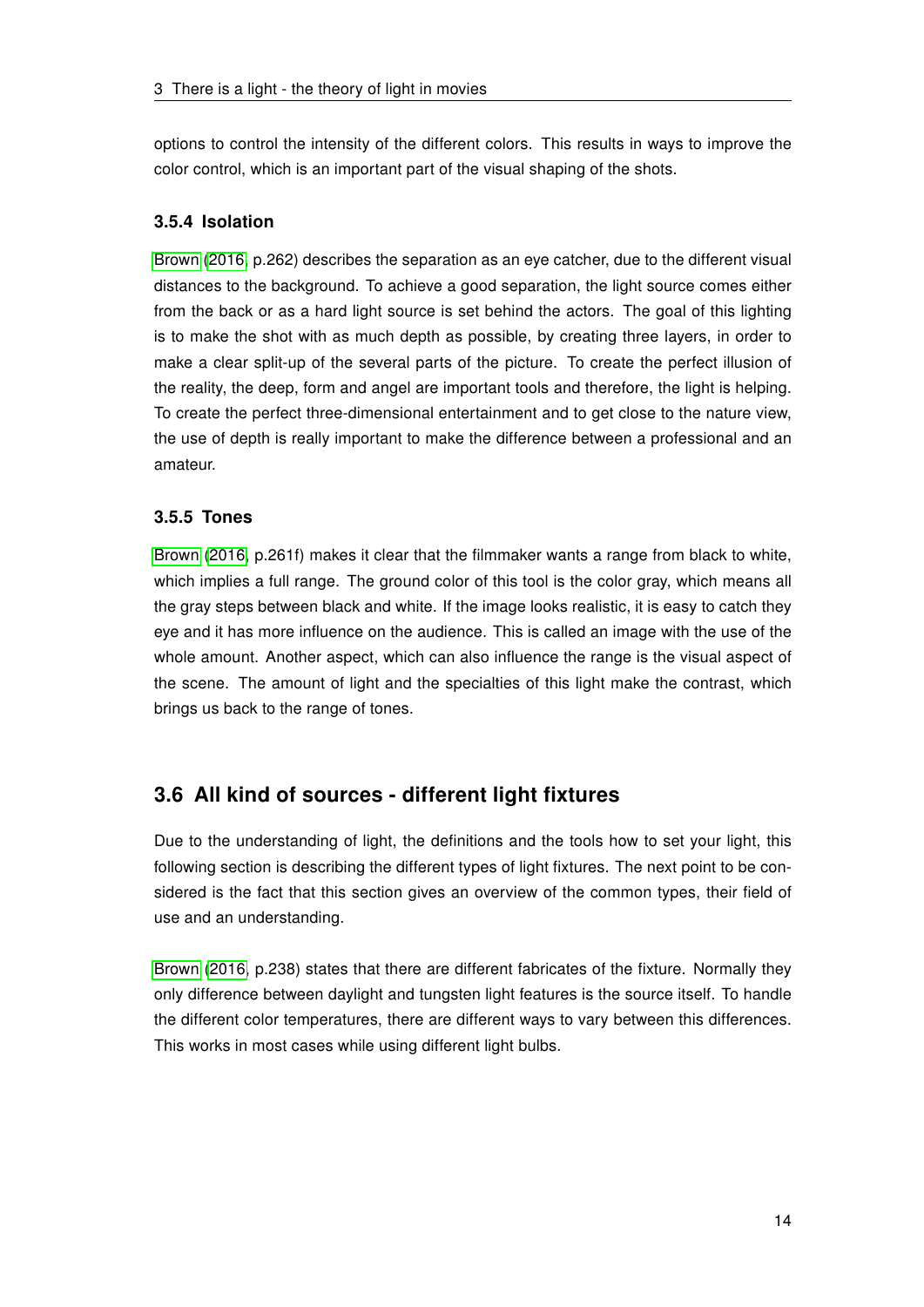options to control the intensity of the different colors. This results in ways to improve the color control, which is an important part of the visual shaping of the shots.

### 3.5.4 Isolation

Brown (2016, p.262) describes the separation as an eye catcher, due to the different visual distances to the background. To achieve a good separation, the light source comes either from the back or as a hard light source is set behind the actors. The goal of this lighting is to make the shot with as much depth as possible, by creating three layers, in order to make a clear split-up of the several parts of the picture. To create the perfect illusion of the reality, the deep, form and angel are important tools and therefore, the light is helping. To create the perfect three-dimensional entertainment and to get close to the nature view, the use of depth is really important to make the difference between a professional and an amateur.

### 3.5.5 Tones

Brown (2016, p.261f) makes it clear that the filmmaker wants a range from black to white, which implies a full range. The ground color of this tool is the color gray, which means all the gray steps between black and white. If the image looks realistic, it is easy to catch they eye and it has more influence on the audience. This is called an image with the use of the whole amount. Another aspect, which can also influence the range is the visual aspect of the scene. The amount of light and the specialties of this light make the contrast, which brings us back to the range of tones.

## 3.6 All kind of sources - different light fixtures

Due to the understanding of light, the definitions and the tools how to set your light, this following section is describing the different types of light fixtures. The next point to be considered is the fact that this section gives an overview of the common types, their field of use and an understanding.

Brown (2016, p.238) states that there are different fabricates of the fixture. Normally they only difference between daylight and tungsten light features is the source itself. To handle the different color temperatures, there are different ways to vary between this differences. This works in most cases while using different light bulbs.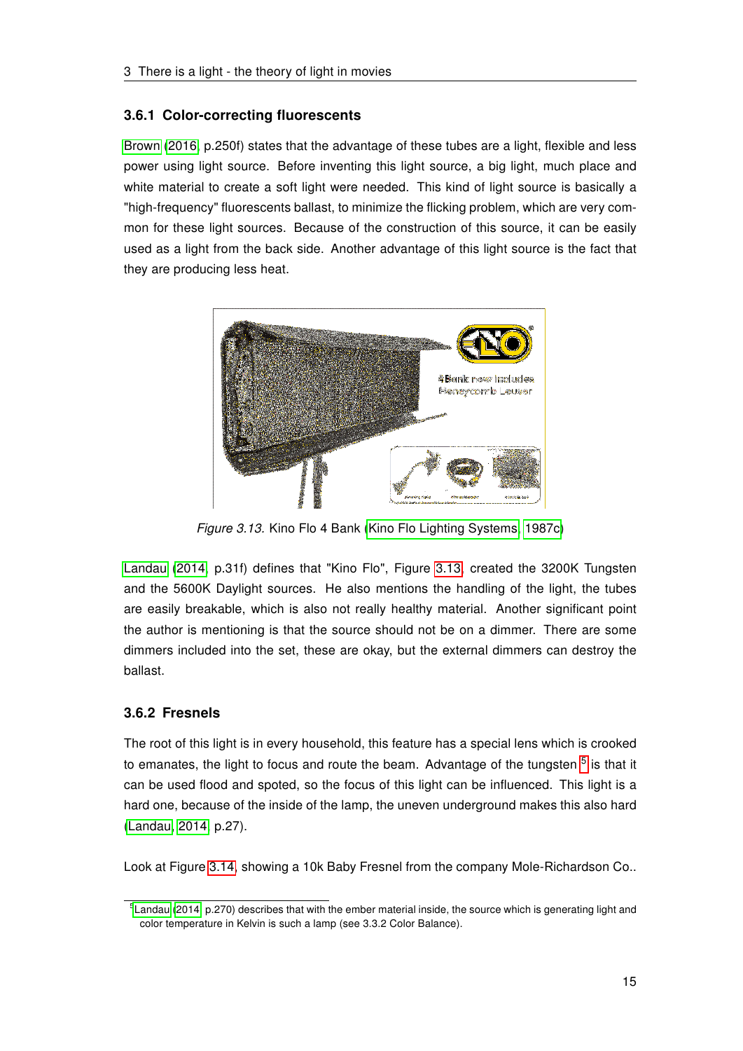### 3.6.1 Color-correcting fluorescents

Brown (2016, p.250f) states that the advantage of these tubes are a light, flexible and less power using light source. Before inventing this light source, a big light, much place and white material to create a soft light were needed. This kind of light source is basically a "high-frequency" fluorescents ballast, to minimize the flicking problem, which are very common for these light sources. Because of the construction of this source, it can be easily used as a light from the back side. Another advantage of this light source is the fact that they are producing less heat.

*Figure 3.13.* Kino Flo 4 Bank (Kino Flo Lighting Systems, 1987c)

Landau (2014, p.31f) defines that "Kino Flo", Figure 3.13, created the 3200K Tungsten and the 5600K Daylight sources. He also mentions the handling of the light, the tubes are easily breakable, which is also not really healthy material. Another significant point the author is mentioning is that the source should not be on a dimmer. There are some dimmers included into the set, these are okay, but the external dimmers can destroy the ballast.

### 3.6.2 Fresnels

The root of this light is in every household, this feature has a special lens which is crooked to emanates, the light to focus and route the beam. Advantage of the tungsten [5] is that it can be used flood and spoted, so the focus of this light can be influenced. This light is a hard one, because of the inside of the lamp, the uneven underground makes this also hard (Landau, 2014, p.27).

Look at Figure 3.14, showing a 10k Baby Fresnel from the company Mole-Richardson Co..

[5] Landau (2014, p.270) describes that with the ember material inside, the source which is generating light and color temperature in Kelvin is such a lamp (see 3.3.2 Color Balance).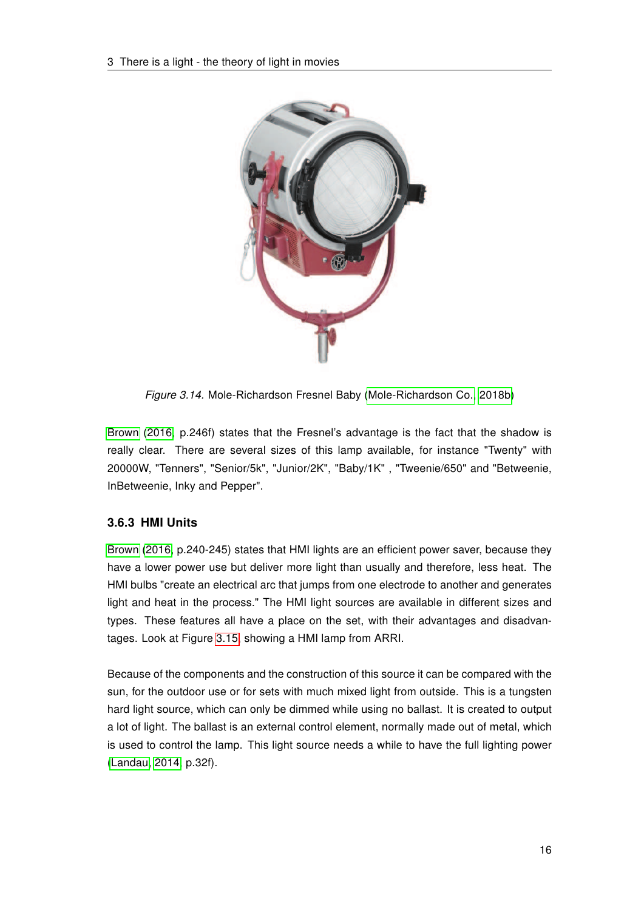*Figure 3.14.* Mole-Richardson Fresnel Baby (Mole-Richardson Co., 2018b)

Brown (2016, p.246f) states that the Fresnel's advantage is the fact that the shadow is really clear. There are several sizes of this lamp available, for instance "Twenty" with 20000W, "Tenners", "Senior/5k", "Junior/2K", "Baby/1K" , "Tweenie/650" and "Betweenie, InBetweenie, Inky and Pepper".

### 3.6.3 HMI Units

Brown (2016, p.240-245) states that HMI lights are an efficient power saver, because they have a lower power use but deliver more light than usually and therefore, less heat. The HMI bulbs "create an electrical arc that jumps from one electrode to another and generates light and heat in the process." The HMI light sources are available in different sizes and types. These features all have a place on the set, with their advantages and disadvantages. Look at Figure 3.15, showing a HMI lamp from ARRI.

Because of the components and the construction of this source it can be compared with the sun, for the outdoor use or for sets with much mixed light from outside. This is a tungsten hard light source, which can only be dimmed while using no ballast. It is created to output a lot of light. The ballast is an external control element, normally made out of metal, which is used to control the lamp. This light source needs a while to have the full lighting power (Landau, 2014, p.32f).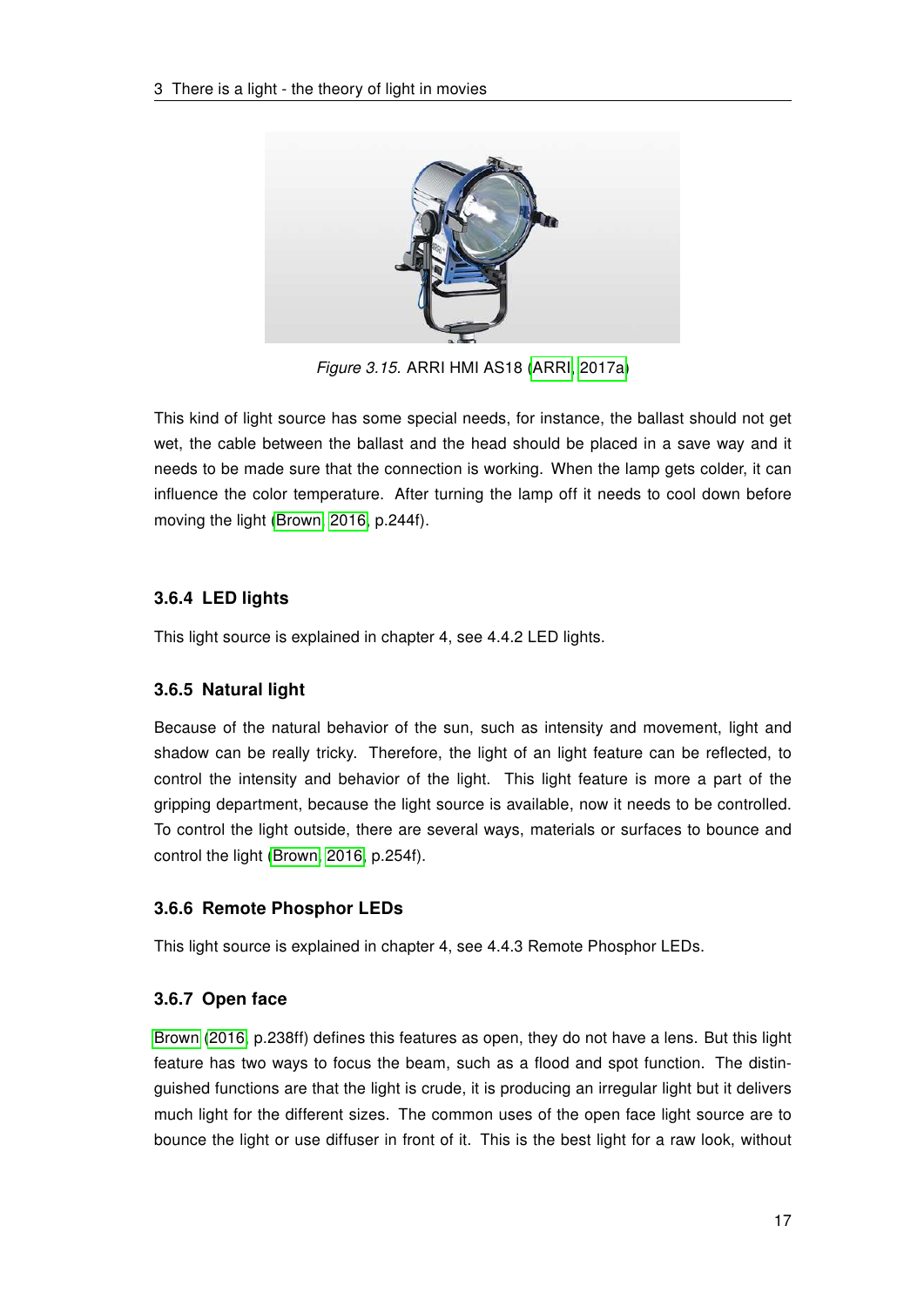*Figure 3.15.* ARRI HMI AS18 (ARRI, 2017a)

This kind of light source has some special needs, for instance, the ballast should not get wet, the cable between the ballast and the head should be placed in a save way and it needs to be made sure that the connection is working. When the lamp gets colder, it can influence the color temperature. After turning the lamp off it needs to cool down before moving the light (Brown, 2016, p.244f).

### 3.6.4 LED lights

This light source is explained in chapter 4, see 4.4.2 LED lights.

### 3.6.5 Natural light

Because of the natural behavior of the sun, such as intensity and movement, light and shadow can be really tricky. Therefore, the light of an light feature can be reflected, to control the intensity and behavior of the light. This light feature is more a part of the gripping department, because the light source is available, now it needs to be controlled. To control the light outside, there are several ways, materials or surfaces to bounce and control the light (Brown, 2016, p.254f).

### 3.6.6 Remote Phosphor LEDs

This light source is explained in chapter 4, see 4.4.3 Remote Phosphor LEDs.

### 3.6.7 Open face

Brown (2016, p.238ff) defines this features as open, they do not have a lens. But this light feature has two ways to focus the beam, such as a flood and spot function. The distinguished functions are that the light is crude, it is producing an irregular light but it delivers much light for the different sizes. The common uses of the open face light source are to bounce the light or use diffuser in front of it. This is the best light for a raw look, without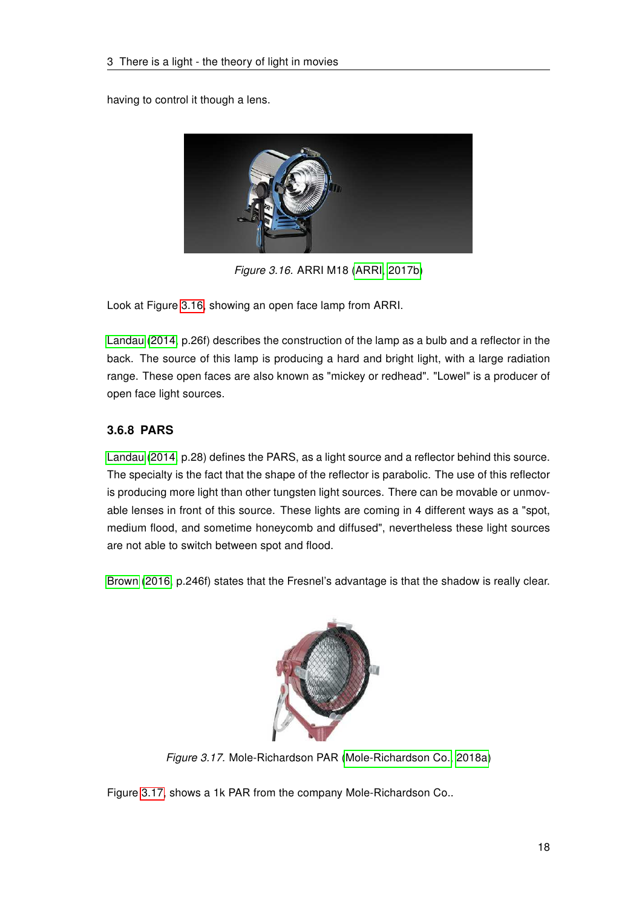having to control it though a lens.

*Figure 3.16.* ARRI M18 (ARRI, 2017b)

Look at Figure 3.16, showing an open face lamp from ARRI.

Landau (2014, p.26f) describes the construction of the lamp as a bulb and a reflector in the back. The source of this lamp is producing a hard and bright light, with a large radiation range. These open faces are also known as "mickey or redhead". "Lowel" is a producer of open face light sources.

### 3.6.8 PARS

Landau (2014, p.28) defines the PARS, as a light source and a reflector behind this source. The specialty is the fact that the shape of the reflector is parabolic. The use of this reflector is producing more light than other tungsten light sources. There can be movable or unmovable lenses in front of this source. These lights are coming in 4 different ways as a "spot, medium flood, and sometime honeycomb and diffused", nevertheless these light sources are not able to switch between spot and flood.

Brown (2016, p.246f) states that the Fresnel's advantage is that the shadow is really clear.

*Figure 3.17.* Mole-Richardson PAR (Mole-Richardson Co., 2018a)

Figure 3.17, shows a 1k PAR from the company Mole-Richardson Co..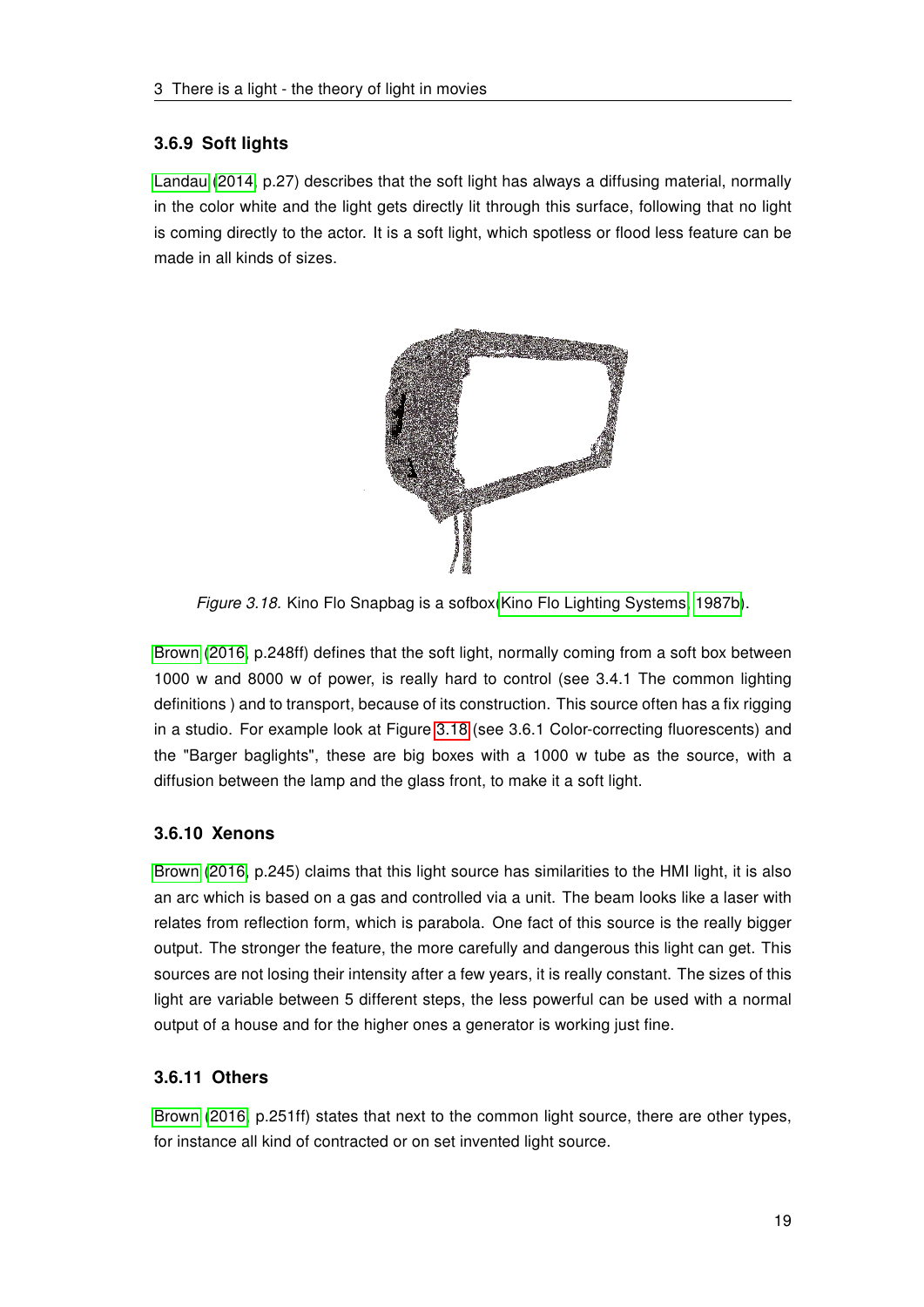### 3.6.9 Soft lights

Landau (2014, p.27) describes that the soft light has always a diffusing material, normally in the color white and the light gets directly lit through this surface, following that no light is coming directly to the actor. It is a soft light, which spotless or flood less feature can be made in all kinds of sizes.

*Figure 3.18.* Kino Flo Snapbag is a sofbox(Kino Flo Lighting Systems, 1987b).

Brown (2016, p.248ff) defines that the soft light, normally coming from a soft box between 1000 w and 8000 w of power, is really hard to control (see 3.4.1 The common lighting definitions ) and to transport, because of its construction. This source often has a fix rigging in a studio. For example look at Figure 3.18 (see 3.6.1 Color-correcting fluorescents) and the "Barger baglights", these are big boxes with a 1000 w tube as the source, with a diffusion between the lamp and the glass front, to make it a soft light.

### 3.6.10 Xenons

Brown (2016, p.245) claims that this light source has similarities to the HMI light, it is also an arc which is based on a gas and controlled via a unit. The beam looks like a laser with relates from reflection form, which is parabola. One fact of this source is the really bigger output. The stronger the feature, the more carefully and dangerous this light can get. This sources are not losing their intensity after a few years, it is really constant. The sizes of this light are variable between 5 different steps, the less powerful can be used with a normal output of a house and for the higher ones a generator is working just fine.

### 3.6.11 Others

Brown (2016, p.251ff) states that next to the common light source, there are other types, for instance all kind of contracted or on set invented light source.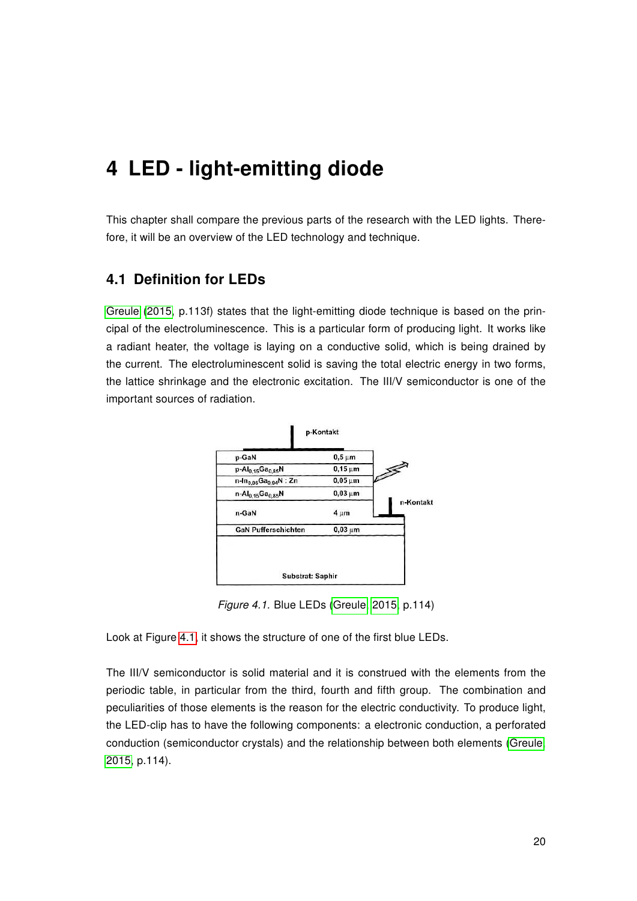# 4 LED - light-emitting diode

This chapter shall compare the previous parts of the research with the LED lights. Therefore, it will be an overview of the LED technology and technique.

## 4.1 Definition for LEDs

Greule (2015, p.113f) states that the light-emitting diode technique is based on the principal of the electroluminescence. This is a particular form of producing light. It works like a radiant heater, the voltage is laying on a conductive solid, which is being drained by the current. The electroluminescent solid is saving the total electric energy in two forms, the lattice shrinkage and the electronic excitation. The III/V semiconductor is one of the important sources of radiation.

*Figure 4.1.* Blue LEDs (Greule, 2015, p.114)

Look at Figure 4.1, it shows the structure of one of the first blue LEDs.

The III/V semiconductor is solid material and it is construed with the elements from the periodic table, in particular from the third, fourth and fifth group. The combination and peculiarities of those elements is the reason for the electric conductivity. To produce light, the LED-clip has to have the following components: a electronic conduction, a perforated conduction (semiconductor crystals) and the relationship between both elements (Greule, 2015, p.114).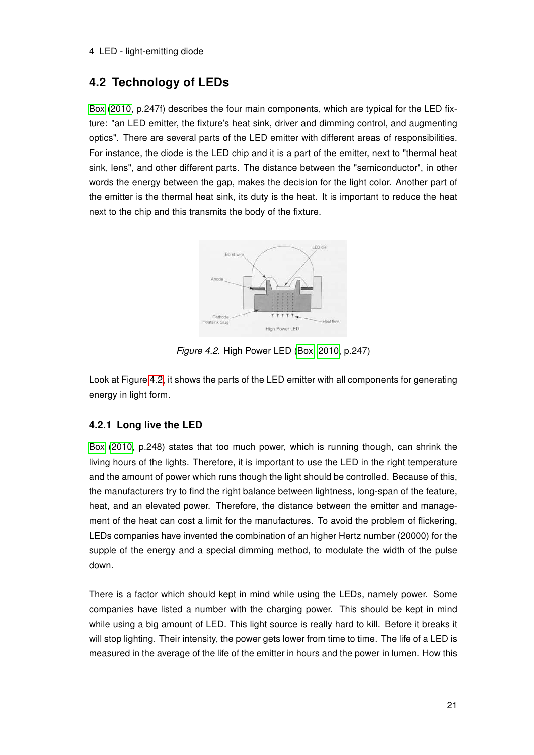## 4.2 Technology of LEDs

Box (2010, p.247f) describes the four main components, which are typical for the LED fixture: "an LED emitter, the fixture's heat sink, driver and dimming control, and augmenting optics". There are several parts of the LED emitter with different areas of responsibilities. For instance, the diode is the LED chip and it is a part of the emitter, next to "thermal heat sink, lens", and other different parts. The distance between the "semiconductor", in other words the energy between the gap, makes the decision for the light color. Another part of the emitter is the thermal heat sink, its duty is the heat. It is important to reduce the heat next to the chip and this transmits the body of the fixture.

*Figure 4.2.* High Power LED (Box, 2010, p.247)

Look at Figure 4.2, it shows the parts of the LED emitter with all components for generating energy in light form.

### 4.2.1 Long live the LED

Box (2010, p.248) states that too much power, which is running though, can shrink the living hours of the lights. Therefore, it is important to use the LED in the right temperature and the amount of power which runs though the light should be controlled. Because of this, the manufacturers try to find the right balance between lightness, long-span of the feature, heat, and an elevated power. Therefore, the distance between the emitter and management of the heat can cost a limit for the manufactures. To avoid the problem of flickering, LEDs companies have invented the combination of an higher Hertz number (20000) for the supple of the energy and a special dimming method, to modulate the width of the pulse down.

There is a factor which should kept in mind while using the LEDs, namely power. Some companies have listed a number with the charging power. This should be kept in mind while using a big amount of LED. This light source is really hard to kill. Before it breaks it will stop lighting. Their intensity, the power gets lower from time to time. The life of a LED is measured in the average of the life of the emitter in hours and the power in lumen. How this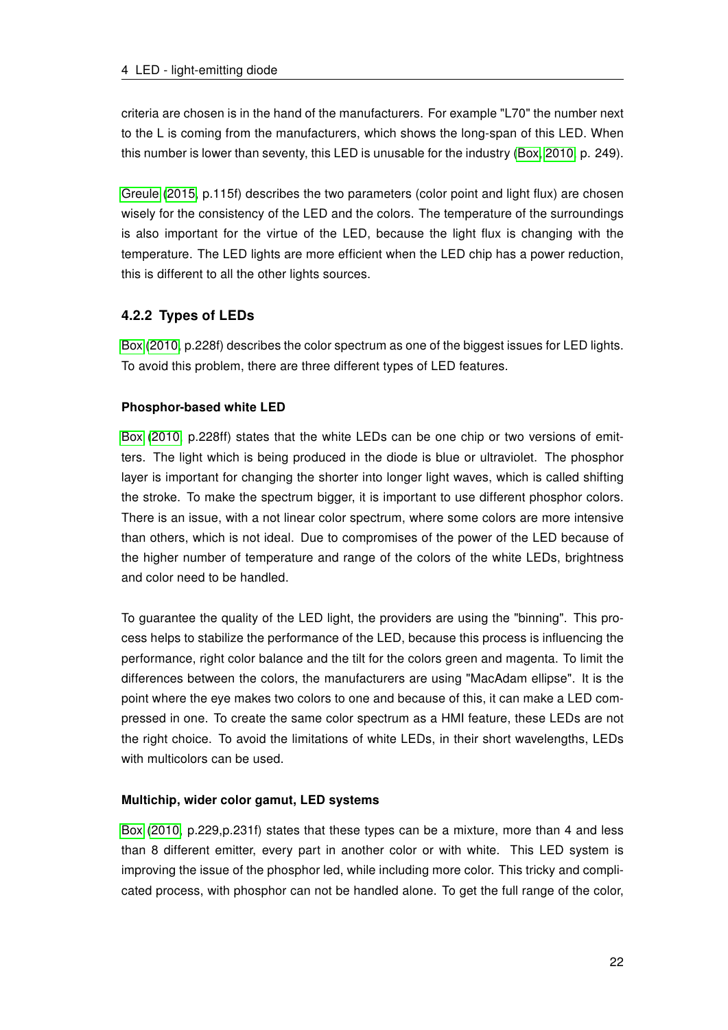criteria are chosen is in the hand of the manufacturers. For example "L70" the number next to the L is coming from the manufacturers, which shows the long-span of this LED. When this number is lower than seventy, this LED is unusable for the industry (Box, 2010, p. 249).

Greule (2015, p.115f) describes the two parameters (color point and light flux) are chosen wisely for the consistency of the LED and the colors. The temperature of the surroundings is also important for the virtue of the LED, because the light flux is changing with the temperature. The LED lights are more efficient when the LED chip has a power reduction, this is different to all the other lights sources.

### 4.2.2 Types of LEDs

Box (2010, p.228f) describes the color spectrum as one of the biggest issues for LED lights. To avoid this problem, there are three different types of LED features.

#### Phosphor-based white LED

Box (2010, p.228ff) states that the white LEDs can be one chip or two versions of emitters. The light which is being produced in the diode is blue or ultraviolet. The phosphor layer is important for changing the shorter into longer light waves, which is called shifting the stroke. To make the spectrum bigger, it is important to use different phosphor colors. There is an issue, with a not linear color spectrum, where some colors are more intensive than others, which is not ideal. Due to compromises of the power of the LED because of the higher number of temperature and range of the colors of the white LEDs, brightness and color need to be handled.

To guarantee the quality of the LED light, the providers are using the "binning". This process helps to stabilize the performance of the LED, because this process is influencing the performance, right color balance and the tilt for the colors green and magenta. To limit the differences between the colors, the manufacturers are using "MacAdam ellipse". It is the point where the eye makes two colors to one and because of this, it can make a LED compressed in one. To create the same color spectrum as a HMI feature, these LEDs are not the right choice. To avoid the limitations of white LEDs, in their short wavelengths, LEDs with multicolors can be used.

#### Multichip, wider color gamut, LED systems

Box (2010, p.229,p.231f) states that these types can be a mixture, more than 4 and less than 8 different emitter, every part in another color or with white. This LED system is improving the issue of the phosphor led, while including more color. This tricky and complicated process, with phosphor can not be handled alone. To get the full range of the color,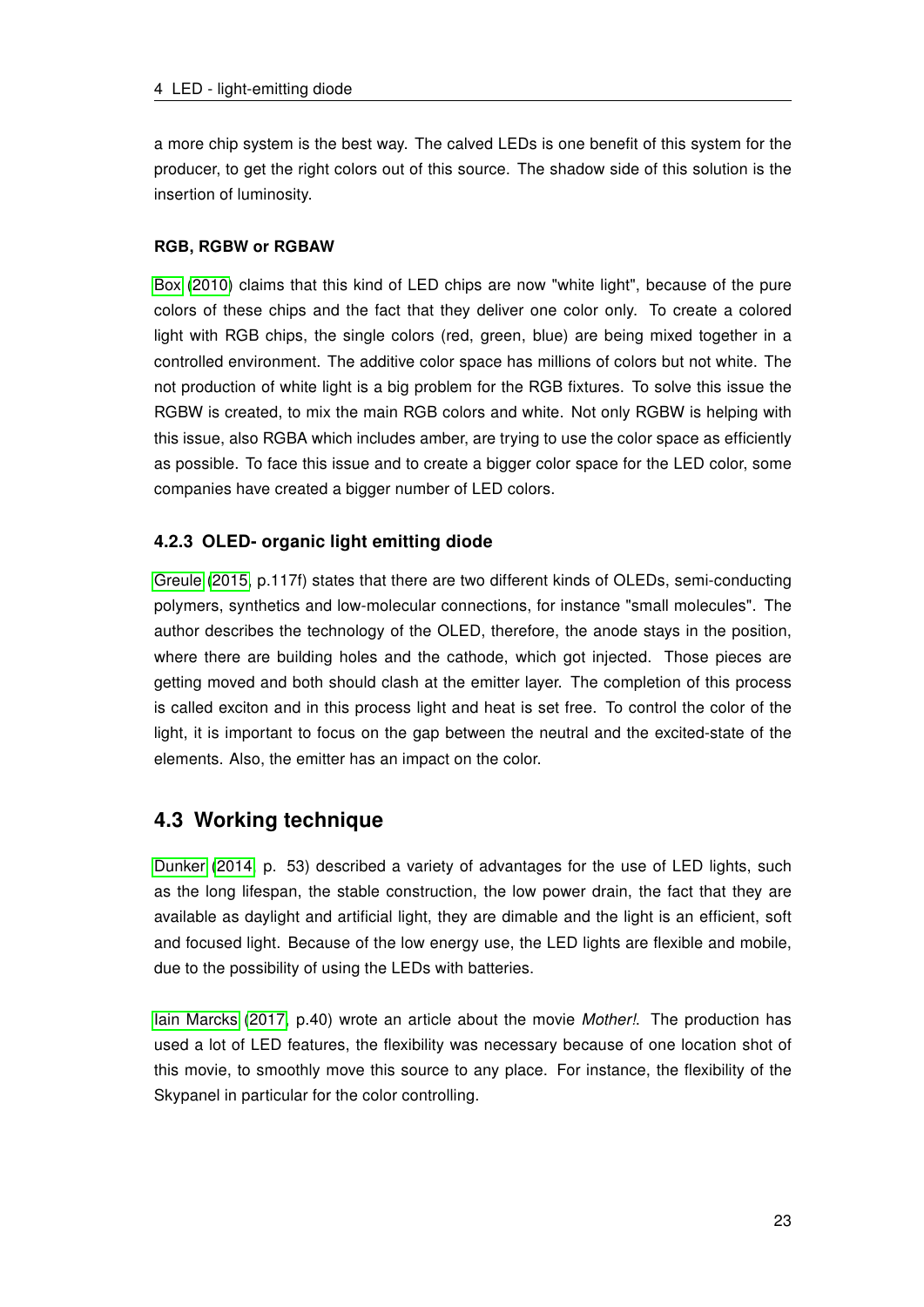a more chip system is the best way. The calved LEDs is one benefit of this system for the producer, to get the right colors out of this source. The shadow side of this solution is the insertion of luminosity.

#### RGB, RGBW or RGBAW

Box (2010) claims that this kind of LED chips are now "white light", because of the pure colors of these chips and the fact that they deliver one color only. To create a colored light with RGB chips, the single colors (red, green, blue) are being mixed together in a controlled environment. The additive color space has millions of colors but not white. The not production of white light is a big problem for the RGB fixtures. To solve this issue the RGBW is created, to mix the main RGB colors and white. Not only RGBW is helping with this issue, also RGBA which includes amber, are trying to use the color space as efficiently as possible. To face this issue and to create a bigger color space for the LED color, some companies have created a bigger number of LED colors.

### 4.2.3 OLED- organic light emitting diode

Greule (2015, p.117f) states that there are two different kinds of OLEDs, semi-conducting polymers, synthetics and low-molecular connections, for instance "small molecules". The author describes the technology of the OLED, therefore, the anode stays in the position, where there are building holes and the cathode, which got injected. Those pieces are getting moved and both should clash at the emitter layer. The completion of this process is called exciton and in this process light and heat is set free. To control the color of the light, it is important to focus on the gap between the neutral and the excited-state of the elements. Also, the emitter has an impact on the color.

## 4.3 Working technique

Dunker (2014, p. 53) described a variety of advantages for the use of LED lights, such as the long lifespan, the stable construction, the low power drain, the fact that they are available as daylight and artificial light, they are dimable and the light is an efficient, soft and focused light. Because of the low energy use, the LED lights are flexible and mobile, due to the possibility of using the LEDs with batteries.

Iain Marcks (2017, p.40) wrote an article about the movie *Mother!*. The production has used a lot of LED features, the flexibility was necessary because of one location shot of this movie, to smoothly move this source to any place. For instance, the flexibility of the Skypanel in particular for the color controlling.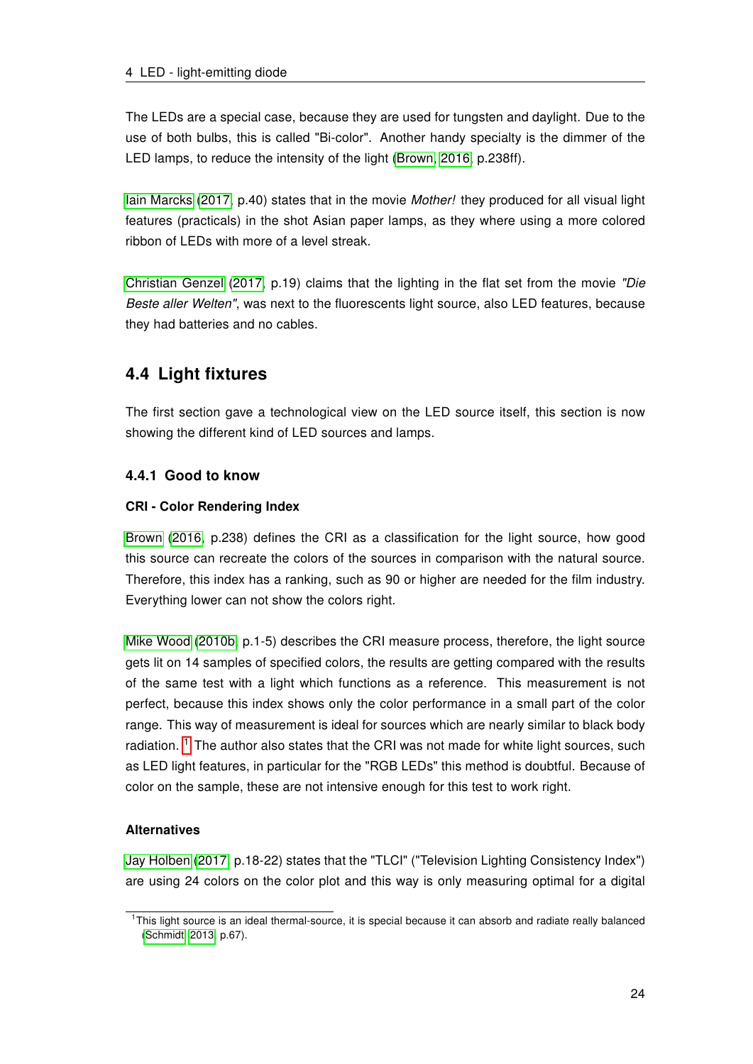The LEDs are a special case, because they are used for tungsten and daylight. Due to the use of both bulbs, this is called "Bi-color". Another handy specialty is the dimmer of the LED lamps, to reduce the intensity of the light (Brown, 2016, p.238ff).

Iain Marcks (2017, p.40) states that in the movie *Mother!* they produced for all visual light features (practicals) in the shot Asian paper lamps, as they where using a more colored ribbon of LEDs with more of a level streak.

Christian Genzel (2017, p.19) claims that the lighting in the flat set from the movie *"Die Beste aller Welten"*, was next to the fluorescents light source, also LED features, because they had batteries and no cables.

## 4.4 Light fixtures

The first section gave a technological view on the LED source itself, this section is now showing the different kind of LED sources and lamps.

### 4.4.1 Good to know

**CRI - Color Rendering Index**

Brown (2016, p.238) defines the CRI as a classification for the light source, how good this source can recreate the colors of the sources in comparison with the natural source. Therefore, this index has a ranking, such as 90 or higher are needed for the film industry. Everything lower can not show the colors right.

Mike Wood (2010b, p.1-5) describes the CRI measure process, therefore, the light source gets lit on 14 samples of specified colors, the results are getting compared with the results of the same test with a light which functions as a reference. This measurement is not perfect, because this index shows only the color performance in a small part of the color range. This way of measurement is ideal for sources which are nearly similar to black body radiation. [1] The author also states that the CRI was not made for white light sources, such as LED light features, in particular for the "RGB LEDs" this method is doubtful. Because of color on the sample, these are not intensive enough for this test to work right.

**Alternatives**

Jay Holben (2017, p.18-22) states that the "TLCI" ("Television Lighting Consistency Index") are using 24 colors on the color plot and this way is only measuring optimal for a digital

[1] This light source is an ideal thermal-source, it is special because it can absorb and radiate really balanced (Schmidt, 2013, p.67).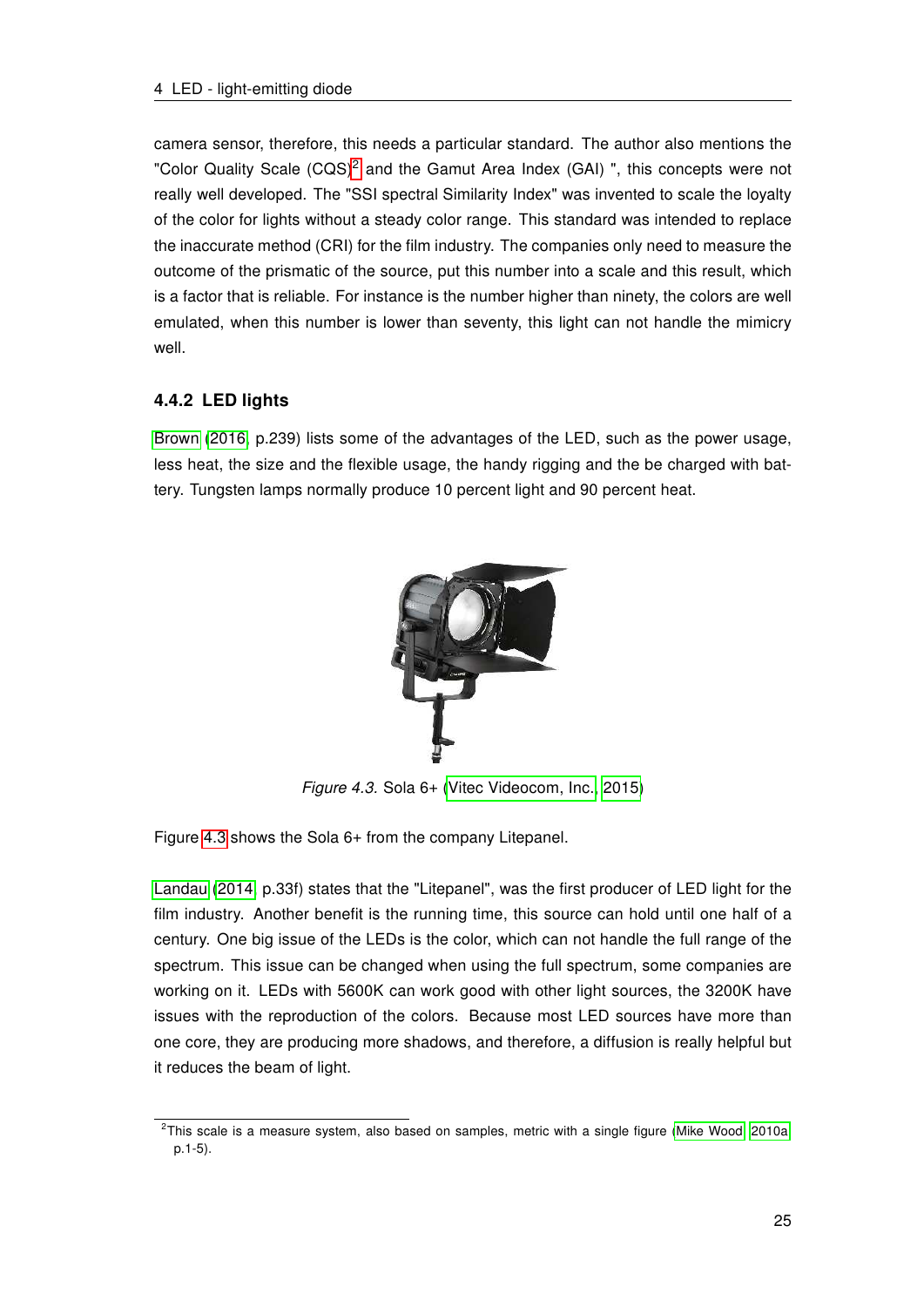camera sensor, therefore, this needs a particular standard. The author also mentions the "Color Quality Scale (CQS)[2] and the Gamut Area Index (GAI) ", this concepts were not really well developed. The "SSI spectral Similarity Index" was invented to scale the loyalty of the color for lights without a steady color range. This standard was intended to replace the inaccurate method (CRI) for the film industry. The companies only need to measure the outcome of the prismatic of the source, put this number into a scale and this result, which is a factor that is reliable. For instance is the number higher than ninety, the colors are well emulated, when this number is lower than seventy, this light can not handle the mimicry well.

### 4.4.2 LED lights

Brown (2016, p.239) lists some of the advantages of the LED, such as the power usage, less heat, the size and the flexible usage, the handy rigging and the be charged with battery. Tungsten lamps normally produce 10 percent light and 90 percent heat.

*Figure 4.3.* Sola 6+ (Vitec Videocom, Inc., 2015)

Figure 4.3 shows the Sola 6+ from the company Litepanel.

Landau (2014, p.33f) states that the "Litepanel", was the first producer of LED light for the film industry. Another benefit is the running time, this source can hold until one half of a century. One big issue of the LEDs is the color, which can not handle the full range of the spectrum. This issue can be changed when using the full spectrum, some companies are working on it. LEDs with 5600K can work good with other light sources, the 3200K have issues with the reproduction of the colors. Because most LED sources have more than one core, they are producing more shadows, and therefore, a diffusion is really helpful but it reduces the beam of light.

[2] This scale is a measure system, also based on samples, metric with a single figure (Mike Wood, 2010a, p.1-5).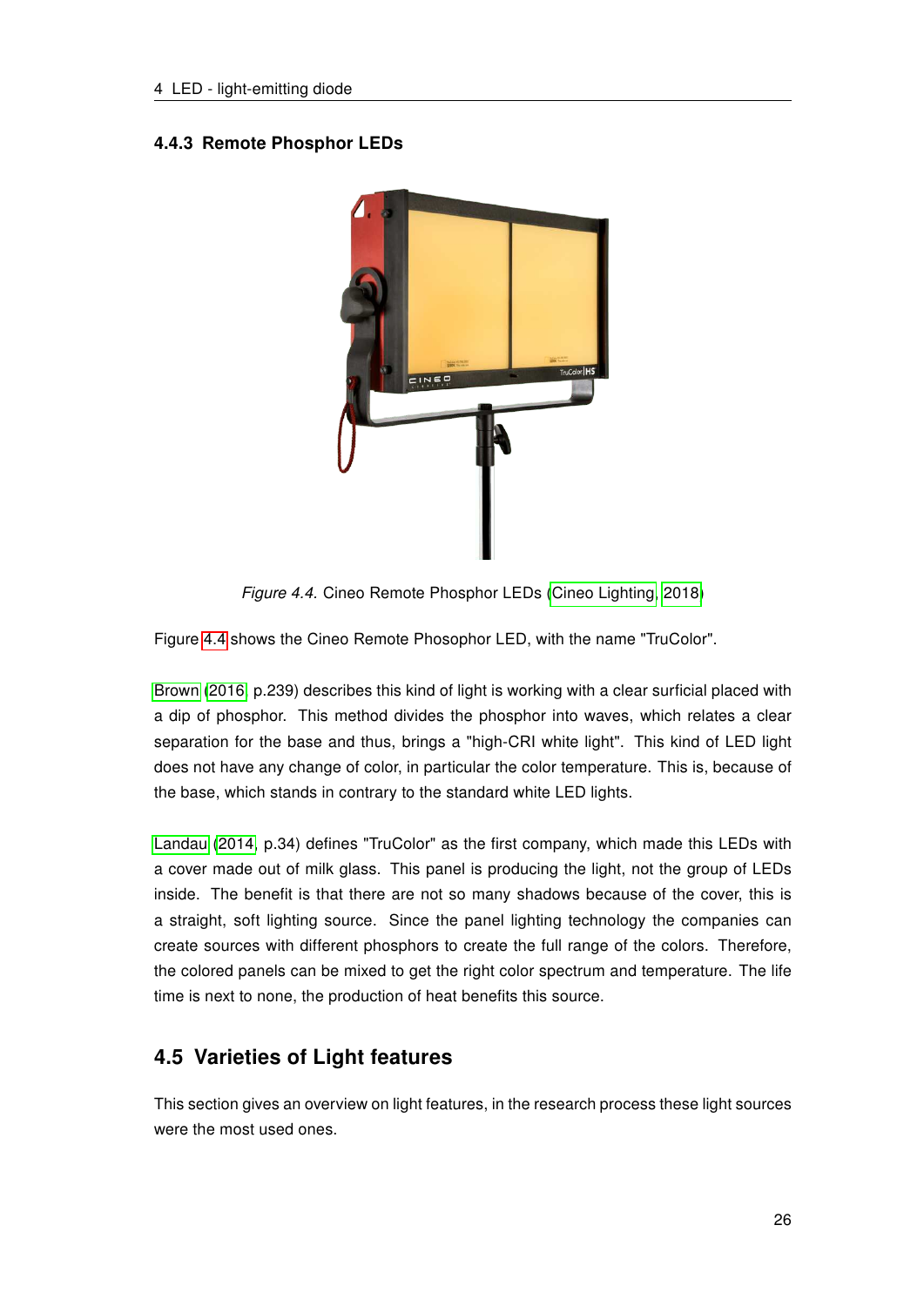### 4.4.3 Remote Phosphor LEDs

*Figure 4.4.* Cineo Remote Phosphor LEDs (Cineo Lighting, 2018)

Figure 4.4 shows the Cineo Remote Phosophor LED, with the name "TruColor".

Brown (2016, p.239) describes this kind of light is working with a clear surficial placed with a dip of phosphor. This method divides the phosphor into waves, which relates a clear separation for the base and thus, brings a "high-CRI white light". This kind of LED light does not have any change of color, in particular the color temperature. This is, because of the base, which stands in contrary to the standard white LED lights.

Landau (2014, p.34) defines "TruColor" as the first company, which made this LEDs with a cover made out of milk glass. This panel is producing the light, not the group of LEDs inside. The benefit is that there are not so many shadows because of the cover, this is a straight, soft lighting source. Since the panel lighting technology the companies can create sources with different phosphors to create the full range of the colors. Therefore, the colored panels can be mixed to get the right color spectrum and temperature. The life time is next to none, the production of heat benefits this source.

## 4.5 Varieties of Light features

This section gives an overview on light features, in the research process these light sources were the most used ones.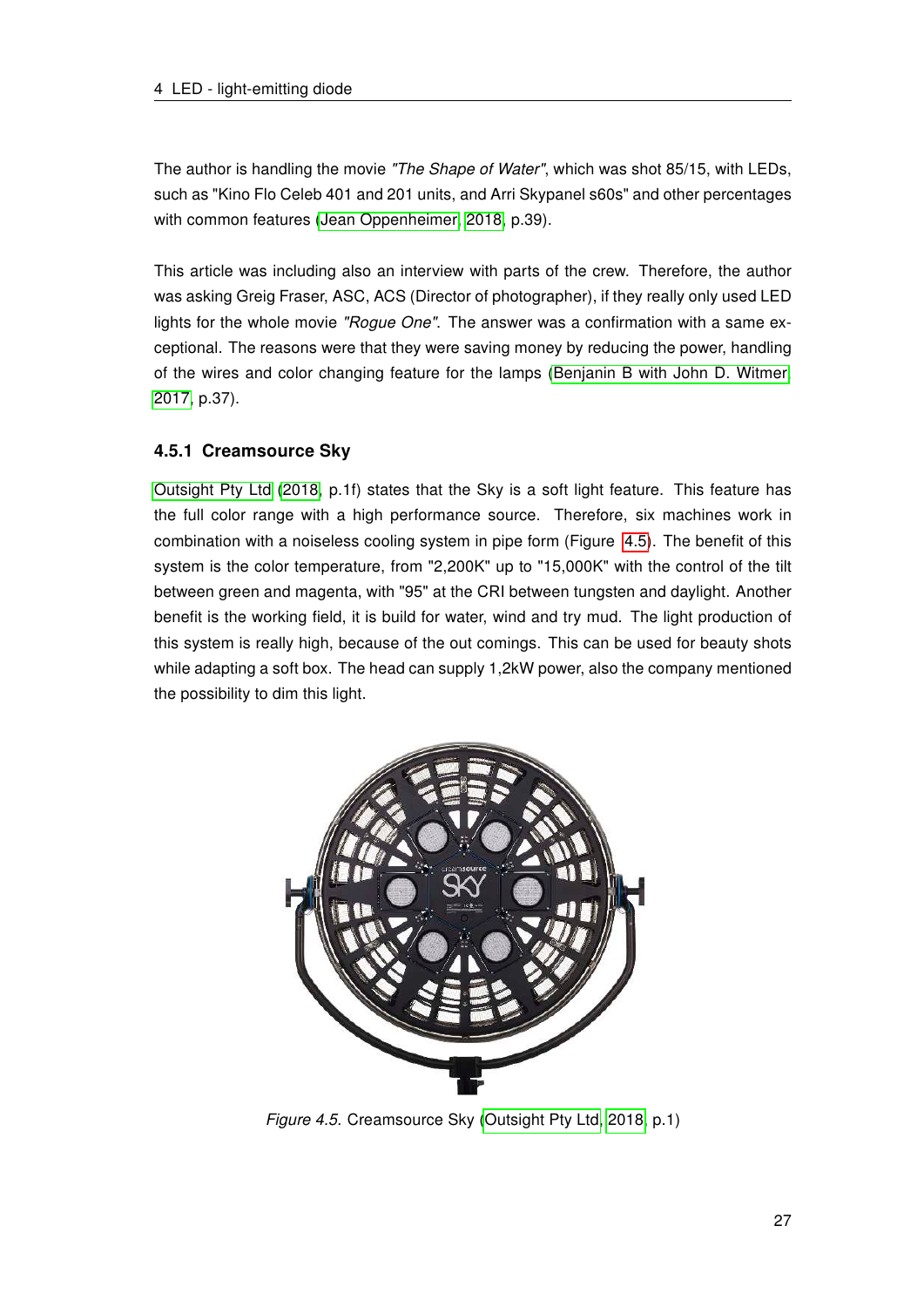The author is handling the movie *"The Shape of Water"*, which was shot 85/15, with LEDs, such as "Kino Flo Celeb 401 and 201 units, and Arri Skypanel s60s" and other percentages with common features (Jean Oppenheimer, 2018, p.39).

This article was including also an interview with parts of the crew. Therefore, the author was asking Greig Fraser, ASC, ACS (Director of photographer), if they really only used LED lights for the whole movie *"Rogue One"*. The answer was a confirmation with a same exceptional. The reasons were that they were saving money by reducing the power, handling of the wires and color changing feature for the lamps (Benjanin B with John D. Witmer, 2017, p.37).

### 4.5.1 Creamsource Sky

Outsight Pty Ltd (2018, p.1f) states that the Sky is a soft light feature. This feature has the full color range with a high performance source. Therefore, six machines work in combination with a noiseless cooling system in pipe form (Figure 4.5). The benefit of this system is the color temperature, from "2,200K" up to "15,000K" with the control of the tilt between green and magenta, with "95" at the CRI between tungsten and daylight. Another benefit is the working field, it is build for water, wind and try mud. The light production of this system is really high, because of the out comings. This can be used for beauty shots while adapting a soft box. The head can supply 1,2kW power, also the company mentioned the possibility to dim this light.

*Figure 4.5.* Creamsource Sky (Outsight Pty Ltd, 2018, p.1)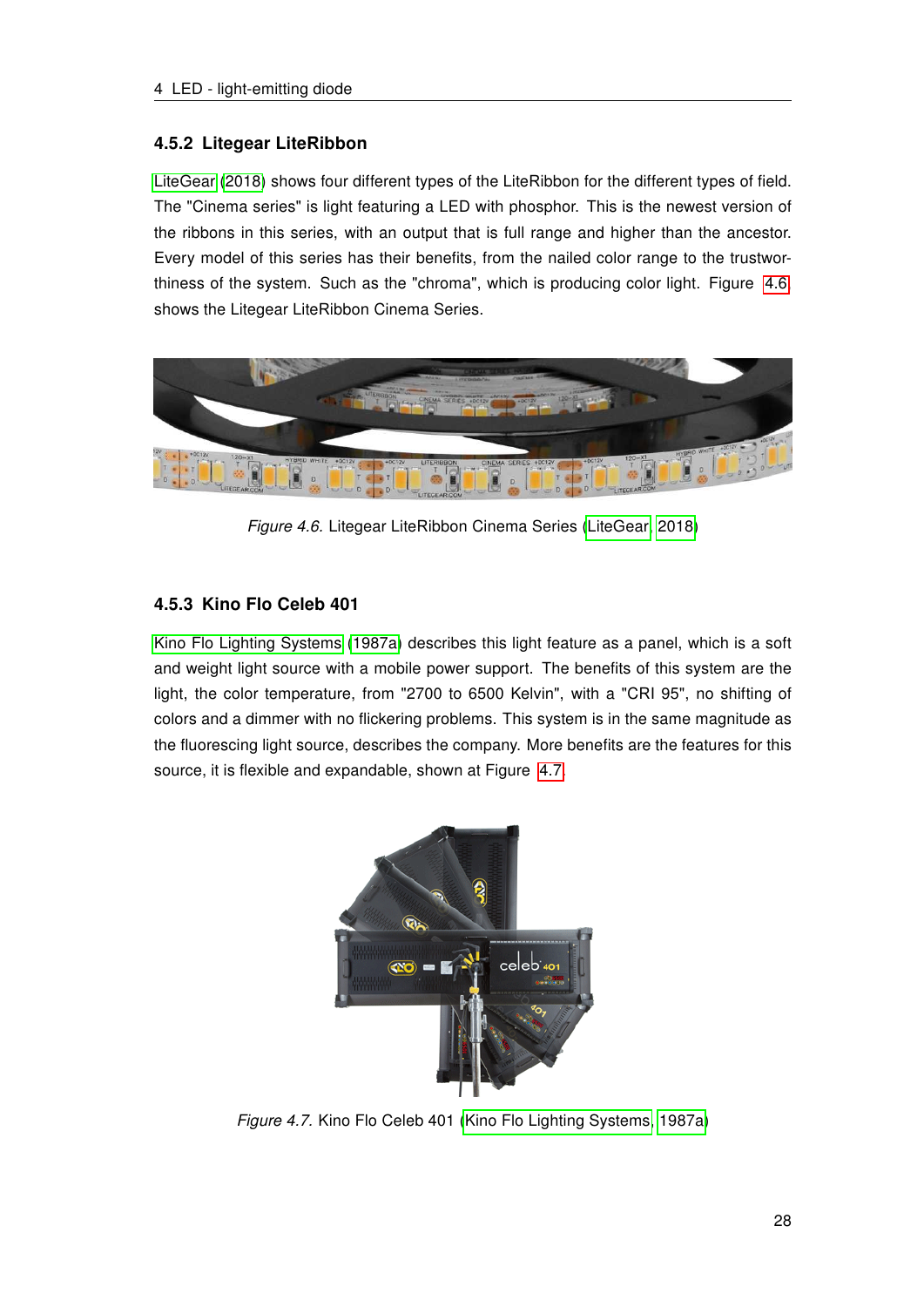### 4.5.2 Litegear LiteRibbon

LiteGear (2018) shows four different types of the LiteRibbon for the different types of field. The "Cinema series" is light featuring a LED with phosphor. This is the newest version of the ribbons in this series, with an output that is full range and higher than the ancestor. Every model of this series has their benefits, from the nailed color range to the trustworthiness of the system. Such as the "chroma", which is producing color light. Figure 4.6 shows the Litegear LiteRibbon Cinema Series.

*Figure 4.6.* Litegear LiteRibbon Cinema Series (LiteGear, 2018)

### 4.5.3 Kino Flo Celeb 401

Kino Flo Lighting Systems (1987a) describes this light feature as a panel, which is a soft and weight light source with a mobile power support. The benefits of this system are the light, the color temperature, from "2700 to 6500 Kelvin", with a "CRI 95", no shifting of colors and a dimmer with no flickering problems. This system is in the same magnitude as the fluorescing light source, describes the company. More benefits are the features for this source, it is flexible and expandable, shown at Figure 4.7.

*Figure 4.7.* Kino Flo Celeb 401 (Kino Flo Lighting Systems, 1987a)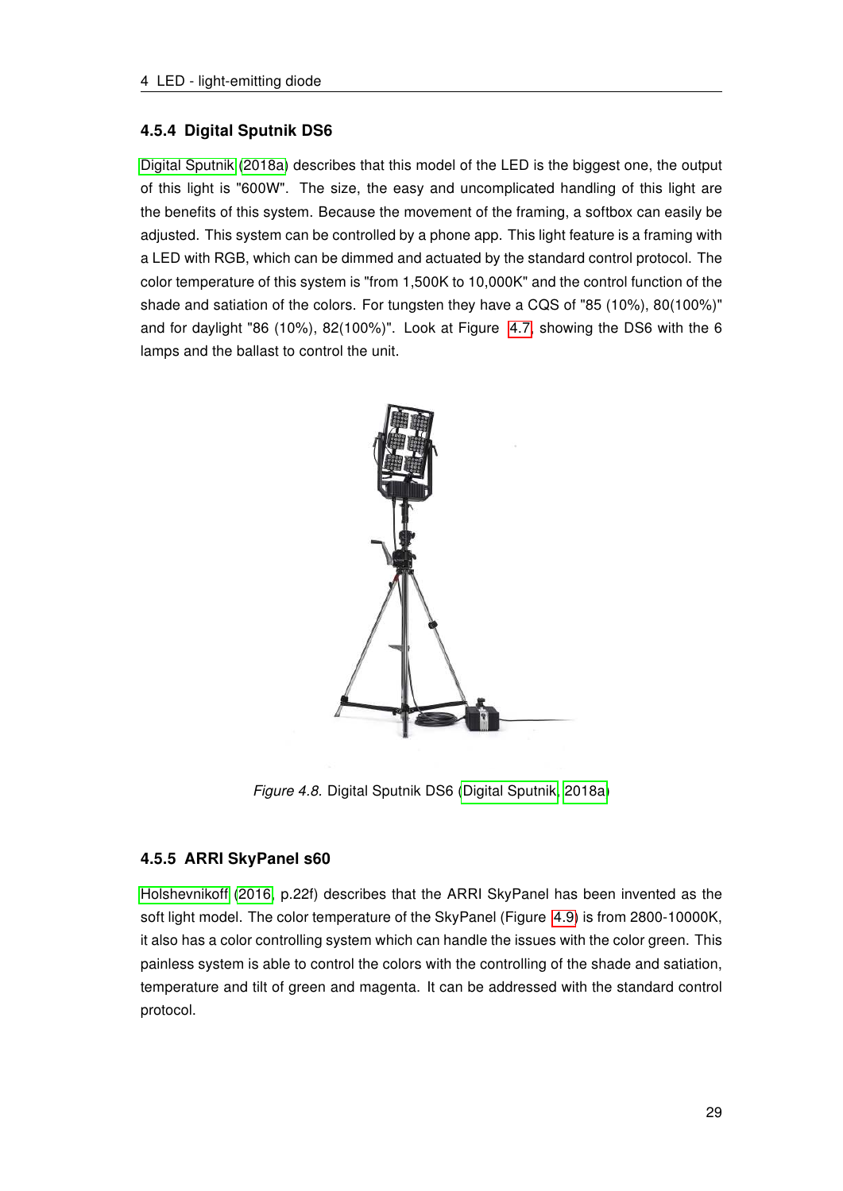### 4.5.4 Digital Sputnik DS6

Digital Sputnik (2018a) describes that this model of the LED is the biggest one, the output of this light is "600W". The size, the easy and uncomplicated handling of this light are the benefits of this system. Because the movement of the framing, a softbox can easily be adjusted. This system can be controlled by a phone app. This light feature is a framing with a LED with RGB, which can be dimmed and actuated by the standard control protocol. The color temperature of this system is "from 1,500K to 10,000K" and the control function of the shade and satiation of the colors. For tungsten they have a CQS of "85 (10%), 80(100%)" and for daylight "86 (10%), 82(100%)". Look at Figure 4.7, showing the DS6 with the 6 lamps and the ballast to control the unit.

*Figure 4.8.* Digital Sputnik DS6 (Digital Sputnik, 2018a)

### 4.5.5 ARRI SkyPanel s60

Holshevnikoff (2016, p.22f) describes that the ARRI SkyPanel has been invented as the soft light model. The color temperature of the SkyPanel (Figure 4.9) is from 2800-10000K, it also has a color controlling system which can handle the issues with the color green. This painless system is able to control the colors with the controlling of the shade and satiation, temperature and tilt of green and magenta. It can be addressed with the standard control protocol.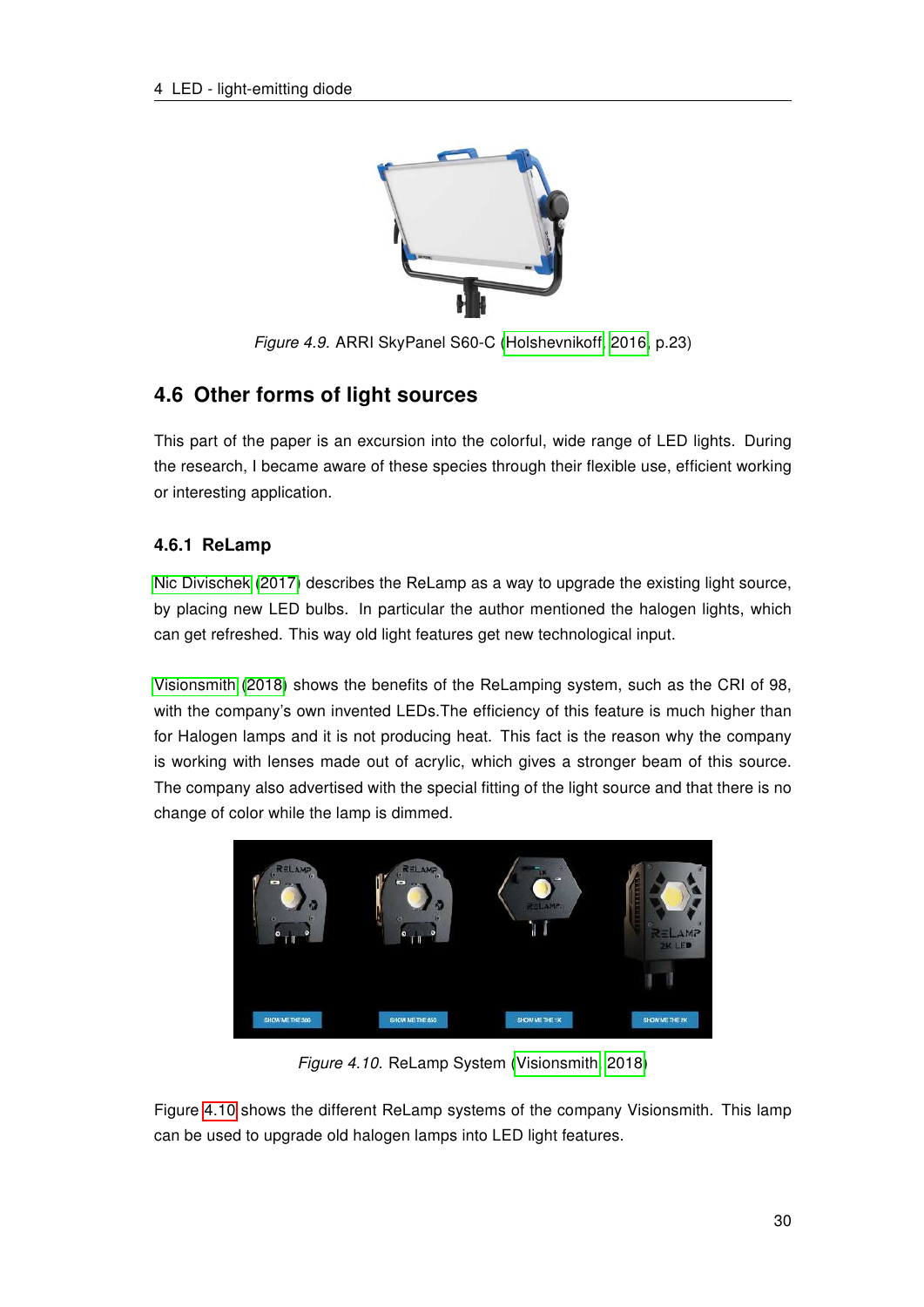*Figure 4.9.* ARRI SkyPanel S60-C (Holshevnikoff, 2016, p.23)

## 4.6 Other forms of light sources

This part of the paper is an excursion into the colorful, wide range of LED lights. During the research, I became aware of these species through their flexible use, efficient working or interesting application.

### 4.6.1 ReLamp

Nic Divischek (2017) describes the ReLamp as a way to upgrade the existing light source, by placing new LED bulbs. In particular the author mentioned the halogen lights, which can get refreshed. This way old light features get new technological input.

Visionsmith (2018) shows the benefits of the ReLamping system, such as the CRI of 98, with the company's own invented LEDs.The efficiency of this feature is much higher than for Halogen lamps and it is not producing heat. This fact is the reason why the company is working with lenses made out of acrylic, which gives a stronger beam of this source. The company also advertised with the special fitting of the light source and that there is no change of color while the lamp is dimmed.

*Figure 4.10.* ReLamp System (Visionsmith, 2018)

Figure 4.10 shows the different ReLamp systems of the company Visionsmith. This lamp can be used to upgrade old halogen lamps into LED light features.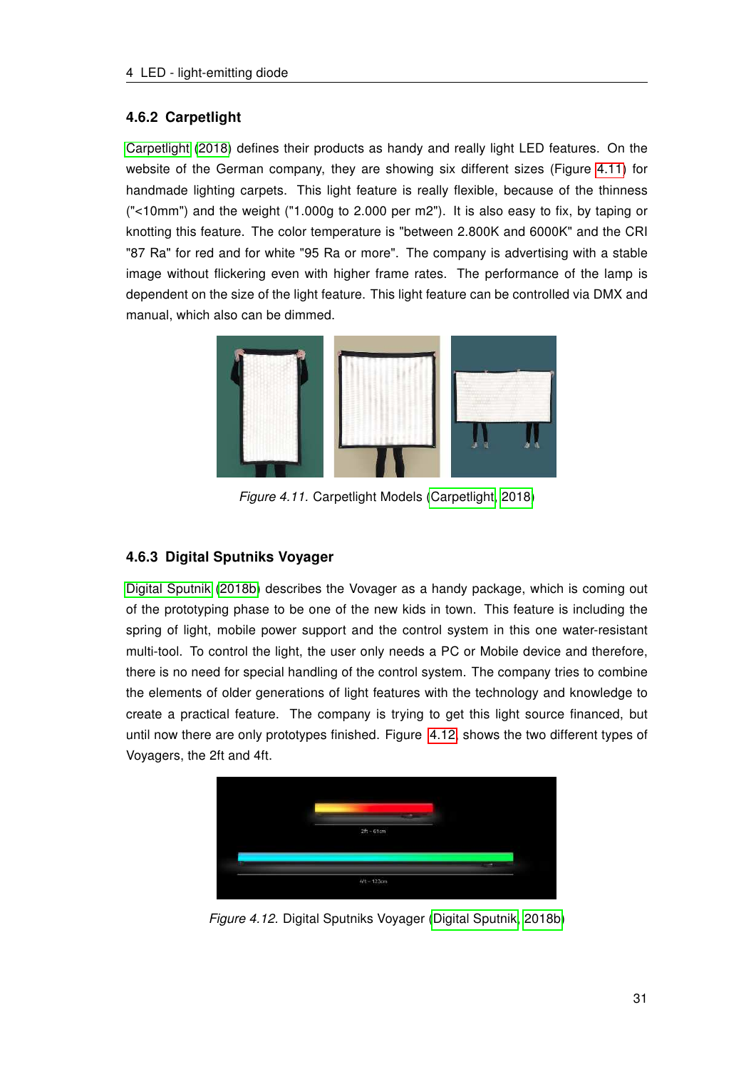### 4.6.2 Carpetlight

Carpetlight (2018) defines their products as handy and really light LED features. On the website of the German company, they are showing six different sizes (Figure 4.11) for handmade lighting carpets. This light feature is really flexible, because of the thinness ("<10mm") and the weight ("1.000g to 2.000 per m2"). It is also easy to fix, by taping or knotting this feature. The color temperature is "between 2.800K and 6000K" and the CRI "87 Ra" for red and for white "95 Ra or more". The company is advertising with a stable image without flickering even with higher frame rates. The performance of the lamp is dependent on the size of the light feature. This light feature can be controlled via DMX and manual, which also can be dimmed.

*Figure 4.11.* Carpetlight Models (Carpetlight, 2018)

### 4.6.3 Digital Sputniks Voyager

Digital Sputnik (2018b) describes the Vovager as a handy package, which is coming out of the prototyping phase to be one of the new kids in town. This feature is including the spring of light, mobile power support and the control system in this one water-resistant multi-tool. To control the light, the user only needs a PC or Mobile device and therefore, there is no need for special handling of the control system. The company tries to combine the elements of older generations of light features with the technology and knowledge to create a practical feature. The company is trying to get this light source financed, but until now there are only prototypes finished. Figure 4.12 shows the two different types of Voyagers, the 2ft and 4ft.

*Figure 4.12.* Digital Sputniks Voyager (Digital Sputnik, 2018b)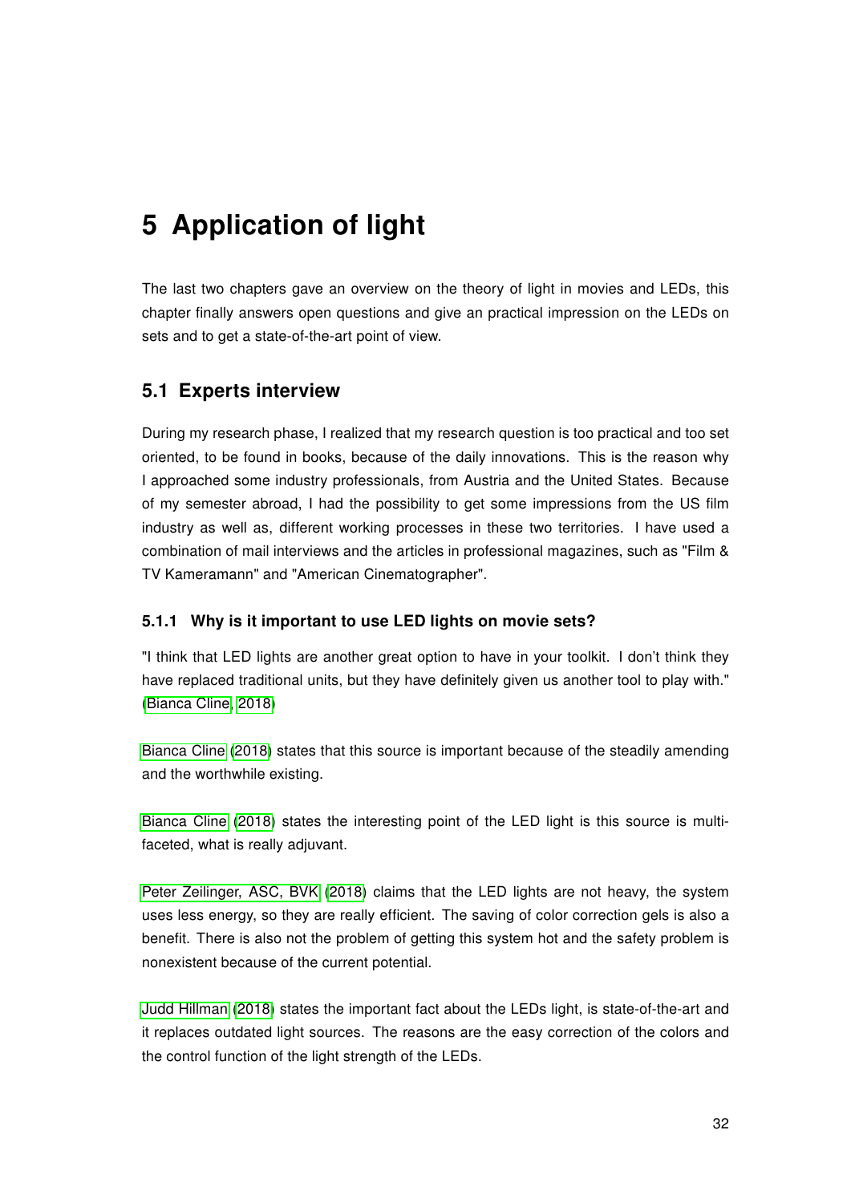# 5 Application of light

The last two chapters gave an overview on the theory of light in movies and LEDs, this chapter finally answers open questions and give an practical impression on the LEDs on sets and to get a state-of-the-art point of view.

## 5.1 Experts interview

During my research phase, I realized that my research question is too practical and too set oriented, to be found in books, because of the daily innovations. This is the reason why I approached some industry professionals, from Austria and the United States. Because of my semester abroad, I had the possibility to get some impressions from the US film industry as well as, different working processes in these two territories. I have used a combination of mail interviews and the articles in professional magazines, such as "Film & TV Kameramann" and "American Cinematographer".

### 5.1.1 Why is it important to use LED lights on movie sets?

"I think that LED lights are another great option to have in your toolkit. I don't think they have replaced traditional units, but they have definitely given us another tool to play with." (Bianca Cline, 2018)

Bianca Cline (2018) states that this source is important because of the steadily amending and the worthwhile existing.

Bianca Cline (2018) states the interesting point of the LED light is this source is multi-faceted, what is really adjuvant.

Peter Zeilinger, ASC, BVK (2018) claims that the LED lights are not heavy, the system uses less energy, so they are really efficient. The saving of color correction gels is also a benefit. There is also not the problem of getting this system hot and the safety problem is nonexistent because of the current potential.

Judd Hillman (2018) states the important fact about the LEDs light, is state-of-the-art and it replaces outdated light sources. The reasons are the easy correction of the colors and the control function of the light strength of the LEDs.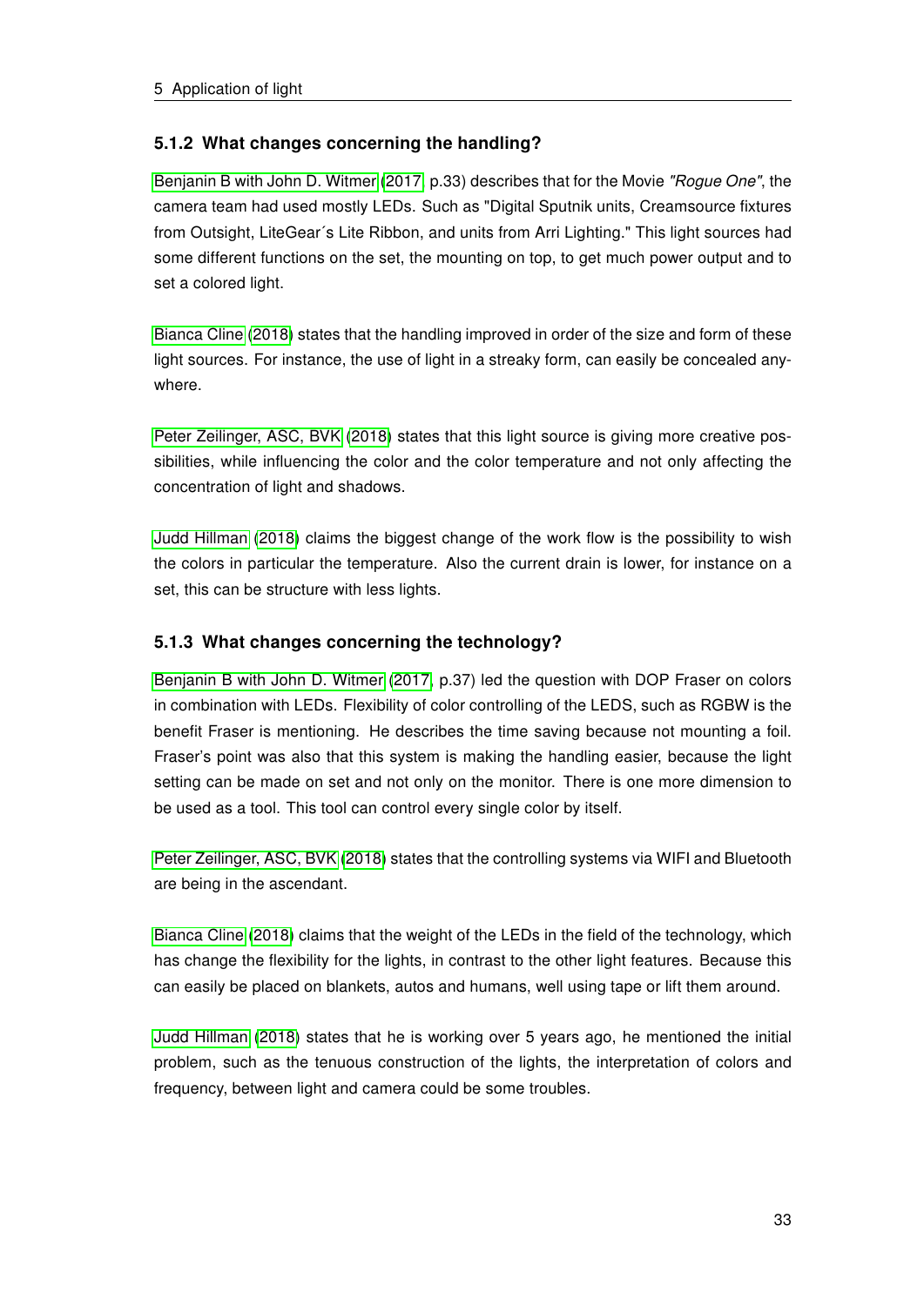### 5.1.2 What changes concerning the handling?

Benjanin B with John D. Witmer (2017, p.33) describes that for the Movie *"Rogue One"*, the camera team had used mostly LEDs. Such as "Digital Sputnik units, Creamsource fixtures from Outsight, LiteGear´s Lite Ribbon, and units from Arri Lighting." This light sources had some different functions on the set, the mounting on top, to get much power output and to set a colored light.

Bianca Cline (2018) states that the handling improved in order of the size and form of these light sources. For instance, the use of light in a streaky form, can easily be concealed anywhere.

Peter Zeilinger, ASC, BVK (2018) states that this light source is giving more creative possibilities, while influencing the color and the color temperature and not only affecting the concentration of light and shadows.

Judd Hillman (2018) claims the biggest change of the work flow is the possibility to wish the colors in particular the temperature. Also the current drain is lower, for instance on a set, this can be structure with less lights.

### 5.1.3 What changes concerning the technology?

Benjanin B with John D. Witmer (2017, p.37) led the question with DOP Fraser on colors in combination with LEDs. Flexibility of color controlling of the LEDS, such as RGBW is the benefit Fraser is mentioning. He describes the time saving because not mounting a foil. Fraser's point was also that this system is making the handling easier, because the light setting can be made on set and not only on the monitor. There is one more dimension to be used as a tool. This tool can control every single color by itself.

Peter Zeilinger, ASC, BVK (2018) states that the controlling systems via WIFI and Bluetooth are being in the ascendant.

Bianca Cline (2018) claims that the weight of the LEDs in the field of the technology, which has change the flexibility for the lights, in contrast to the other light features. Because this can easily be placed on blankets, autos and humans, well using tape or lift them around.

Judd Hillman (2018) states that he is working over 5 years ago, he mentioned the initial problem, such as the tenuous construction of the lights, the interpretation of colors and frequency, between light and camera could be some troubles.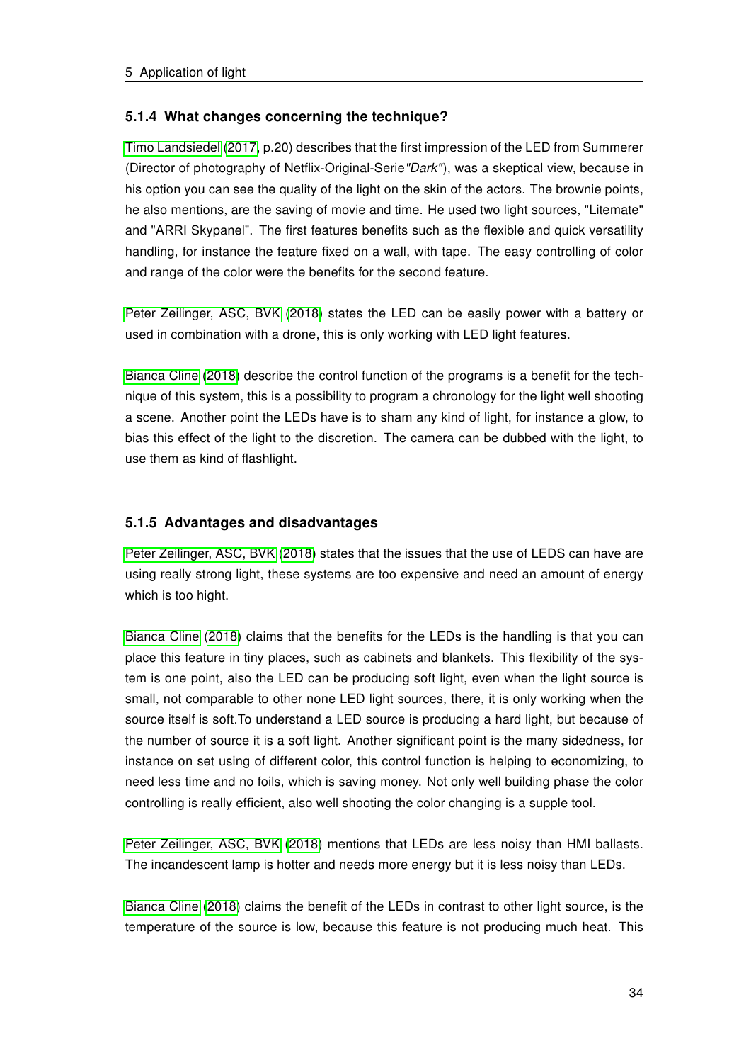### 5.1.4 What changes concerning the technique?

Timo Landsiedel (2017, p.20) describes that the first impression of the LED from Summerer (Director of photography of Netflix-Original-Serie*"Dark"*), was a skeptical view, because in his option you can see the quality of the light on the skin of the actors. The brownie points, he also mentions, are the saving of movie and time. He used two light sources, "Litemate" and "ARRI Skypanel". The first features benefits such as the flexible and quick versatility handling, for instance the feature fixed on a wall, with tape. The easy controlling of color and range of the color were the benefits for the second feature.

Peter Zeilinger, ASC, BVK (2018) states the LED can be easily power with a battery or used in combination with a drone, this is only working with LED light features.

Bianca Cline (2018) describe the control function of the programs is a benefit for the technique of this system, this is a possibility to program a chronology for the light well shooting a scene. Another point the LEDs have is to sham any kind of light, for instance a glow, to bias this effect of the light to the discretion. The camera can be dubbed with the light, to use them as kind of flashlight.

### 5.1.5 Advantages and disadvantages

Peter Zeilinger, ASC, BVK (2018) states that the issues that the use of LEDS can have are using really strong light, these systems are too expensive and need an amount of energy which is too hight.

Bianca Cline (2018) claims that the benefits for the LEDs is the handling is that you can place this feature in tiny places, such as cabinets and blankets. This flexibility of the system is one point, also the LED can be producing soft light, even when the light source is small, not comparable to other none LED light sources, there, it is only working when the source itself is soft.To understand a LED source is producing a hard light, but because of the number of source it is a soft light. Another significant point is the many sidedness, for instance on set using of different color, this control function is helping to economizing, to need less time and no foils, which is saving money. Not only well building phase the color controlling is really efficient, also well shooting the color changing is a supple tool.

Peter Zeilinger, ASC, BVK (2018) mentions that LEDs are less noisy than HMI ballasts. The incandescent lamp is hotter and needs more energy but it is less noisy than LEDs.

Bianca Cline (2018) claims the benefit of the LEDs in contrast to other light source, is the temperature of the source is low, because this feature is not producing much heat. This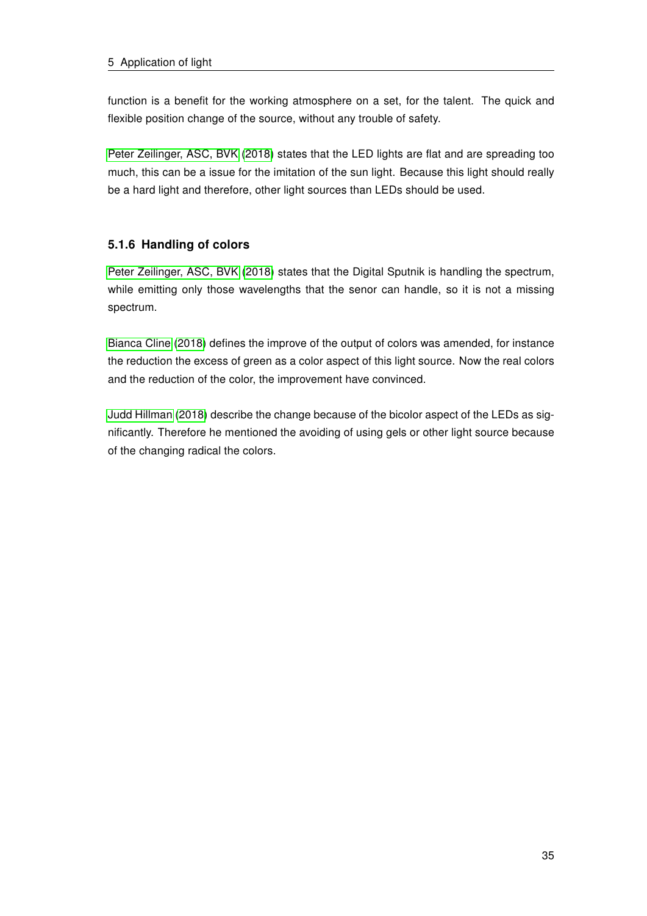function is a benefit for the working atmosphere on a set, for the talent. The quick and flexible position change of the source, without any trouble of safety.

Peter Zeilinger, ASC, BVK (2018) states that the LED lights are flat and are spreading too much, this can be a issue for the imitation of the sun light. Because this light should really be a hard light and therefore, other light sources than LEDs should be used.

### 5.1.6 Handling of colors

Peter Zeilinger, ASC, BVK (2018) states that the Digital Sputnik is handling the spectrum, while emitting only those wavelengths that the senor can handle, so it is not a missing spectrum.

Bianca Cline (2018) defines the improve of the output of colors was amended, for instance the reduction the excess of green as a color aspect of this light source. Now the real colors and the reduction of the color, the improvement have convinced.

Judd Hillman (2018) describe the change because of the bicolor aspect of the LEDs as significantly. Therefore he mentioned the avoiding of using gels or other light source because of the changing radical the colors.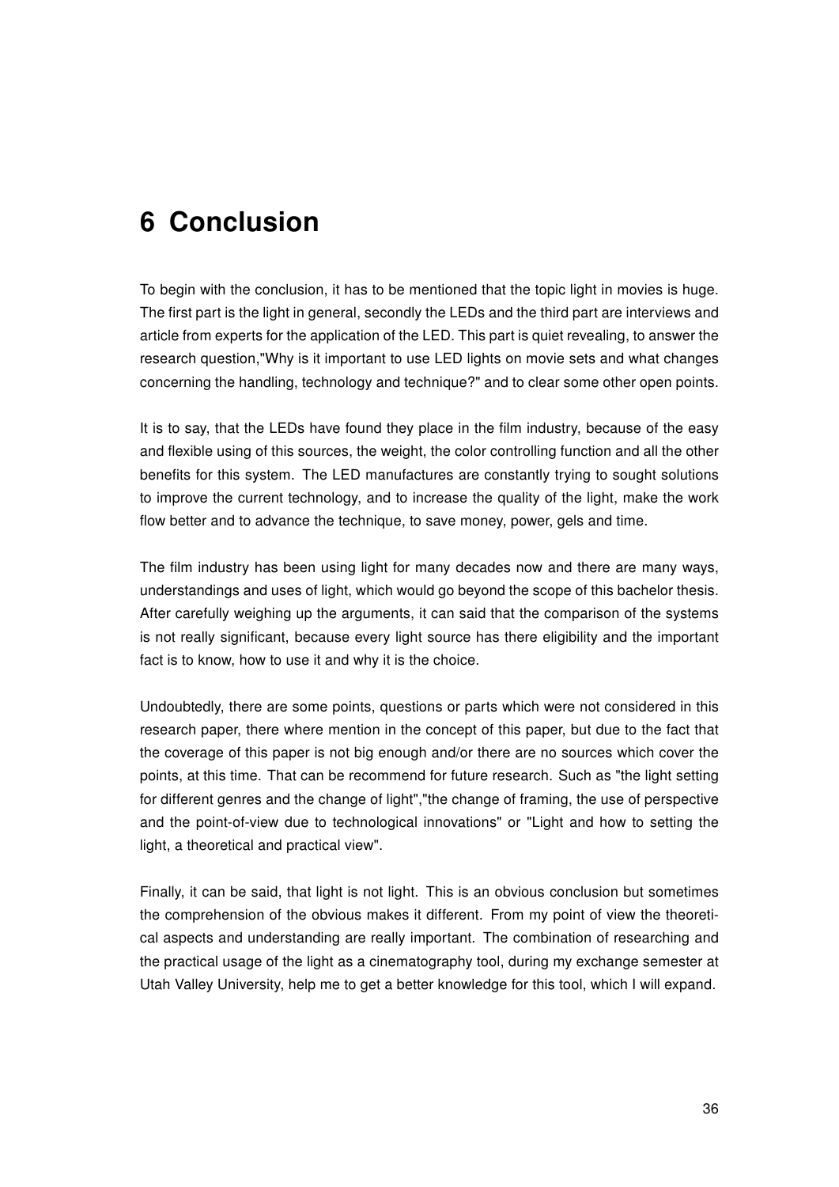# 6 Conclusion

To begin with the conclusion, it has to be mentioned that the topic light in movies is huge. The first part is the light in general, secondly the LEDs and the third part are interviews and article from experts for the application of the LED. This part is quiet revealing, to answer the research question,"Why is it important to use LED lights on movie sets and what changes concerning the handling, technology and technique?" and to clear some other open points.

It is to say, that the LEDs have found they place in the film industry, because of the easy and flexible using of this sources, the weight, the color controlling function and all the other benefits for this system. The LED manufactures are constantly trying to sought solutions to improve the current technology, and to increase the quality of the light, make the work flow better and to advance the technique, to save money, power, gels and time.

The film industry has been using light for many decades now and there are many ways, understandings and uses of light, which would go beyond the scope of this bachelor thesis. After carefully weighing up the arguments, it can said that the comparison of the systems is not really significant, because every light source has there eligibility and the important fact is to know, how to use it and why it is the choice.

Undoubtedly, there are some points, questions or parts which were not considered in this research paper, there where mention in the concept of this paper, but due to the fact that the coverage of this paper is not big enough and/or there are no sources which cover the points, at this time. That can be recommend for future research. Such as "the light setting for different genres and the change of light","the change of framing, the use of perspective and the point-of-view due to technological innovations" or "Light and how to setting the light, a theoretical and practical view".

Finally, it can be said, that light is not light. This is an obvious conclusion but sometimes the comprehension of the obvious makes it different. From my point of view the theoretical aspects and understanding are really important. The combination of researching and the practical usage of the light as a cinematography tool, during my exchange semester at Utah Valley University, help me to get a better knowledge for this tool, which I will expand.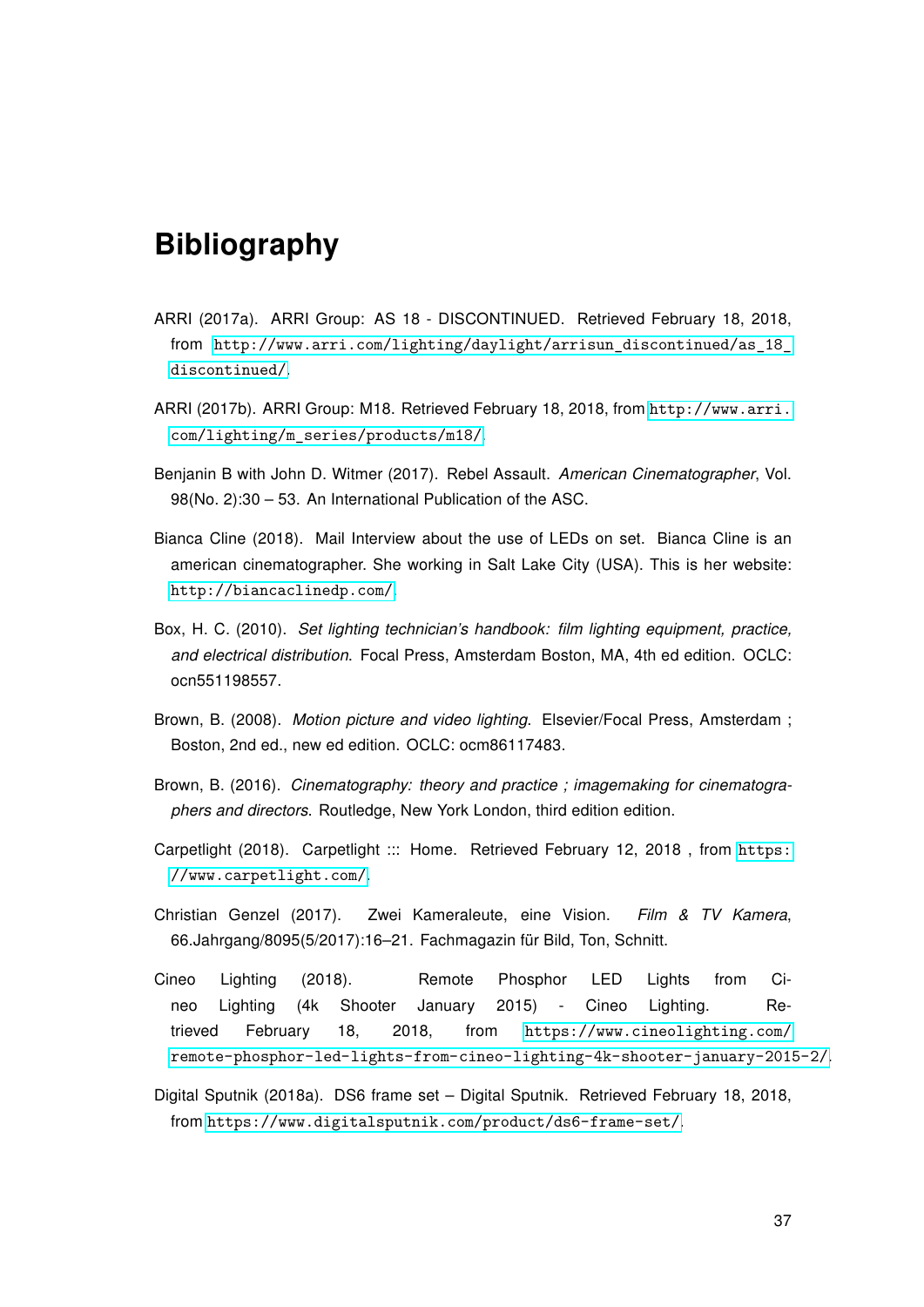# Bibliography

ARRI (2017a). ARRI Group: AS 18 - DISCONTINUED. Retrieved February 18, 2018, from http://www.arri.com/lighting/daylight/arrisun_discontinued/as_18_discontinued/.

ARRI (2017b). ARRI Group: M18. Retrieved February 18, 2018, from http://www.arri.com/lighting/m_series/products/m18/.

Benjanin B with John D. Witmer (2017). Rebel Assault. *American Cinematographer*, Vol. 98(No. 2):30 – 53. An International Publication of the ASC.

Bianca Cline (2018). Mail Interview about the use of LEDs on set. Bianca Cline is an american cinematographer. She working in Salt Lake City (USA). This is her website: http://biancaclinedp.com/.

Box, H. C. (2010). *Set lighting technician's handbook: film lighting equipment, practice, and electrical distribution*. Focal Press, Amsterdam Boston, MA, 4th ed edition. OCLC: ocn551198557.

Brown, B. (2008). *Motion picture and video lighting*. Elsevier/Focal Press, Amsterdam ; Boston, 2nd ed., new ed edition. OCLC: ocm86117483.

Brown, B. (2016). *Cinematography: theory and practice ; imagemaking for cinematographers and directors*. Routledge, New York London, third edition edition.

Carpetlight (2018). Carpetlight ::: Home. Retrieved February 12, 2018 , from https://www.carpetlight.com/.

Christian Genzel (2017). Zwei Kameraleute, eine Vision. *Film & TV Kamera*, 66.Jahrgang/8095(5/2017):16–21. Fachmagazin für Bild, Ton, Schnitt.

Cineo Lighting (2018). Remote Phosphor LED Lights from Cineo Lighting (4k Shooter January 2015) - Cineo Lighting. Retrieved February 18, 2018, from https://www.cineolighting.com/remote-phosphor-led-lights-from-cineo-lighting-4k-shooter-january-2015-2/.

Digital Sputnik (2018a). DS6 frame set – Digital Sputnik. Retrieved February 18, 2018, from https://www.digitalsputnik.com/product/ds6-frame-set/.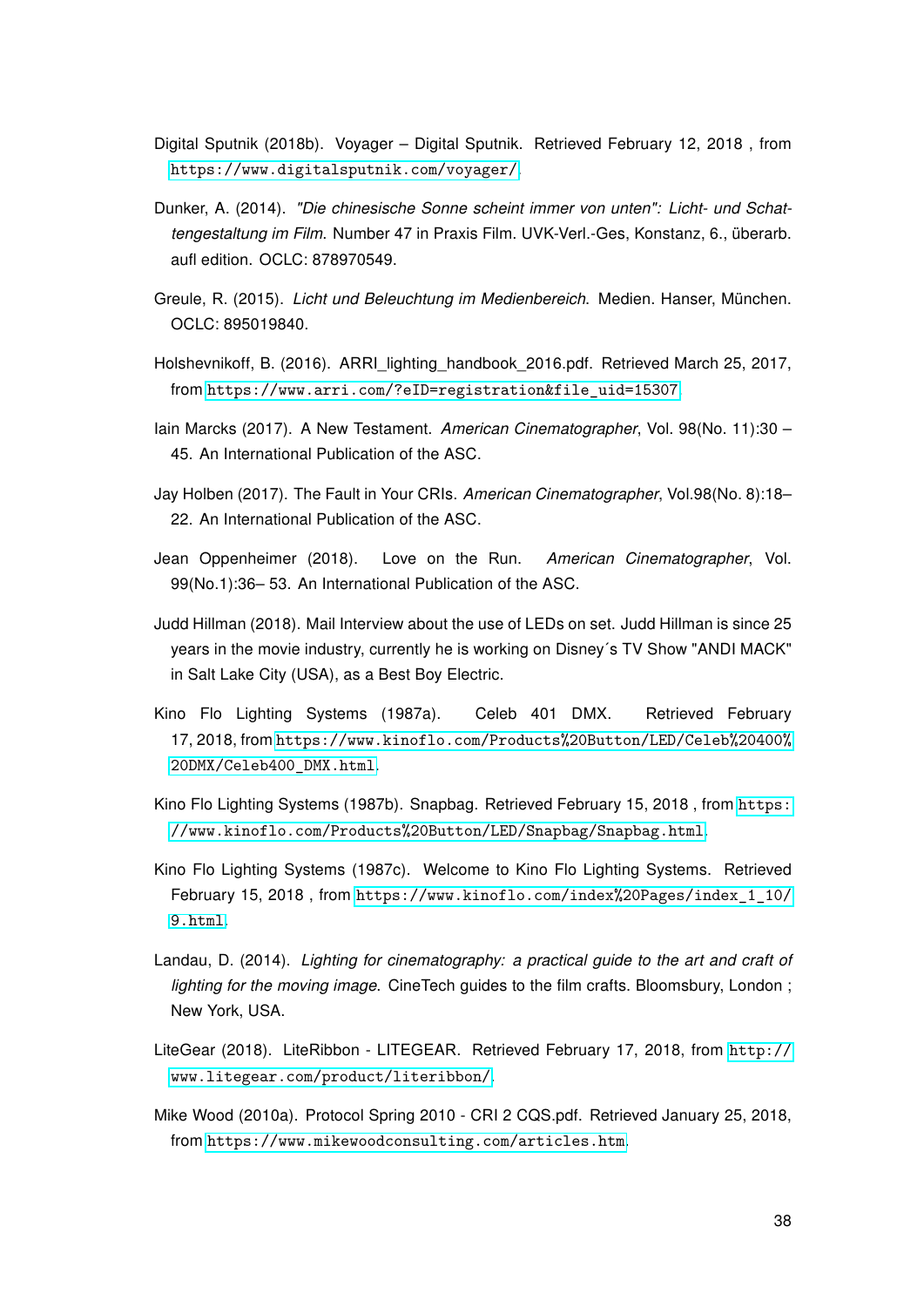Digital Sputnik (2018b). Voyager – Digital Sputnik. Retrieved February 12, 2018 , from https://www.digitalsputnik.com/voyager/.

Dunker, A. (2014). *"Die chinesische Sonne scheint immer von unten": Licht- und Schattengestaltung im Film*. Number 47 in Praxis Film. UVK-Verl.-Ges, Konstanz, 6., überarb. aufl edition. OCLC: 878970549.

Greule, R. (2015). *Licht und Beleuchtung im Medienbereich*. Medien. Hanser, München. OCLC: 895019840.

Holshevnikoff, B. (2016). ARRI_lighting_handbook_2016.pdf. Retrieved March 25, 2017, from https://www.arri.com/?eID=registration&file_uid=15307

Iain Marcks (2017). A New Testament. *American Cinematographer*, Vol. 98(No. 11):30 – 45. An International Publication of the ASC.

Jay Holben (2017). The Fault in Your CRIs. *American Cinematographer*, Vol.98(No. 8):18–22. An International Publication of the ASC.

Jean Oppenheimer (2018). Love on the Run. *American Cinematographer*, Vol. 99(No.1):36– 53. An International Publication of the ASC.

Judd Hillman (2018). Mail Interview about the use of LEDs on set. Judd Hillman is since 25 years in the movie industry, currently he is working on Disney´s TV Show "ANDI MACK" in Salt Lake City (USA), as a Best Boy Electric.

Kino Flo Lighting Systems (1987a). Celeb 401 DMX. Retrieved February 17, 2018, from https://www.kinoflo.com/Products%20Button/LED/Celeb%20400%20DMX/Celeb400_DMX.html.

Kino Flo Lighting Systems (1987b). Snapbag. Retrieved February 15, 2018 , from https://www.kinoflo.com/Products%20Button/LED/Snapbag/Snapbag.html.

Kino Flo Lighting Systems (1987c). Welcome to Kino Flo Lighting Systems. Retrieved February 15, 2018 , from https://www.kinoflo.com/index%20Pages/index_1_10/9.html.

Landau, D. (2014). *Lighting for cinematography: a practical guide to the art and craft of lighting for the moving image*. CineTech guides to the film crafts. Bloomsbury, London ; New York, USA.

LiteGear (2018). LiteRibbon - LITEGEAR. Retrieved February 17, 2018, from http://www.litegear.com/product/literibbon/.

Mike Wood (2010a). Protocol Spring 2010 - CRI 2 CQS.pdf. Retrieved January 25, 2018, from https://www.mikewoodconsulting.com/articles.htm.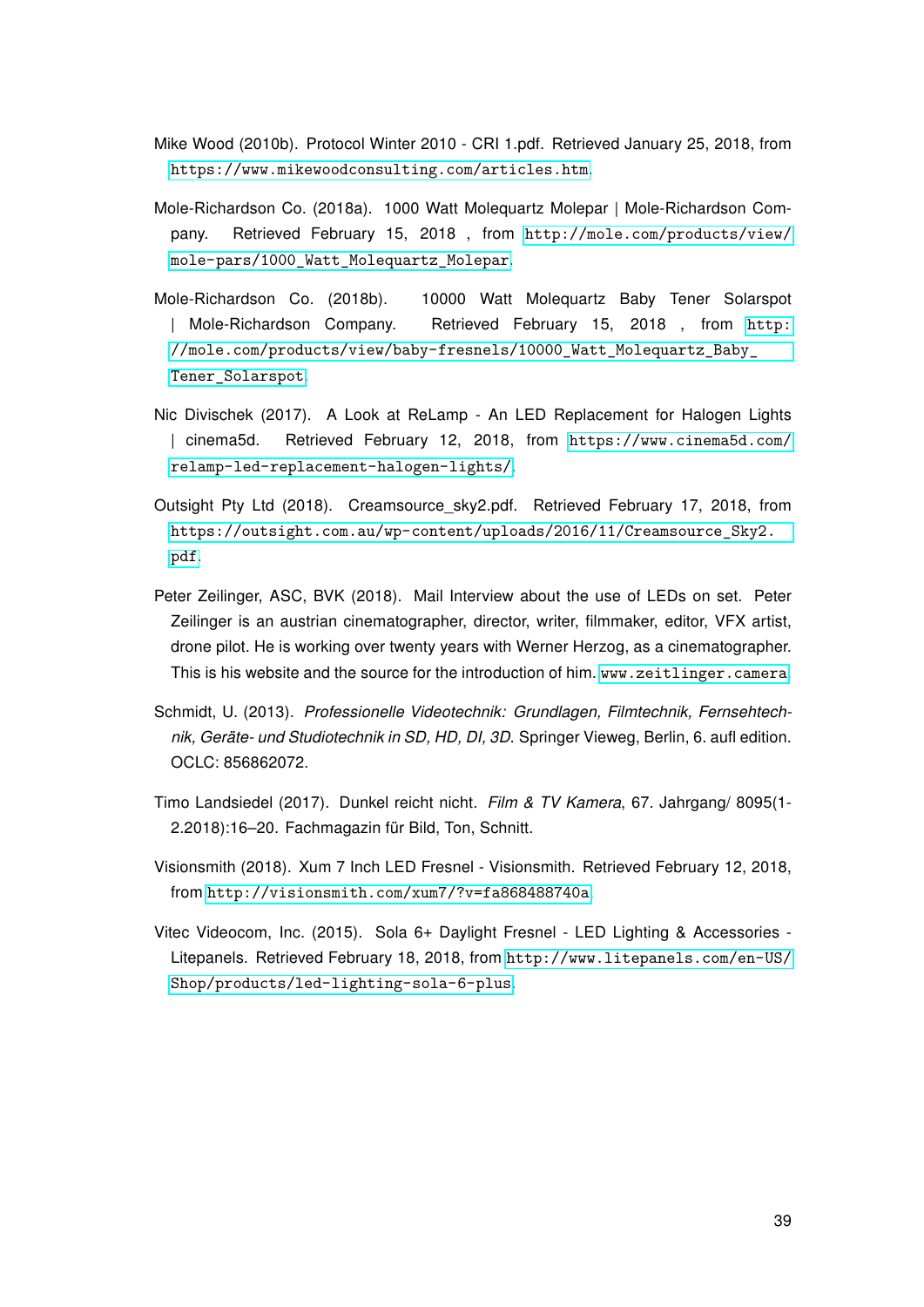Mike Wood (2010b). Protocol Winter 2010 - CRI 1.pdf. Retrieved January 25, 2018, from https://www.mikewoodconsulting.com/articles.htm.

Mole-Richardson Co. (2018a). 1000 Watt Molequartz Molepar | Mole-Richardson Company. Retrieved February 15, 2018 , from http://mole.com/products/view/mole-pars/1000_Watt_Molequartz_Molepar.

Mole-Richardson Co. (2018b). 10000 Watt Molequartz Baby Tener Solarspot | Mole-Richardson Company. Retrieved February 15, 2018 , from http://mole.com/products/view/baby-fresnels/10000_Watt_Molequartz_Baby_Tener_Solarspot.

Nic Divischek (2017). A Look at ReLamp - An LED Replacement for Halogen Lights | cinema5d. Retrieved February 12, 2018, from https://www.cinema5d.com/relamp-led-replacement-halogen-lights/.

Outsight Pty Ltd (2018). Creamsource_sky2.pdf. Retrieved February 17, 2018, from https://outsight.com.au/wp-content/uploads/2016/11/Creamsource_Sky2.pdf.

Peter Zeilinger, ASC, BVK (2018). Mail Interview about the use of LEDs on set. Peter Zeilinger is an austrian cinematographer, director, writer, filmmaker, editor, VFX artist, drone pilot. He is working over twenty years with Werner Herzog, as a cinematographer. This is his website and the source for the introduction of him. www.zeitlinger.camera

Schmidt, U. (2013). *Professionelle Videotechnik: Grundlagen, Filmtechnik, Fernsehtechnik, Geräte- und Studiotechnik in SD, HD, DI, 3D*. Springer Vieweg, Berlin, 6. aufl edition. OCLC: 856862072.

Timo Landsiedel (2017). Dunkel reicht nicht. *Film & TV Kamera*, 67. Jahrgang/ 8095(1-2.2018):16–20. Fachmagazin für Bild, Ton, Schnitt.

Visionsmith (2018). Xum 7 Inch LED Fresnel - Visionsmith. Retrieved February 12, 2018, from http://visionsmith.com/xum7/?v=fa868488740a.

Vitec Videocom, Inc. (2015). Sola 6+ Daylight Fresnel - LED Lighting & Accessories - Litepanels. Retrieved February 18, 2018, from http://www.litepanels.com/en-US/Shop/products/led-lighting-sola-6-plus.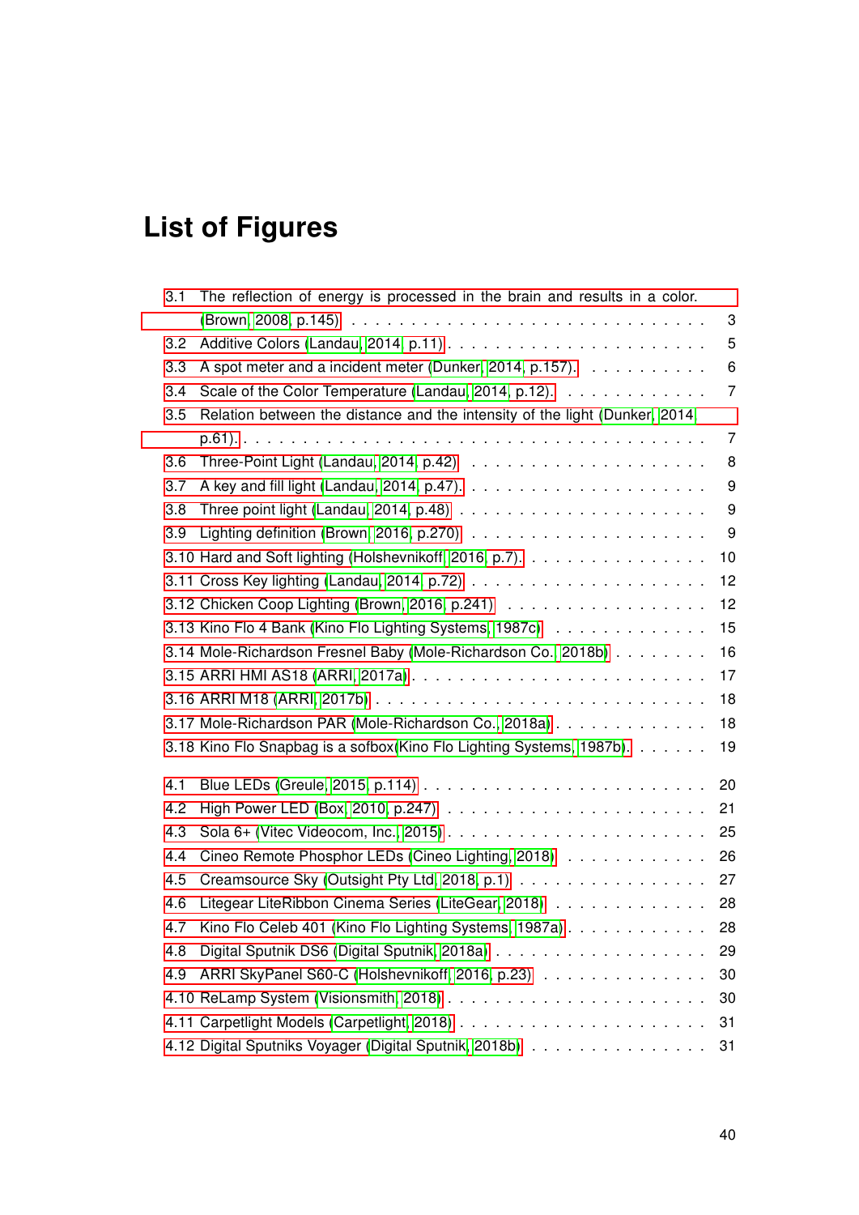# List of Figures

3.1 The reflection of energy is processed in the brain and results in a color. (Brown, 2008, p.145) . . . 3
3.2 Additive Colors (Landau, 2014, p.11) . . . 5
3.3 A spot meter and a incident meter (Dunker, 2014, p.157). . . . 6
3.4 Scale of the Color Temperature (Landau, 2014, p.12). . . . 7
3.5 Relation between the distance and the intensity of the light (Dunker, 2014, p.61). . . . 7
3.6 Three-Point Light (Landau, 2014, p.42) . . . 8
3.7 A key and fill light (Landau, 2014, p.47). . . . 9
3.8 Three point light (Landau, 2014, p.48) . . . 9
3.9 Lighting definition (Brown, 2016, p.270) . . . 9
3.10 Hard and Soft lighting (Holshevnikoff, 2016, p.7). . . . 10
3.11 Cross Key lighting (Landau, 2014, p.72) . . . 12
3.12 Chicken Coop Lighting (Brown, 2016, p.241) . . . 12
3.13 Kino Flo 4 Bank (Kino Flo Lighting Systems, 1987c) . . . 15
3.14 Mole-Richardson Fresnel Baby (Mole-Richardson Co., 2018b) . . . 16
3.15 ARRI HMI AS18 (ARRI, 2017a). . . . 17
3.16 ARRI M18 (ARRI, 2017b) . . . 18
3.17 Mole-Richardson PAR (Mole-Richardson Co., 2018a). . . . 18
3.18 Kino Flo Snapbag is a sofbox(Kino Flo Lighting Systems, 1987b). . . . 19

4.1 Blue LEDs (Greule, 2015, p.114) . . . 20
4.2 High Power LED (Box, 2010, p.247) . . . 21
4.3 Sola 6+ (Vitec Videocom, Inc., 2015) . . . 25
4.4 Cineo Remote Phosphor LEDs (Cineo Lighting, 2018) . . . 26
4.5 Creamsource Sky (Outsight Pty Ltd, 2018, p.1) . . . 27
4.6 Litegear LiteRibbon Cinema Series (LiteGear, 2018) . . . 28
4.7 Kino Flo Celeb 401 (Kino Flo Lighting Systems, 1987a). . . . 28
4.8 Digital Sputnik DS6 (Digital Sputnik, 2018a) . . . 29
4.9 ARRI SkyPanel S60-C (Holshevnikoff, 2016, p.23) . . . 30
4.10 ReLamp System (Visionsmith, 2018) . . . 30
4.11 Carpetlight Models (Carpetlight, 2018) . . . 31
4.12 Digital Sputniks Voyager (Digital Sputnik, 2018b) . . . 31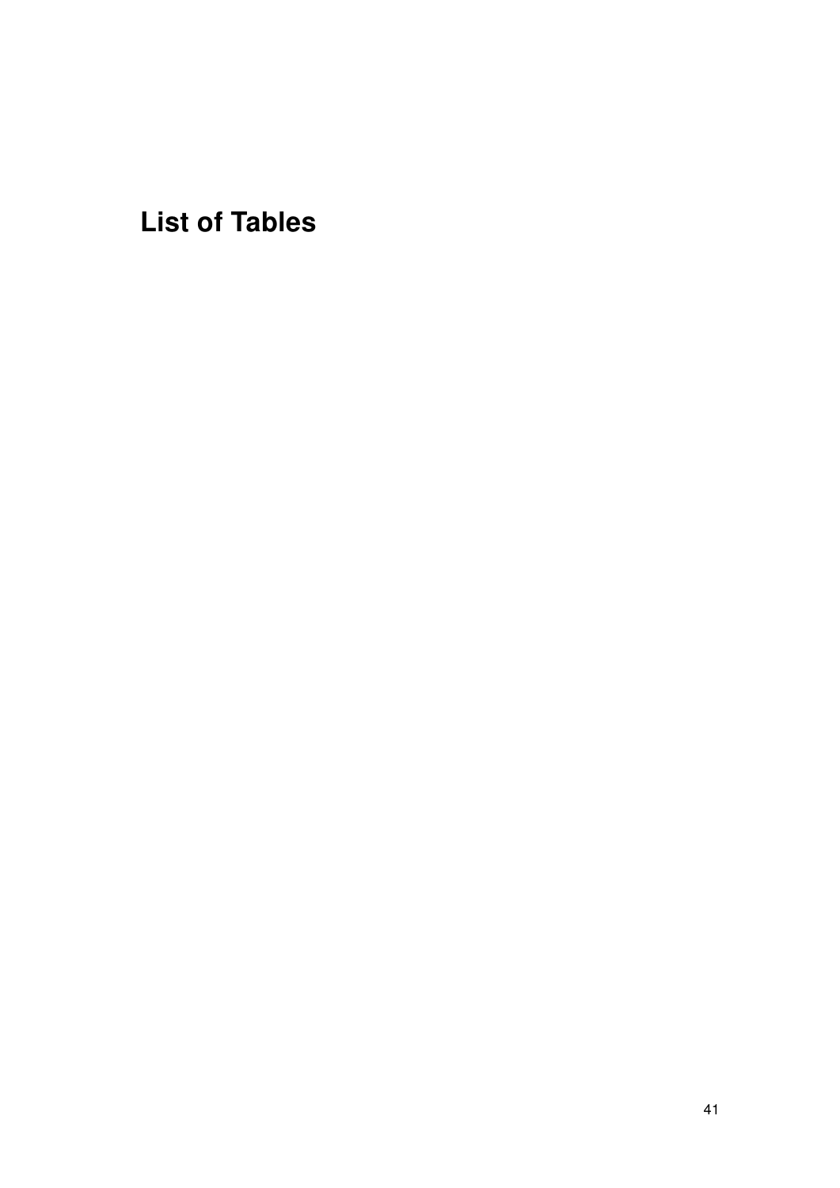# List of Tables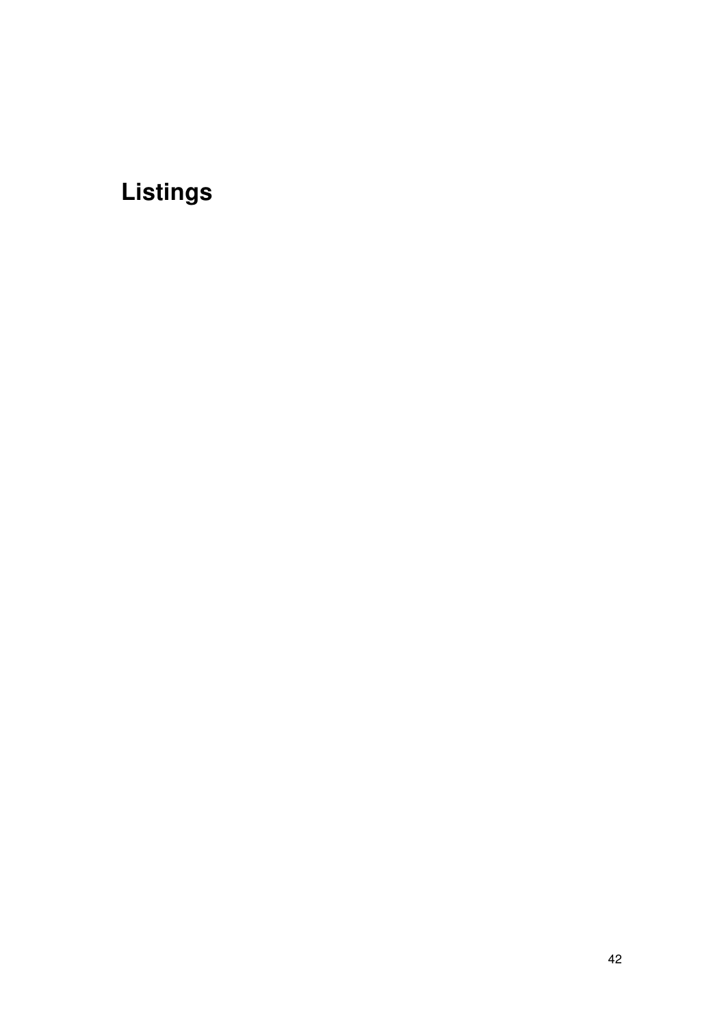# Listings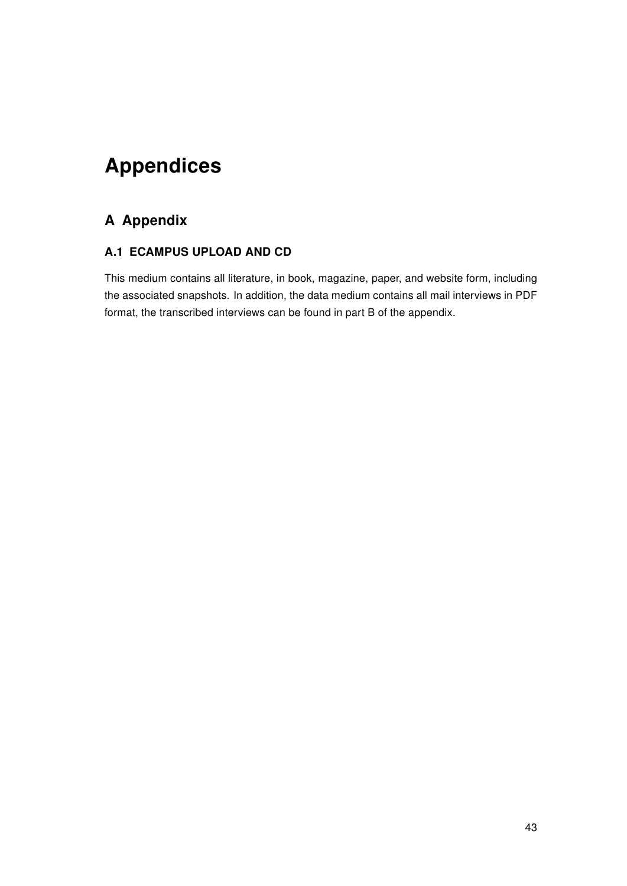# Appendices

## A Appendix

### A.1 ECAMPUS UPLOAD AND CD

This medium contains all literature, in book, magazine, paper, and website form, including the associated snapshots. In addition, the data medium contains all mail interviews in PDF format, the transcribed interviews can be found in part B of the appendix.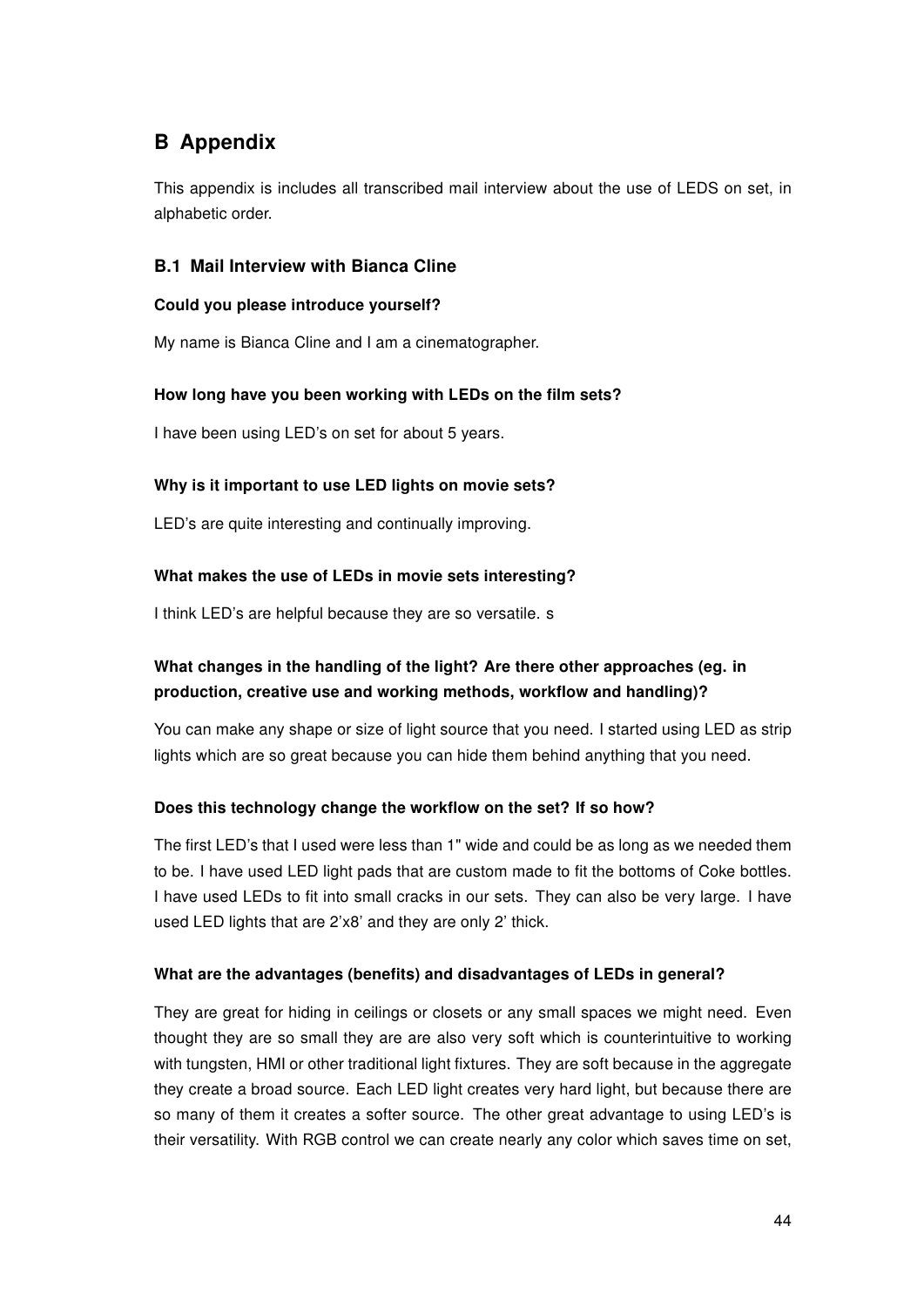# B Appendix

This appendix is includes all transcribed mail interview about the use of LEDS on set, in alphabetic order.

## B.1 Mail Interview with Bianca Cline

**Could you please introduce yourself?**

My name is Bianca Cline and I am a cinematographer.

**How long have you been working with LEDs on the film sets?**

I have been using LED's on set for about 5 years.

**Why is it important to use LED lights on movie sets?**

LED's are quite interesting and continually improving.

**What makes the use of LEDs in movie sets interesting?**

I think LED's are helpful because they are so versatile. s

**What changes in the handling of the light? Are there other approaches (eg. in production, creative use and working methods, workflow and handling)?**

You can make any shape or size of light source that you need. I started using LED as strip lights which are so great because you can hide them behind anything that you need.

**Does this technology change the workflow on the set? If so how?**

The first LED's that I used were less than 1" wide and could be as long as we needed them to be. I have used LED light pads that are custom made to fit the bottoms of Coke bottles. I have used LEDs to fit into small cracks in our sets. They can also be very large. I have used LED lights that are 2'x8' and they are only 2' thick.

**What are the advantages (benefits) and disadvantages of LEDs in general?**

They are great for hiding in ceilings or closets or any small spaces we might need. Even thought they are so small they are are also very soft which is counterintuitive to working with tungsten, HMI or other traditional light fixtures. They are soft because in the aggregate they create a broad source. Each LED light creates very hard light, but because there are so many of them it creates a softer source. The other great advantage to using LED's is their versatility. With RGB control we can create nearly any color which saves time on set,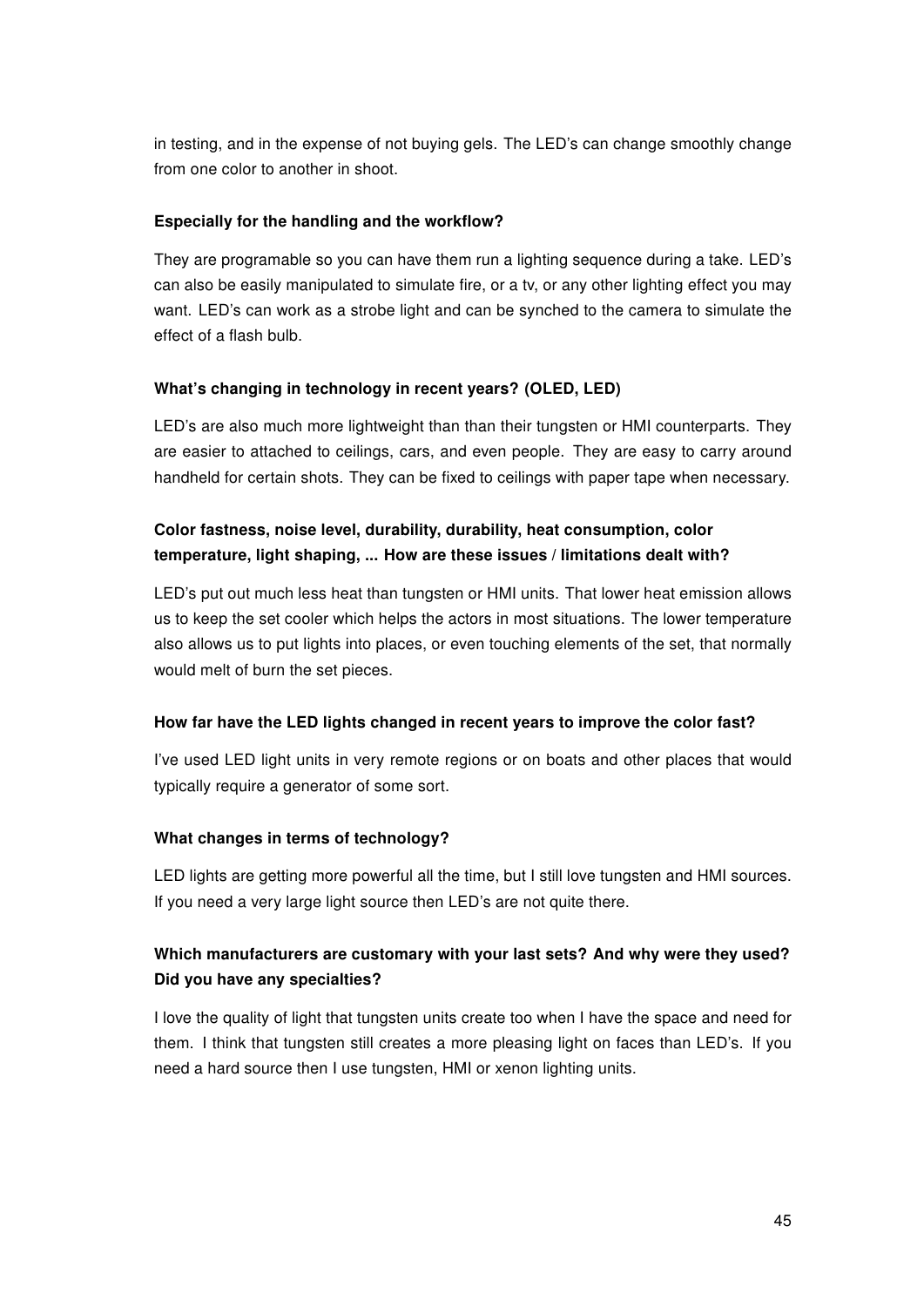in testing, and in the expense of not buying gels. The LED's can change smoothly change from one color to another in shoot.

**Especially for the handling and the workflow?**

They are programable so you can have them run a lighting sequence during a take. LED's can also be easily manipulated to simulate fire, or a tv, or any other lighting effect you may want. LED's can work as a strobe light and can be synched to the camera to simulate the effect of a flash bulb.

**What's changing in technology in recent years? (OLED, LED)**

LED's are also much more lightweight than than their tungsten or HMI counterparts. They are easier to attached to ceilings, cars, and even people. They are easy to carry around handheld for certain shots. They can be fixed to ceilings with paper tape when necessary.

**Color fastness, noise level, durability, durability, heat consumption, color temperature, light shaping, ... How are these issues / limitations dealt with?**

LED's put out much less heat than tungsten or HMI units. That lower heat emission allows us to keep the set cooler which helps the actors in most situations. The lower temperature also allows us to put lights into places, or even touching elements of the set, that normally would melt of burn the set pieces.

**How far have the LED lights changed in recent years to improve the color fast?**

I've used LED light units in very remote regions or on boats and other places that would typically require a generator of some sort.

**What changes in terms of technology?**

LED lights are getting more powerful all the time, but I still love tungsten and HMI sources. If you need a very large light source then LED's are not quite there.

**Which manufacturers are customary with your last sets? And why were they used? Did you have any specialties?**

I love the quality of light that tungsten units create too when I have the space and need for them. I think that tungsten still creates a more pleasing light on faces than LED's. If you need a hard source then I use tungsten, HMI or xenon lighting units.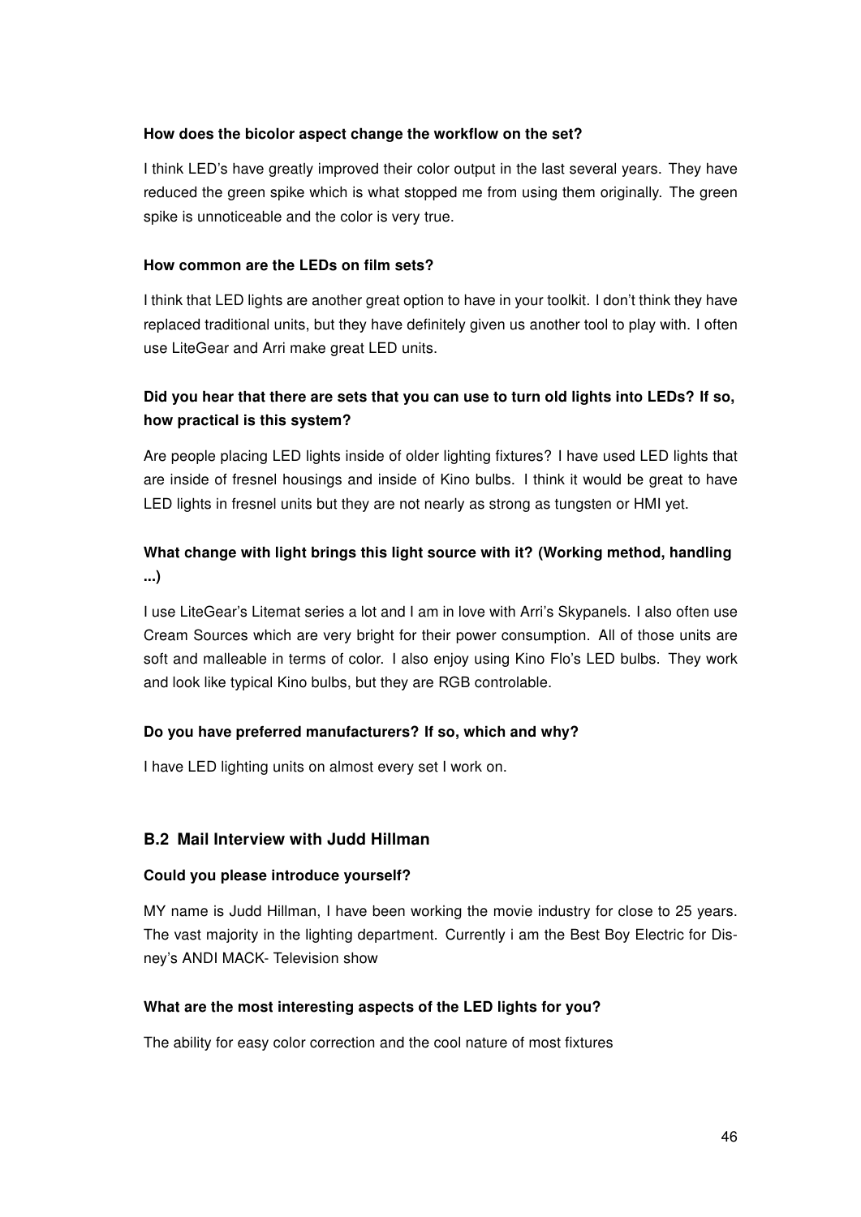**How does the bicolor aspect change the workflow on the set?**

I think LED's have greatly improved their color output in the last several years. They have reduced the green spike which is what stopped me from using them originally. The green spike is unnoticeable and the color is very true.

**How common are the LEDs on film sets?**

I think that LED lights are another great option to have in your toolkit. I don't think they have replaced traditional units, but they have definitely given us another tool to play with. I often use LiteGear and Arri make great LED units.

**Did you hear that there are sets that you can use to turn old lights into LEDs? If so, how practical is this system?**

Are people placing LED lights inside of older lighting fixtures? I have used LED lights that are inside of fresnel housings and inside of Kino bulbs. I think it would be great to have LED lights in fresnel units but they are not nearly as strong as tungsten or HMI yet.

**What change with light brings this light source with it? (Working method, handling ...)**

I use LiteGear's Litemat series a lot and I am in love with Arri's Skypanels. I also often use Cream Sources which are very bright for their power consumption. All of those units are soft and malleable in terms of color. I also enjoy using Kino Flo's LED bulbs. They work and look like typical Kino bulbs, but they are RGB controlable.

**Do you have preferred manufacturers? If so, which and why?**

I have LED lighting units on almost every set I work on.

### B.2 Mail Interview with Judd Hillman

**Could you please introduce yourself?**

MY name is Judd Hillman, I have been working the movie industry for close to 25 years. The vast majority in the lighting department. Currently i am the Best Boy Electric for Disney's ANDI MACK- Television show

**What are the most interesting aspects of the LED lights for you?**

The ability for easy color correction and the cool nature of most fixtures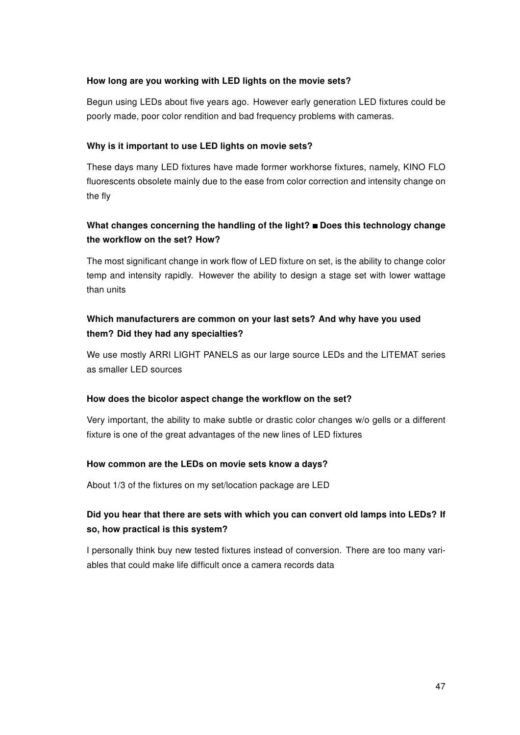**How long are you working with LED lights on the movie sets?**

Begun using LEDs about five years ago. However early generation LED fixtures could be poorly made, poor color rendition and bad frequency problems with cameras.

**Why is it important to use LED lights on movie sets?**

These days many LED fixtures have made former workhorse fixtures, namely, KINO FLO fluorescents obsolete mainly due to the ease from color correction and intensity change on the fly

**What changes concerning the handling of the light? ■ Does this technology change the workflow on the set? How?**

The most significant change in work flow of LED fixture on set, is the ability to change color temp and intensity rapidly. However the ability to design a stage set with lower wattage than units

**Which manufacturers are common on your last sets? And why have you used them? Did they had any specialties?**

We use mostly ARRI LIGHT PANELS as our large source LEDs and the LITEMAT series as smaller LED sources

**How does the bicolor aspect change the workflow on the set?**

Very important, the ability to make subtle or drastic color changes w/o gells or a different fixture is one of the great advantages of the new lines of LED fixtures

**How common are the LEDs on movie sets know a days?**

About 1/3 of the fixtures on my set/location package are LED

**Did you hear that there are sets with which you can convert old lamps into LEDs? If so, how practical is this system?**

I personally think buy new tested fixtures instead of conversion. There are too many variables that could make life difficult once a camera records data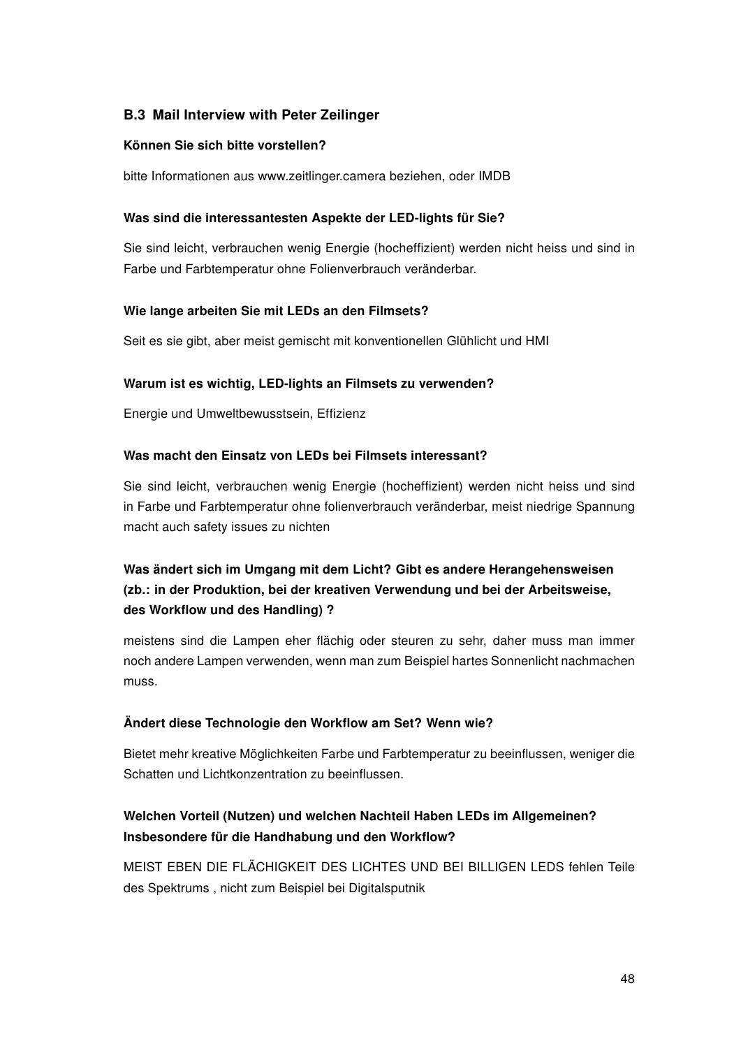### B.3 Mail Interview with Peter Zeilinger

**Können Sie sich bitte vorstellen?**

bitte Informationen aus www.zeitlinger.camera beziehen, oder IMDB

**Was sind die interessantesten Aspekte der LED-lights für Sie?**

Sie sind leicht, verbrauchen wenig Energie (hocheffizient) werden nicht heiss und sind in Farbe und Farbtemperatur ohne Folienverbrauch veränderbar.

**Wie lange arbeiten Sie mit LEDs an den Filmsets?**

Seit es sie gibt, aber meist gemischt mit konventionellen Glühlicht und HMI

**Warum ist es wichtig, LED-lights an Filmsets zu verwenden?**

Energie und Umweltbewusstsein, Effizienz

**Was macht den Einsatz von LEDs bei Filmsets interessant?**

Sie sind leicht, verbrauchen wenig Energie (hocheffizient) werden nicht heiss und sind in Farbe und Farbtemperatur ohne folienverbrauch veränderbar, meist niedrige Spannung macht auch safety issues zu nichten

**Was ändert sich im Umgang mit dem Licht? Gibt es andere Herangehensweisen (zb.: in der Produktion, bei der kreativen Verwendung und bei der Arbeitsweise, des Workflow und des Handling) ?**

meistens sind die Lampen eher flächig oder steuren zu sehr, daher muss man immer noch andere Lampen verwenden, wenn man zum Beispiel hartes Sonnenlicht nachmachen muss.

**Ändert diese Technologie den Workflow am Set? Wenn wie?**

Bietet mehr kreative Möglichkeiten Farbe und Farbtemperatur zu beeinflussen, weniger die Schatten und Lichtkonzentration zu beeinflussen.

**Welchen Vorteil (Nutzen) und welchen Nachteil Haben LEDs im Allgemeinen? Insbesondere für die Handhabung und den Workflow?**

MEIST EBEN DIE FLÄCHIGKEIT DES LICHTES UND BEI BILLIGEN LEDS fehlen Teile des Spektrums , nicht zum Beispiel bei Digitalsputnik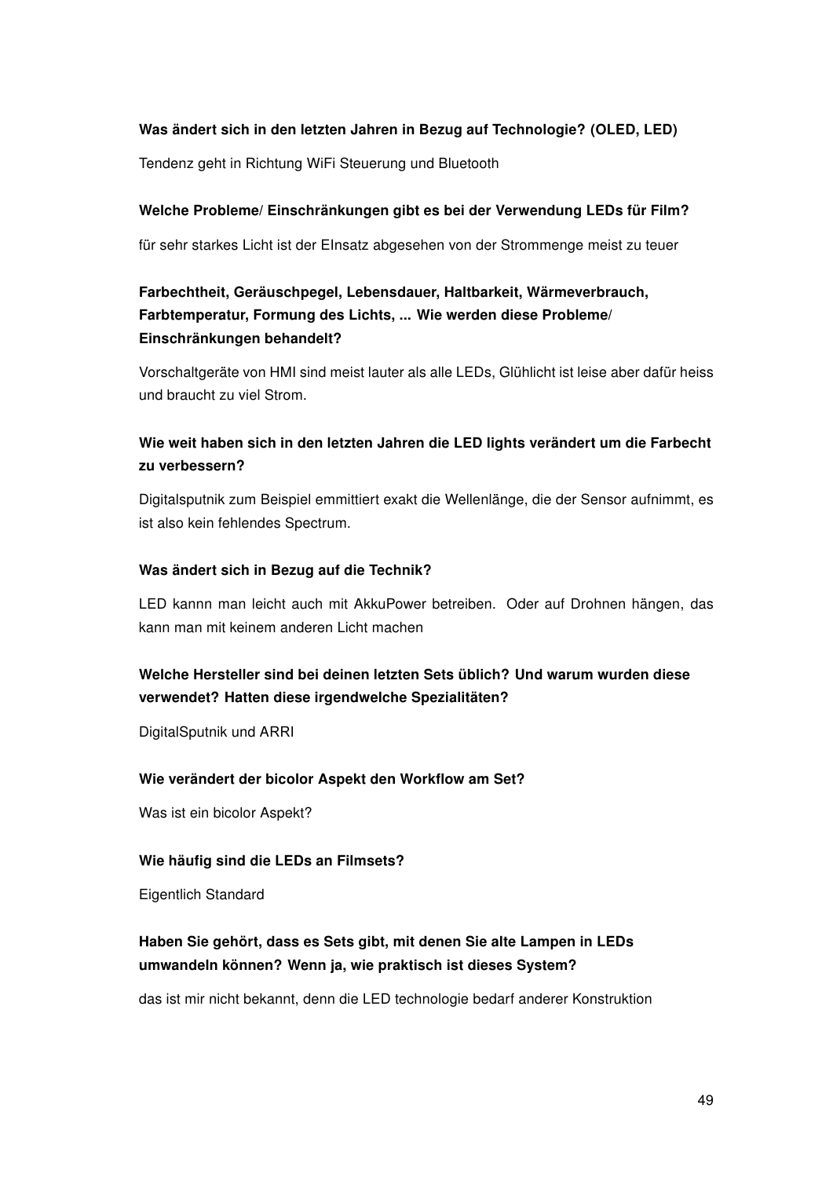**Was ändert sich in den letzten Jahren in Bezug auf Technologie? (OLED, LED)**

Tendenz geht in Richtung WiFi Steuerung und Bluetooth

**Welche Probleme/ Einschränkungen gibt es bei der Verwendung LEDs für Film?**

für sehr starkes Licht ist der EInsatz abgesehen von der Strommenge meist zu teuer

**Farbechtheit, Geräuschpegel, Lebensdauer, Haltbarkeit, Wärmeverbrauch, Farbtemperatur, Formung des Lichts, ... Wie werden diese Probleme/ Einschränkungen behandelt?**

Vorschaltgeräte von HMI sind meist lauter als alle LEDs, Glühlicht ist leise aber dafür heiss und braucht zu viel Strom.

**Wie weit haben sich in den letzten Jahren die LED lights verändert um die Farbecht zu verbessern?**

Digitalsputnik zum Beispiel emmittiert exakt die Wellenlänge, die der Sensor aufnimmt, es ist also kein fehlendes Spectrum.

**Was ändert sich in Bezug auf die Technik?**

LED kannn man leicht auch mit AkkuPower betreiben. Oder auf Drohnen hängen, das kann man mit keinem anderen Licht machen

**Welche Hersteller sind bei deinen letzten Sets üblich? Und warum wurden diese verwendet? Hatten diese irgendwelche Spezialitäten?**

DigitalSputnik und ARRI

**Wie verändert der bicolor Aspekt den Workflow am Set?**

Was ist ein bicolor Aspekt?

**Wie häufig sind die LEDs an Filmsets?**

Eigentlich Standard

**Haben Sie gehört, dass es Sets gibt, mit denen Sie alte Lampen in LEDs umwandeln können? Wenn ja, wie praktisch ist dieses System?**

das ist mir nicht bekannt, denn die LED technologie bedarf anderer Konstruktion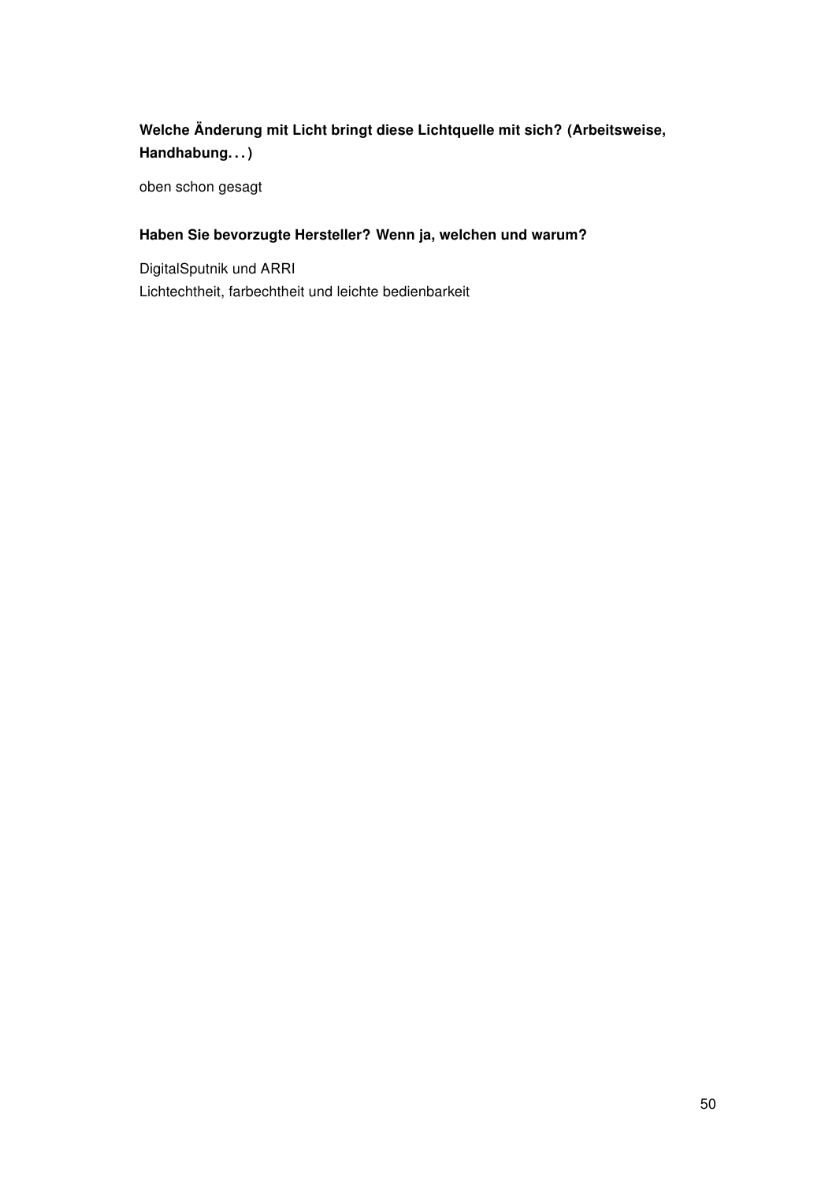**Welche Änderung mit Licht bringt diese Lichtquelle mit sich? (Arbeitsweise, Handhabung. . . )**

oben schon gesagt

**Haben Sie bevorzugte Hersteller? Wenn ja, welchen und warum?**

DigitalSputnik und ARRI
Lichtechtheit, farbechtheit und leichte bedienbarkeit